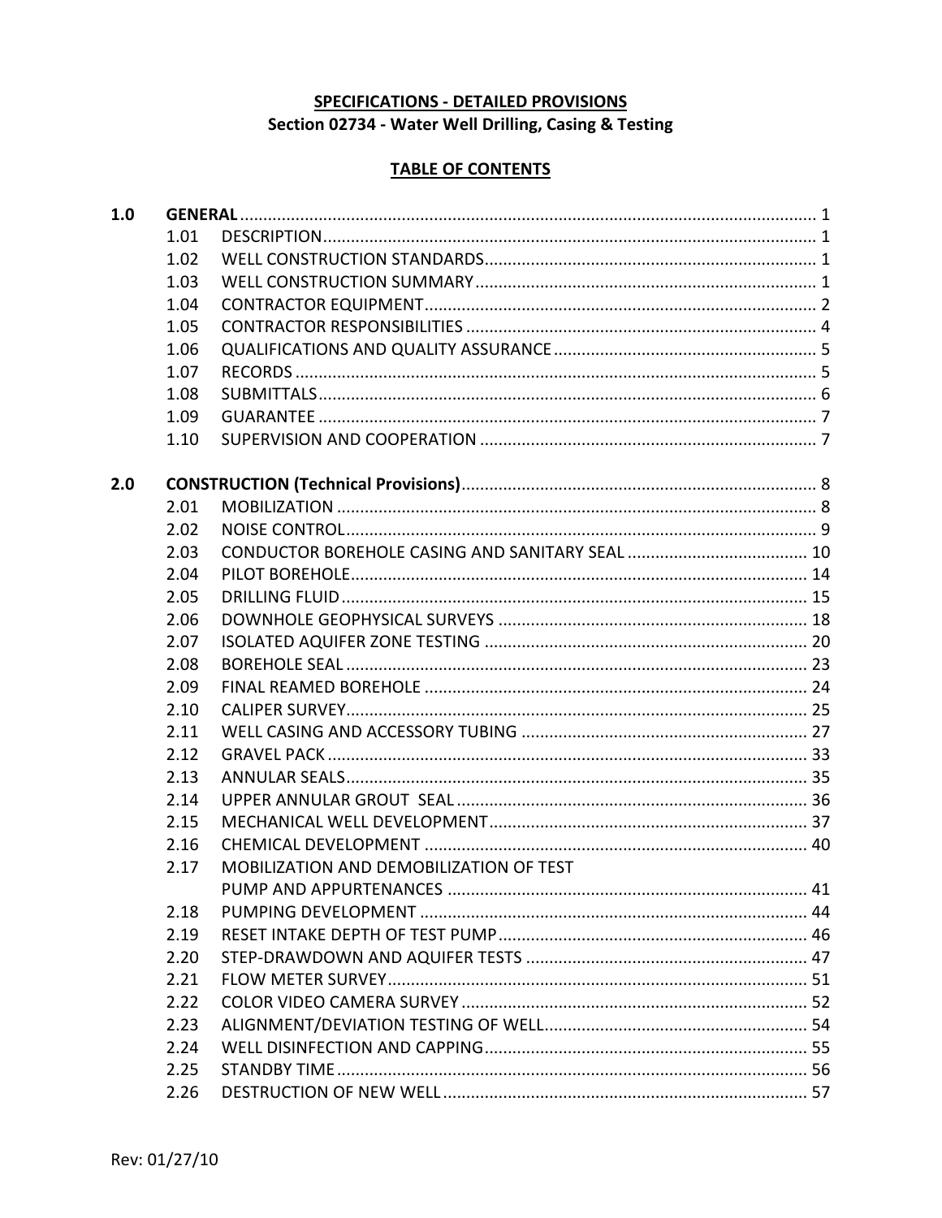**SPECIFICATIONS - DETAILED PROVISIONS**

**Section 02734 - Water Well Drilling, Casing & Testing**

**TABLE OF CONTENTS**

| | | | |
|---|---|---|---|
| **1.0** | **GENERAL** | | 1 |
| | 1.01 | DESCRIPTION | 1 |
| | 1.02 | WELL CONSTRUCTION STANDARDS | 1 |
| | 1.03 | WELL CONSTRUCTION SUMMARY | 1 |
| | 1.04 | CONTRACTOR EQUIPMENT | 2 |
| | 1.05 | CONTRACTOR RESPONSIBILITIES | 4 |
| | 1.06 | QUALIFICATIONS AND QUALITY ASSURANCE | 5 |
| | 1.07 | RECORDS | 5 |
| | 1.08 | SUBMITTALS | 6 |
| | 1.09 | GUARANTEE | 7 |
| | 1.10 | SUPERVISION AND COOPERATION | 7 |
| **2.0** | **CONSTRUCTION (Technical Provisions)** | | 8 |
| | 2.01 | MOBILIZATION | 8 |
| | 2.02 | NOISE CONTROL | 9 |
| | 2.03 | CONDUCTOR BOREHOLE CASING AND SANITARY SEAL | 10 |
| | 2.04 | PILOT BOREHOLE | 14 |
| | 2.05 | DRILLING FLUID | 15 |
| | 2.06 | DOWNHOLE GEOPHYSICAL SURVEYS | 18 |
| | 2.07 | ISOLATED AQUIFER ZONE TESTING | 20 |
| | 2.08 | BOREHOLE SEAL | 23 |
| | 2.09 | FINAL REAMED BOREHOLE | 24 |
| | 2.10 | CALIPER SURVEY | 25 |
| | 2.11 | WELL CASING AND ACCESSORY TUBING | 27 |
| | 2.12 | GRAVEL PACK | 33 |
| | 2.13 | ANNULAR SEALS | 35 |
| | 2.14 | UPPER ANNULAR GROUT SEAL | 36 |
| | 2.15 | MECHANICAL WELL DEVELOPMENT | 37 |
| | 2.16 | CHEMICAL DEVELOPMENT | 40 |
| | 2.17 | MOBILIZATION AND DEMOBILIZATION OF TEST PUMP AND APPURTENANCES | 41 |
| | 2.18 | PUMPING DEVELOPMENT | 44 |
| | 2.19 | RESET INTAKE DEPTH OF TEST PUMP | 46 |
| | 2.20 | STEP-DRAWDOWN AND AQUIFER TESTS | 47 |
| | 2.21 | FLOW METER SURVEY | 51 |
| | 2.22 | COLOR VIDEO CAMERA SURVEY | 52 |
| | 2.23 | ALIGNMENT/DEVIATION TESTING OF WELL | 54 |
| | 2.24 | WELL DISINFECTION AND CAPPING | 55 |
| | 2.25 | STANDBY TIME | 56 |
| | 2.26 | DESTRUCTION OF NEW WELL | 57 |

Rev: 01/27/10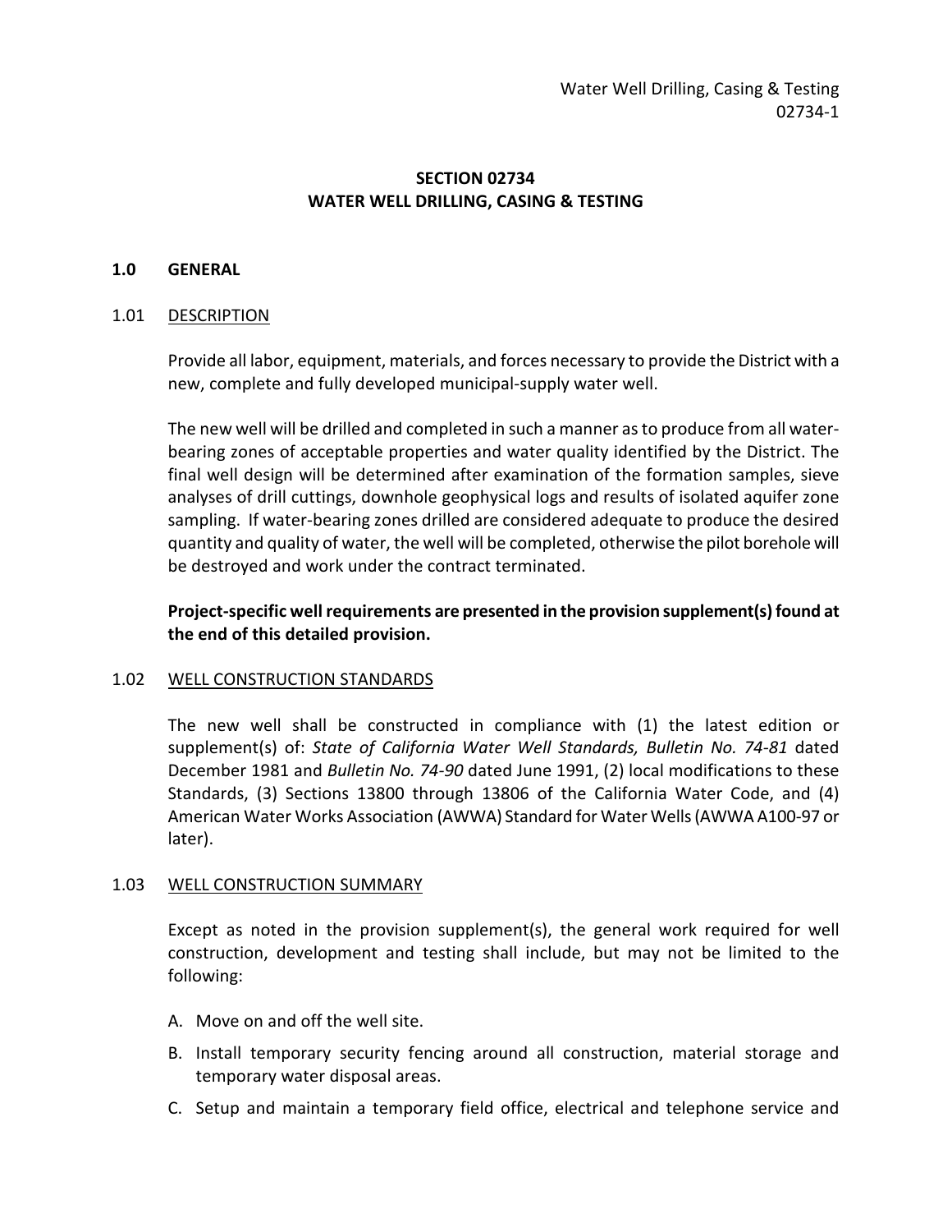# SECTION 02734
# WATER WELL DRILLING, CASING & TESTING

## 1.0 GENERAL

### 1.01 DESCRIPTION

Provide all labor, equipment, materials, and forces necessary to provide the District with a new, complete and fully developed municipal-supply water well.

The new well will be drilled and completed in such a manner as to produce from all water-bearing zones of acceptable properties and water quality identified by the District. The final well design will be determined after examination of the formation samples, sieve analyses of drill cuttings, downhole geophysical logs and results of isolated aquifer zone sampling. If water-bearing zones drilled are considered adequate to produce the desired quantity and quality of water, the well will be completed, otherwise the pilot borehole will be destroyed and work under the contract terminated.

**Project-specific well requirements are presented in the provision supplement(s) found at the end of this detailed provision.**

### 1.02 WELL CONSTRUCTION STANDARDS

The new well shall be constructed in compliance with (1) the latest edition or supplement(s) of: *State of California Water Well Standards, Bulletin No. 74-81* dated December 1981 and *Bulletin No. 74-90* dated June 1991, (2) local modifications to these Standards, (3) Sections 13800 through 13806 of the California Water Code, and (4) American Water Works Association (AWWA) Standard for Water Wells (AWWA A100-97 or later).

### 1.03 WELL CONSTRUCTION SUMMARY

Except as noted in the provision supplement(s), the general work required for well construction, development and testing shall include, but may not be limited to the following:

A. Move on and off the well site.

B. Install temporary security fencing around all construction, material storage and temporary water disposal areas.

C. Setup and maintain a temporary field office, electrical and telephone service and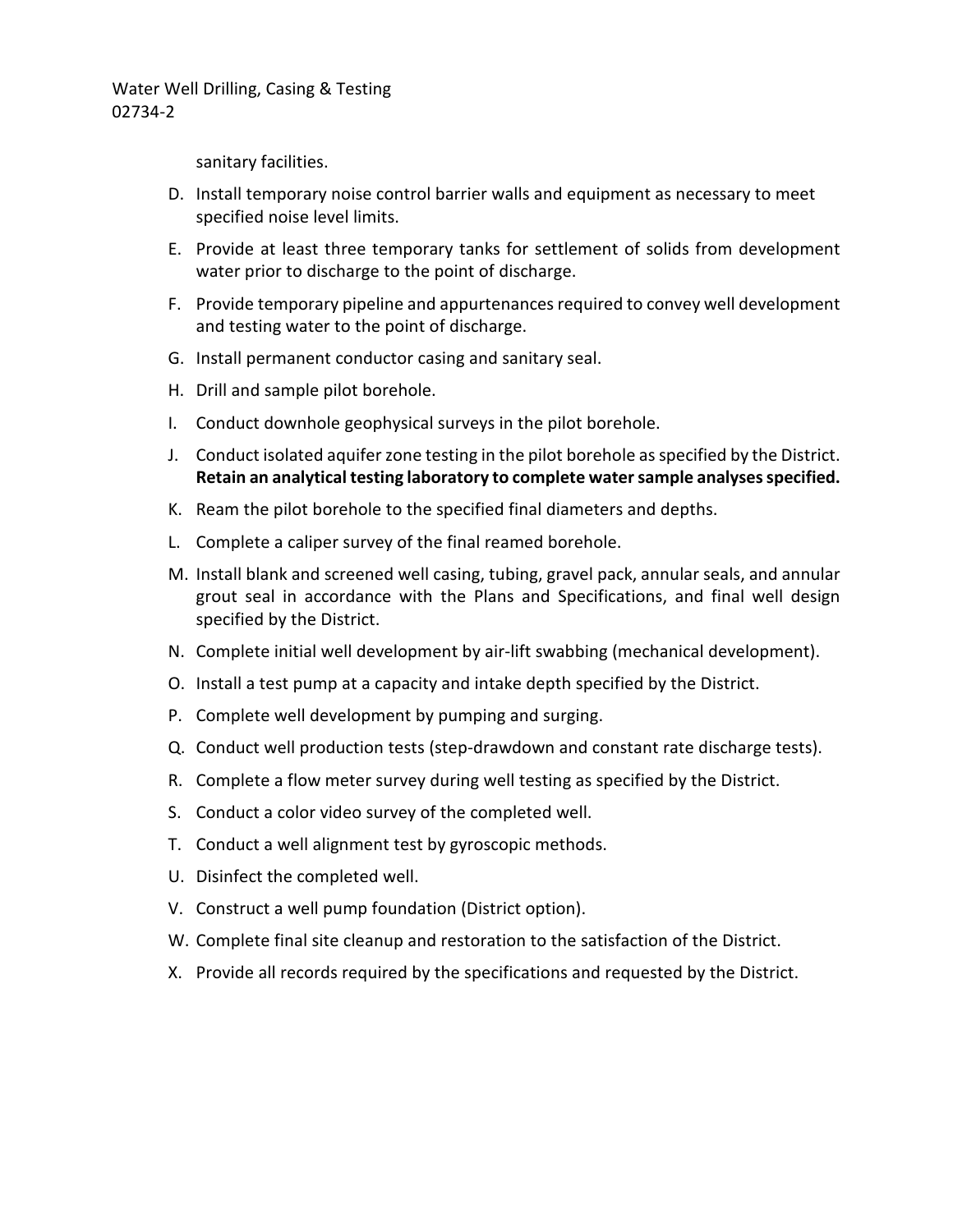sanitary facilities.

D. Install temporary noise control barrier walls and equipment as necessary to meet specified noise level limits.

E. Provide at least three temporary tanks for settlement of solids from development water prior to discharge to the point of discharge.

F. Provide temporary pipeline and appurtenances required to convey well development and testing water to the point of discharge.

G. Install permanent conductor casing and sanitary seal.

H. Drill and sample pilot borehole.

I. Conduct downhole geophysical surveys in the pilot borehole.

J. Conduct isolated aquifer zone testing in the pilot borehole as specified by the District. **Retain an analytical testing laboratory to complete water sample analyses specified.**

K. Ream the pilot borehole to the specified final diameters and depths.

L. Complete a caliper survey of the final reamed borehole.

M. Install blank and screened well casing, tubing, gravel pack, annular seals, and annular grout seal in accordance with the Plans and Specifications, and final well design specified by the District.

N. Complete initial well development by air-lift swabbing (mechanical development).

O. Install a test pump at a capacity and intake depth specified by the District.

P. Complete well development by pumping and surging.

Q. Conduct well production tests (step-drawdown and constant rate discharge tests).

R. Complete a flow meter survey during well testing as specified by the District.

S. Conduct a color video survey of the completed well.

T. Conduct a well alignment test by gyroscopic methods.

U. Disinfect the completed well.

V. Construct a well pump foundation (District option).

W. Complete final site cleanup and restoration to the satisfaction of the District.

X. Provide all records required by the specifications and requested by the District.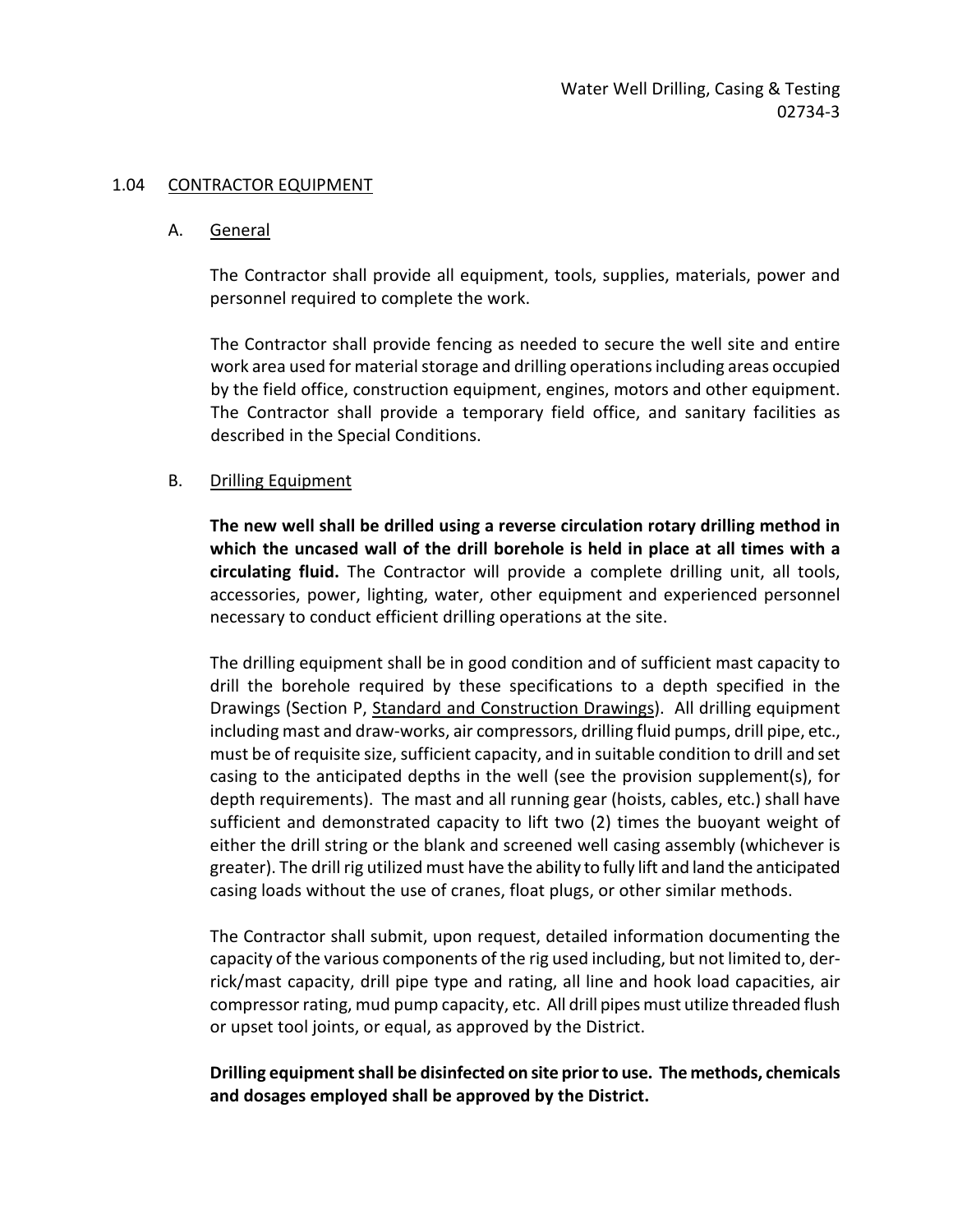## 1.04 CONTRACTOR EQUIPMENT

### A. General

The Contractor shall provide all equipment, tools, supplies, materials, power and personnel required to complete the work.

The Contractor shall provide fencing as needed to secure the well site and entire work area used for material storage and drilling operations including areas occupied by the field office, construction equipment, engines, motors and other equipment. The Contractor shall provide a temporary field office, and sanitary facilities as described in the Special Conditions.

### B. Drilling Equipment

**The new well shall be drilled using a reverse circulation rotary drilling method in which the uncased wall of the drill borehole is held in place at all times with a circulating fluid.** The Contractor will provide a complete drilling unit, all tools, accessories, power, lighting, water, other equipment and experienced personnel necessary to conduct efficient drilling operations at the site.

The drilling equipment shall be in good condition and of sufficient mast capacity to drill the borehole required by these specifications to a depth specified in the Drawings (Section P, Standard and Construction Drawings). All drilling equipment including mast and draw-works, air compressors, drilling fluid pumps, drill pipe, etc., must be of requisite size, sufficient capacity, and in suitable condition to drill and set casing to the anticipated depths in the well (see the provision supplement(s), for depth requirements). The mast and all running gear (hoists, cables, etc.) shall have sufficient and demonstrated capacity to lift two (2) times the buoyant weight of either the drill string or the blank and screened well casing assembly (whichever is greater). The drill rig utilized must have the ability to fully lift and land the anticipated casing loads without the use of cranes, float plugs, or other similar methods.

The Contractor shall submit, upon request, detailed information documenting the capacity of the various components of the rig used including, but not limited to, derrick/mast capacity, drill pipe type and rating, all line and hook load capacities, air compressor rating, mud pump capacity, etc. All drill pipes must utilize threaded flush or upset tool joints, or equal, as approved by the District.

**Drilling equipment shall be disinfected on site prior to use. The methods, chemicals and dosages employed shall be approved by the District.**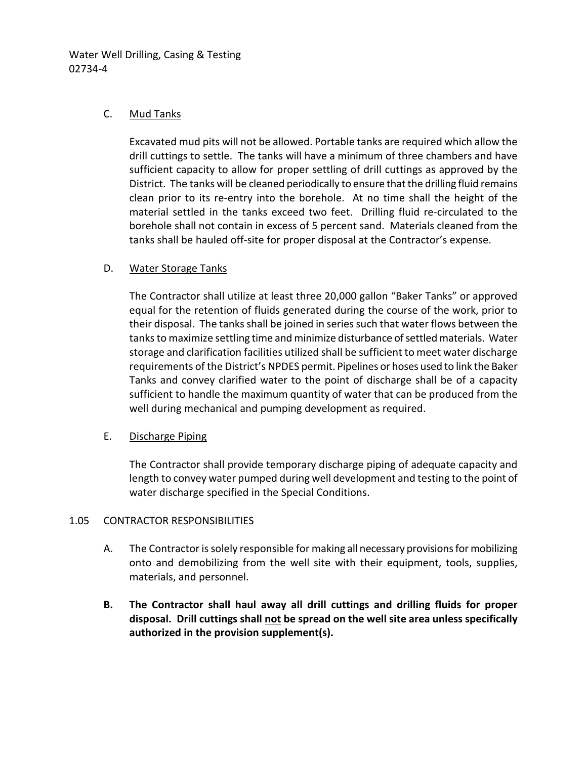C. Mud Tanks

Excavated mud pits will not be allowed. Portable tanks are required which allow the drill cuttings to settle. The tanks will have a minimum of three chambers and have sufficient capacity to allow for proper settling of drill cuttings as approved by the District. The tanks will be cleaned periodically to ensure that the drilling fluid remains clean prior to its re-entry into the borehole. At no time shall the height of the material settled in the tanks exceed two feet. Drilling fluid re-circulated to the borehole shall not contain in excess of 5 percent sand. Materials cleaned from the tanks shall be hauled off-site for proper disposal at the Contractor's expense.

D. Water Storage Tanks

The Contractor shall utilize at least three 20,000 gallon "Baker Tanks" or approved equal for the retention of fluids generated during the course of the work, prior to their disposal. The tanks shall be joined in series such that water flows between the tanks to maximize settling time and minimize disturbance of settled materials. Water storage and clarification facilities utilized shall be sufficient to meet water discharge requirements of the District's NPDES permit. Pipelines or hoses used to link the Baker Tanks and convey clarified water to the point of discharge shall be of a capacity sufficient to handle the maximum quantity of water that can be produced from the well during mechanical and pumping development as required.

E. Discharge Piping

The Contractor shall provide temporary discharge piping of adequate capacity and length to convey water pumped during well development and testing to the point of water discharge specified in the Special Conditions.

## 1.05 CONTRACTOR RESPONSIBILITIES

A. The Contractor is solely responsible for making all necessary provisions for mobilizing onto and demobilizing from the well site with their equipment, tools, supplies, materials, and personnel.

**B. The Contractor shall haul away all drill cuttings and drilling fluids for proper disposal. Drill cuttings shall not be spread on the well site area unless specifically authorized in the provision supplement(s).**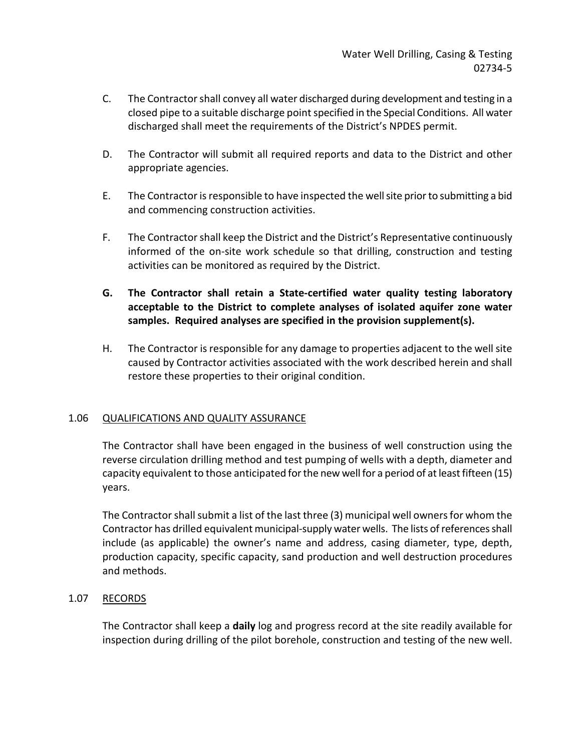C. The Contractor shall convey all water discharged during development and testing in a closed pipe to a suitable discharge point specified in the Special Conditions. All water discharged shall meet the requirements of the District's NPDES permit.

D. The Contractor will submit all required reports and data to the District and other appropriate agencies.

E. The Contractor is responsible to have inspected the well site prior to submitting a bid and commencing construction activities.

F. The Contractor shall keep the District and the District's Representative continuously informed of the on-site work schedule so that drilling, construction and testing activities can be monitored as required by the District.

**G. The Contractor shall retain a State-certified water quality testing laboratory acceptable to the District to complete analyses of isolated aquifer zone water samples. Required analyses are specified in the provision supplement(s).**

H. The Contractor is responsible for any damage to properties adjacent to the well site caused by Contractor activities associated with the work described herein and shall restore these properties to their original condition.

## 1.06 QUALIFICATIONS AND QUALITY ASSURANCE

The Contractor shall have been engaged in the business of well construction using the reverse circulation drilling method and test pumping of wells with a depth, diameter and capacity equivalent to those anticipated for the new well for a period of at least fifteen (15) years.

The Contractor shall submit a list of the last three (3) municipal well owners for whom the Contractor has drilled equivalent municipal-supply water wells. The lists of references shall include (as applicable) the owner's name and address, casing diameter, type, depth, production capacity, specific capacity, sand production and well destruction procedures and methods.

## 1.07 RECORDS

The Contractor shall keep a **daily** log and progress record at the site readily available for inspection during drilling of the pilot borehole, construction and testing of the new well.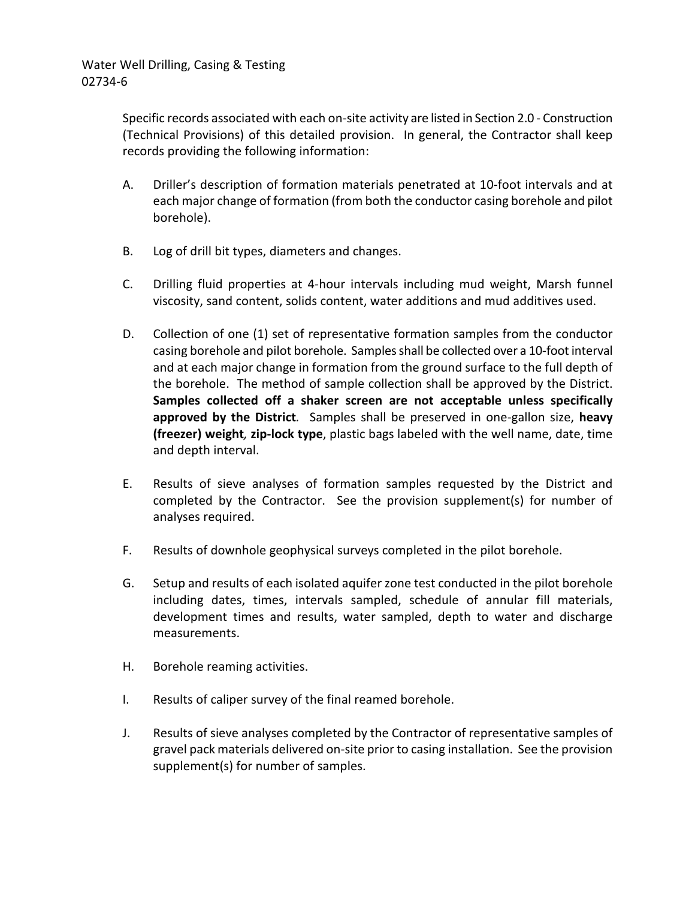Specific records associated with each on-site activity are listed in Section 2.0 - Construction (Technical Provisions) of this detailed provision. In general, the Contractor shall keep records providing the following information:

A. Driller's description of formation materials penetrated at 10-foot intervals and at each major change of formation (from both the conductor casing borehole and pilot borehole).

B. Log of drill bit types, diameters and changes.

C. Drilling fluid properties at 4-hour intervals including mud weight, Marsh funnel viscosity, sand content, solids content, water additions and mud additives used.

D. Collection of one (1) set of representative formation samples from the conductor casing borehole and pilot borehole. Samples shall be collected over a 10-foot interval and at each major change in formation from the ground surface to the full depth of the borehole. The method of sample collection shall be approved by the District. **Samples collected off a shaker screen are not acceptable unless specifically approved by the District**. Samples shall be preserved in one-gallon size, **heavy (freezer) weight*,* zip-lock type**, plastic bags labeled with the well name, date, time and depth interval.

E. Results of sieve analyses of formation samples requested by the District and completed by the Contractor. See the provision supplement(s) for number of analyses required.

F. Results of downhole geophysical surveys completed in the pilot borehole.

G. Setup and results of each isolated aquifer zone test conducted in the pilot borehole including dates, times, intervals sampled, schedule of annular fill materials, development times and results, water sampled, depth to water and discharge measurements.

H. Borehole reaming activities.

I. Results of caliper survey of the final reamed borehole.

J. Results of sieve analyses completed by the Contractor of representative samples of gravel pack materials delivered on-site prior to casing installation. See the provision supplement(s) for number of samples.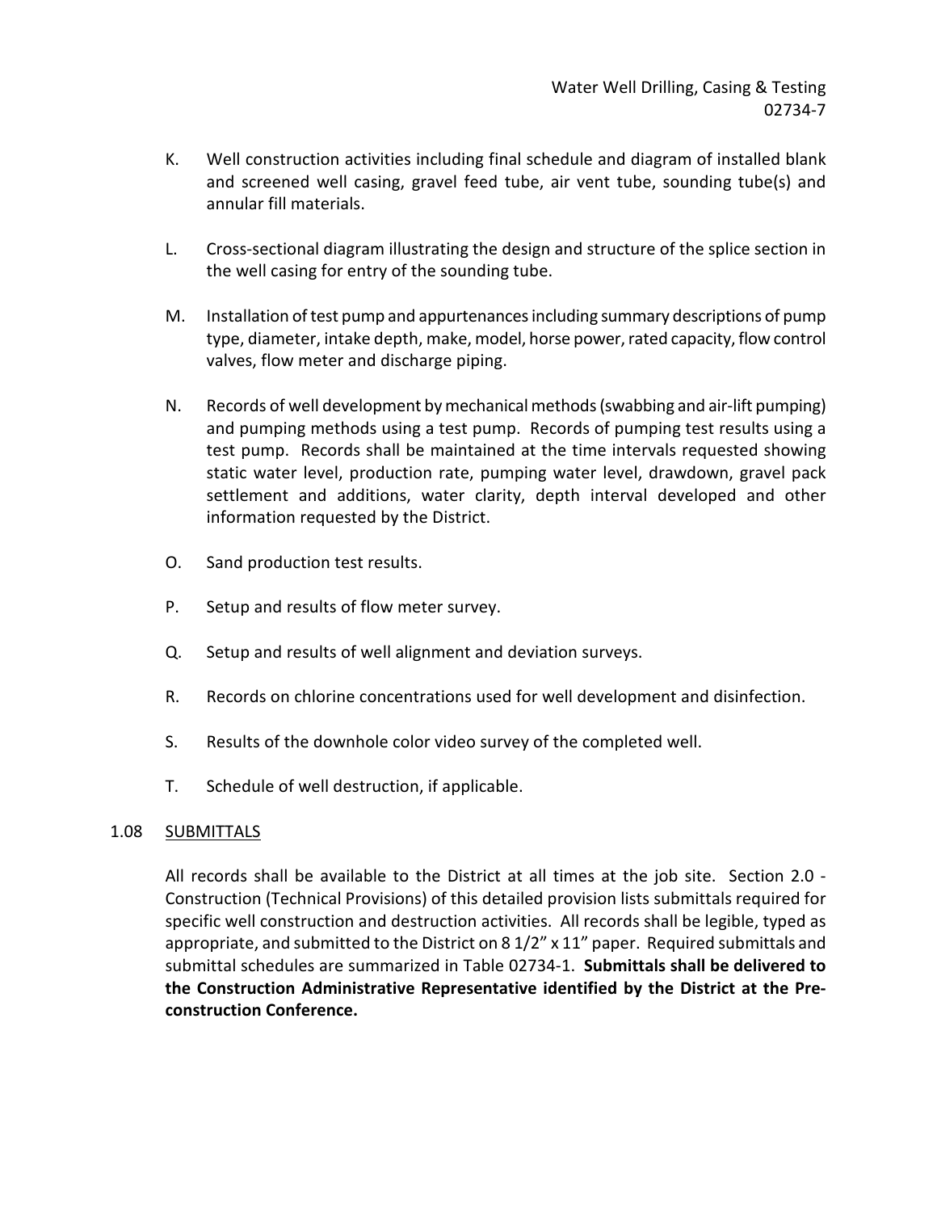K. Well construction activities including final schedule and diagram of installed blank and screened well casing, gravel feed tube, air vent tube, sounding tube(s) and annular fill materials.

L. Cross-sectional diagram illustrating the design and structure of the splice section in the well casing for entry of the sounding tube.

M. Installation of test pump and appurtenances including summary descriptions of pump type, diameter, intake depth, make, model, horse power, rated capacity, flow control valves, flow meter and discharge piping.

N. Records of well development by mechanical methods (swabbing and air-lift pumping) and pumping methods using a test pump. Records of pumping test results using a test pump. Records shall be maintained at the time intervals requested showing static water level, production rate, pumping water level, drawdown, gravel pack settlement and additions, water clarity, depth interval developed and other information requested by the District.

O. Sand production test results.

P. Setup and results of flow meter survey.

Q. Setup and results of well alignment and deviation surveys.

R. Records on chlorine concentrations used for well development and disinfection.

S. Results of the downhole color video survey of the completed well.

T. Schedule of well destruction, if applicable.

## 1.08 SUBMITTALS

All records shall be available to the District at all times at the job site. Section 2.0 - Construction (Technical Provisions) of this detailed provision lists submittals required for specific well construction and destruction activities. All records shall be legible, typed as appropriate, and submitted to the District on 8 1/2" x 11" paper. Required submittals and submittal schedules are summarized in Table 02734-1. **Submittals shall be delivered to the Construction Administrative Representative identified by the District at the Pre-construction Conference.**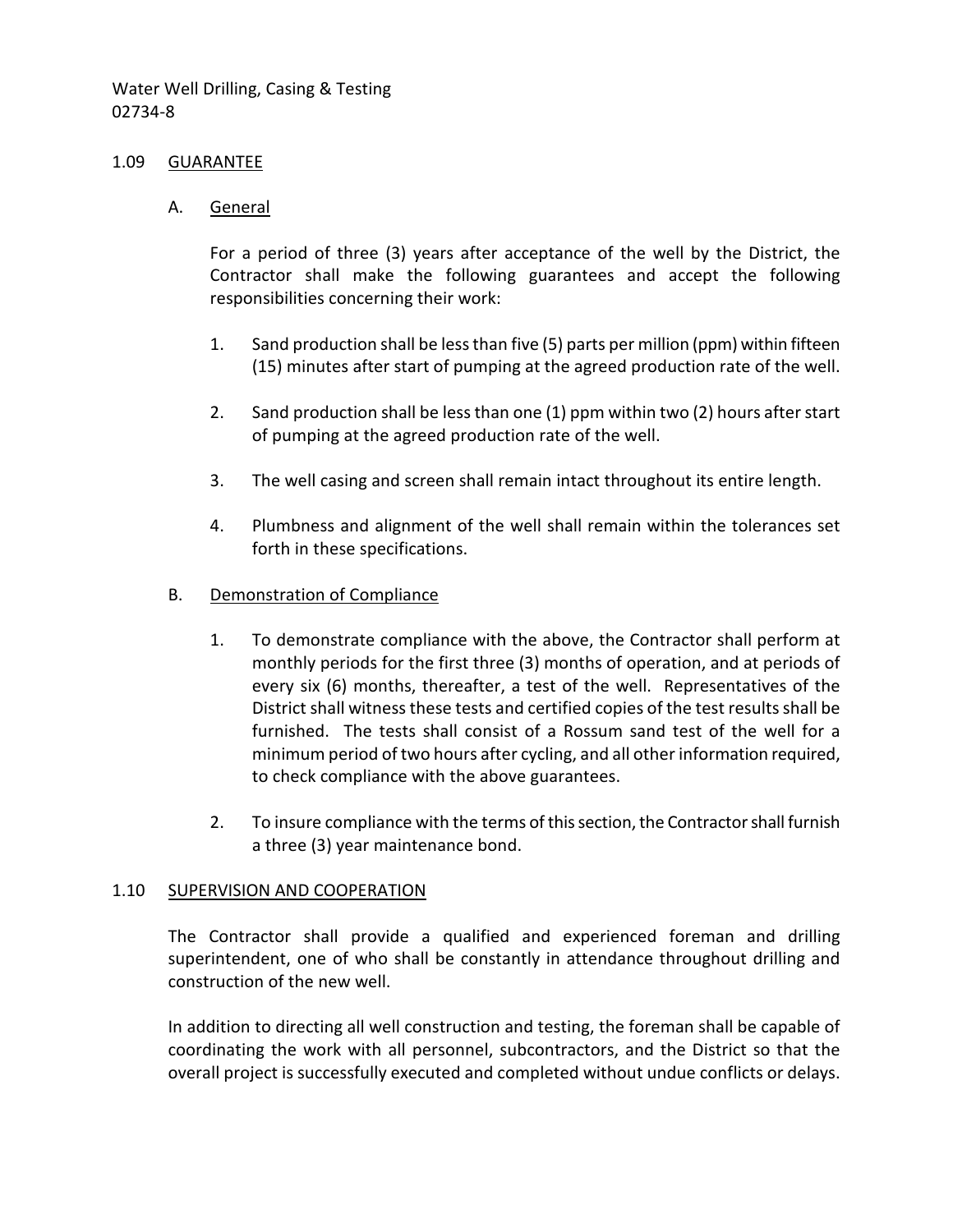## 1.09 GUARANTEE

### A. General

For a period of three (3) years after acceptance of the well by the District, the Contractor shall make the following guarantees and accept the following responsibilities concerning their work:

1. Sand production shall be less than five (5) parts per million (ppm) within fifteen (15) minutes after start of pumping at the agreed production rate of the well.

2. Sand production shall be less than one (1) ppm within two (2) hours after start of pumping at the agreed production rate of the well.

3. The well casing and screen shall remain intact throughout its entire length.

4. Plumbness and alignment of the well shall remain within the tolerances set forth in these specifications.

### B. Demonstration of Compliance

1. To demonstrate compliance with the above, the Contractor shall perform at monthly periods for the first three (3) months of operation, and at periods of every six (6) months, thereafter, a test of the well. Representatives of the District shall witness these tests and certified copies of the test results shall be furnished. The tests shall consist of a Rossum sand test of the well for a minimum period of two hours after cycling, and all other information required, to check compliance with the above guarantees.

2. To insure compliance with the terms of this section, the Contractor shall furnish a three (3) year maintenance bond.

## 1.10 SUPERVISION AND COOPERATION

The Contractor shall provide a qualified and experienced foreman and drilling superintendent, one of who shall be constantly in attendance throughout drilling and construction of the new well.

In addition to directing all well construction and testing, the foreman shall be capable of coordinating the work with all personnel, subcontractors, and the District so that the overall project is successfully executed and completed without undue conflicts or delays.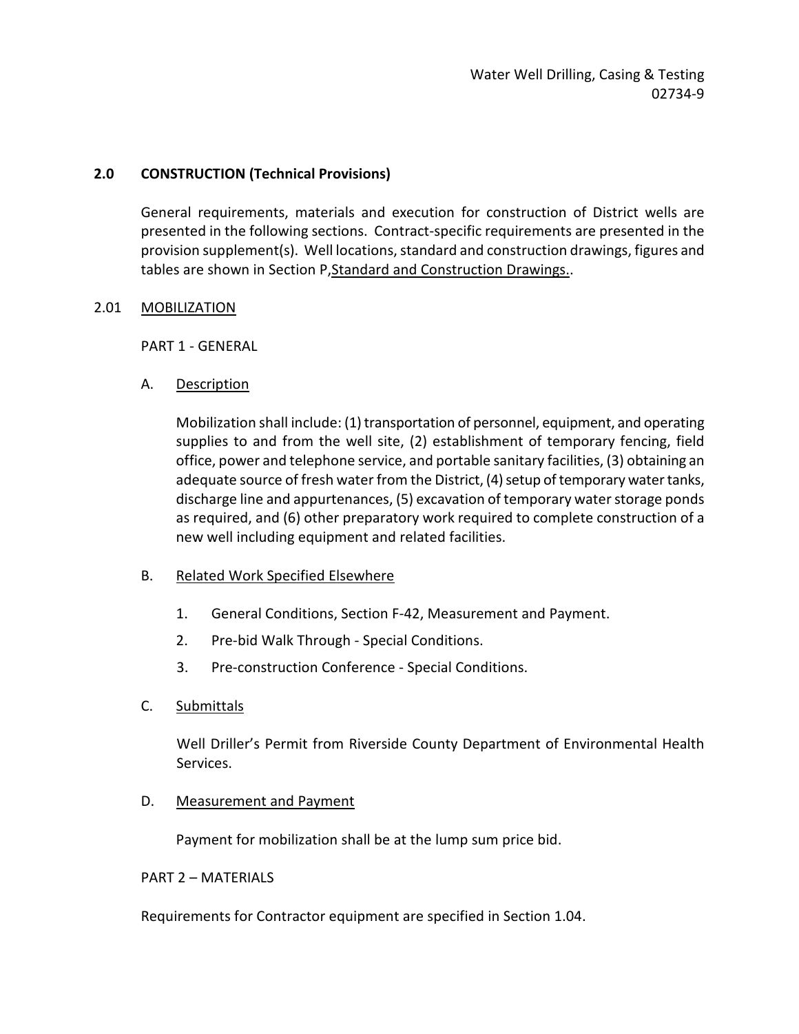## 2.0 CONSTRUCTION (Technical Provisions)

General requirements, materials and execution for construction of District wells are presented in the following sections. Contract-specific requirements are presented in the provision supplement(s). Well locations, standard and construction drawings, figures and tables are shown in Section P, Standard and Construction Drawings..

### 2.01 MOBILIZATION

PART 1 - GENERAL

A. Description

Mobilization shall include: (1) transportation of personnel, equipment, and operating supplies to and from the well site, (2) establishment of temporary fencing, field office, power and telephone service, and portable sanitary facilities, (3) obtaining an adequate source of fresh water from the District, (4) setup of temporary water tanks, discharge line and appurtenances, (5) excavation of temporary water storage ponds as required, and (6) other preparatory work required to complete construction of a new well including equipment and related facilities.

B. Related Work Specified Elsewhere

1. General Conditions, Section F-42, Measurement and Payment.
2. Pre-bid Walk Through - Special Conditions.
3. Pre-construction Conference - Special Conditions.

C. Submittals

Well Driller's Permit from Riverside County Department of Environmental Health Services.

D. Measurement and Payment

Payment for mobilization shall be at the lump sum price bid.

PART 2 – MATERIALS

Requirements for Contractor equipment are specified in Section 1.04.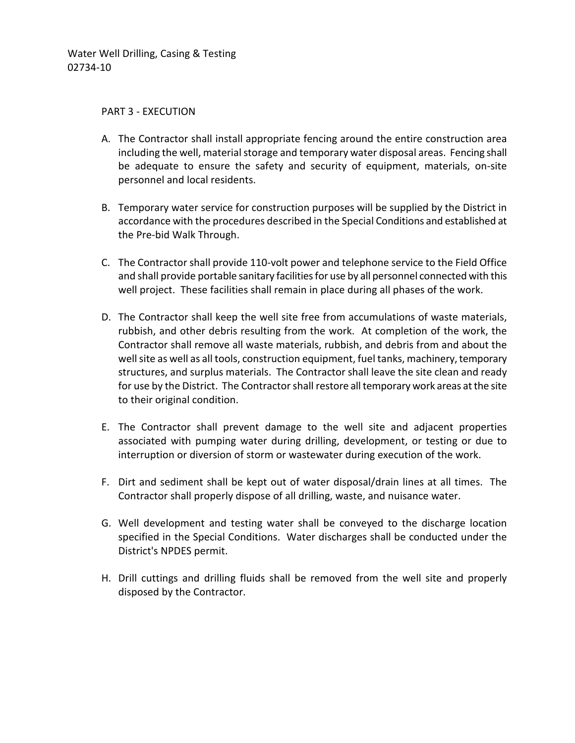## PART 3 - EXECUTION

A. The Contractor shall install appropriate fencing around the entire construction area including the well, material storage and temporary water disposal areas. Fencing shall be adequate to ensure the safety and security of equipment, materials, on-site personnel and local residents.

B. Temporary water service for construction purposes will be supplied by the District in accordance with the procedures described in the Special Conditions and established at the Pre-bid Walk Through.

C. The Contractor shall provide 110-volt power and telephone service to the Field Office and shall provide portable sanitary facilities for use by all personnel connected with this well project. These facilities shall remain in place during all phases of the work.

D. The Contractor shall keep the well site free from accumulations of waste materials, rubbish, and other debris resulting from the work. At completion of the work, the Contractor shall remove all waste materials, rubbish, and debris from and about the well site as well as all tools, construction equipment, fuel tanks, machinery, temporary structures, and surplus materials. The Contractor shall leave the site clean and ready for use by the District. The Contractor shall restore all temporary work areas at the site to their original condition.

E. The Contractor shall prevent damage to the well site and adjacent properties associated with pumping water during drilling, development, or testing or due to interruption or diversion of storm or wastewater during execution of the work.

F. Dirt and sediment shall be kept out of water disposal/drain lines at all times. The Contractor shall properly dispose of all drilling, waste, and nuisance water.

G. Well development and testing water shall be conveyed to the discharge location specified in the Special Conditions. Water discharges shall be conducted under the District's NPDES permit.

H. Drill cuttings and drilling fluids shall be removed from the well site and properly disposed by the Contractor.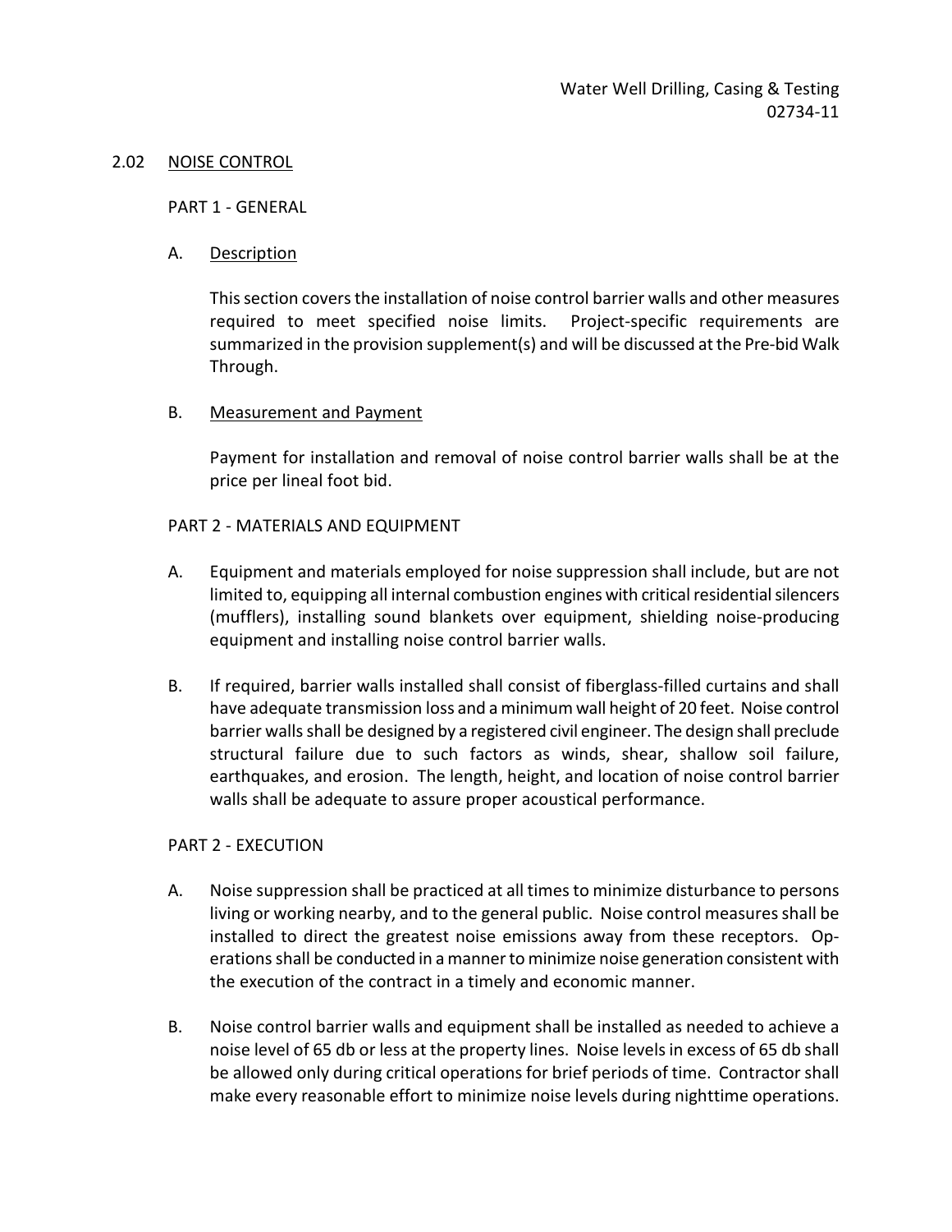## 2.02 NOISE CONTROL

### PART 1 - GENERAL

A. Description

This section covers the installation of noise control barrier walls and other measures required to meet specified noise limits. Project-specific requirements are summarized in the provision supplement(s) and will be discussed at the Pre-bid Walk Through.

B. Measurement and Payment

Payment for installation and removal of noise control barrier walls shall be at the price per lineal foot bid.

### PART 2 - MATERIALS AND EQUIPMENT

A. Equipment and materials employed for noise suppression shall include, but are not limited to, equipping all internal combustion engines with critical residential silencers (mufflers), installing sound blankets over equipment, shielding noise-producing equipment and installing noise control barrier walls.

B. If required, barrier walls installed shall consist of fiberglass-filled curtains and shall have adequate transmission loss and a minimum wall height of 20 feet. Noise control barrier walls shall be designed by a registered civil engineer. The design shall preclude structural failure due to such factors as winds, shear, shallow soil failure, earthquakes, and erosion. The length, height, and location of noise control barrier walls shall be adequate to assure proper acoustical performance.

### PART 2 - EXECUTION

A. Noise suppression shall be practiced at all times to minimize disturbance to persons living or working nearby, and to the general public. Noise control measures shall be installed to direct the greatest noise emissions away from these receptors. Operations shall be conducted in a manner to minimize noise generation consistent with the execution of the contract in a timely and economic manner.

B. Noise control barrier walls and equipment shall be installed as needed to achieve a noise level of 65 db or less at the property lines. Noise levels in excess of 65 db shall be allowed only during critical operations for brief periods of time. Contractor shall make every reasonable effort to minimize noise levels during nighttime operations.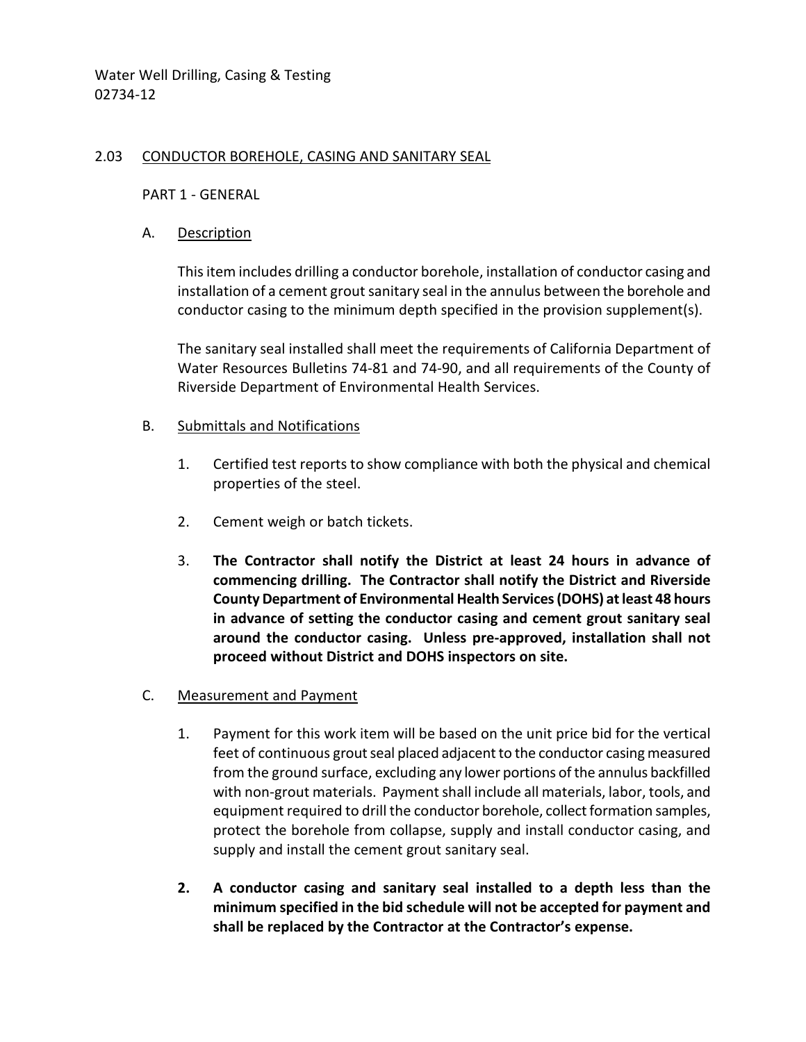## 2.03 CONDUCTOR BOREHOLE, CASING AND SANITARY SEAL

PART 1 - GENERAL

### A. Description

This item includes drilling a conductor borehole, installation of conductor casing and installation of a cement grout sanitary seal in the annulus between the borehole and conductor casing to the minimum depth specified in the provision supplement(s).

The sanitary seal installed shall meet the requirements of California Department of Water Resources Bulletins 74-81 and 74-90, and all requirements of the County of Riverside Department of Environmental Health Services.

### B. Submittals and Notifications

1. Certified test reports to show compliance with both the physical and chemical properties of the steel.
2. Cement weigh or batch tickets.
3. **The Contractor shall notify the District at least 24 hours in advance of commencing drilling. The Contractor shall notify the District and Riverside County Department of Environmental Health Services (DOHS) at least 48 hours in advance of setting the conductor casing and cement grout sanitary seal around the conductor casing. Unless pre-approved, installation shall not proceed without District and DOHS inspectors on site.**

### C. Measurement and Payment

1. Payment for this work item will be based on the unit price bid for the vertical feet of continuous grout seal placed adjacent to the conductor casing measured from the ground surface, excluding any lower portions of the annulus backfilled with non-grout materials. Payment shall include all materials, labor, tools, and equipment required to drill the conductor borehole, collect formation samples, protect the borehole from collapse, supply and install conductor casing, and supply and install the cement grout sanitary seal.
2. **A conductor casing and sanitary seal installed to a depth less than the minimum specified in the bid schedule will not be accepted for payment and shall be replaced by the Contractor at the Contractor's expense.**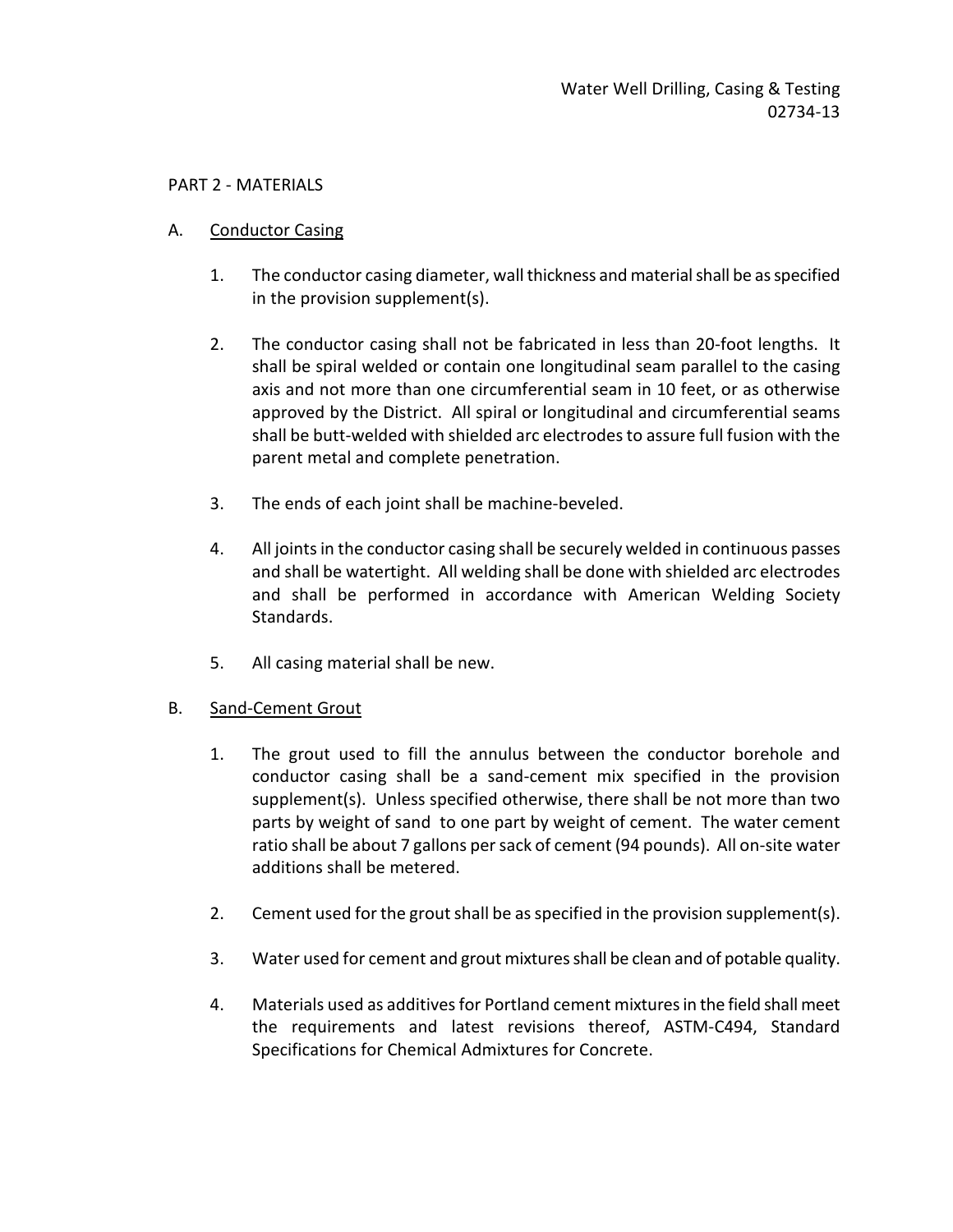## PART 2 - MATERIALS

### A. Conductor Casing

1. The conductor casing diameter, wall thickness and material shall be as specified in the provision supplement(s).

2. The conductor casing shall not be fabricated in less than 20-foot lengths. It shall be spiral welded or contain one longitudinal seam parallel to the casing axis and not more than one circumferential seam in 10 feet, or as otherwise approved by the District. All spiral or longitudinal and circumferential seams shall be butt-welded with shielded arc electrodes to assure full fusion with the parent metal and complete penetration.

3. The ends of each joint shall be machine-beveled.

4. All joints in the conductor casing shall be securely welded in continuous passes and shall be watertight. All welding shall be done with shielded arc electrodes and shall be performed in accordance with American Welding Society Standards.

5. All casing material shall be new.

### B. Sand-Cement Grout

1. The grout used to fill the annulus between the conductor borehole and conductor casing shall be a sand-cement mix specified in the provision supplement(s). Unless specified otherwise, there shall be not more than two parts by weight of sand to one part by weight of cement. The water cement ratio shall be about 7 gallons per sack of cement (94 pounds). All on-site water additions shall be metered.

2. Cement used for the grout shall be as specified in the provision supplement(s).

3. Water used for cement and grout mixtures shall be clean and of potable quality.

4. Materials used as additives for Portland cement mixtures in the field shall meet the requirements and latest revisions thereof, ASTM-C494, Standard Specifications for Chemical Admixtures for Concrete.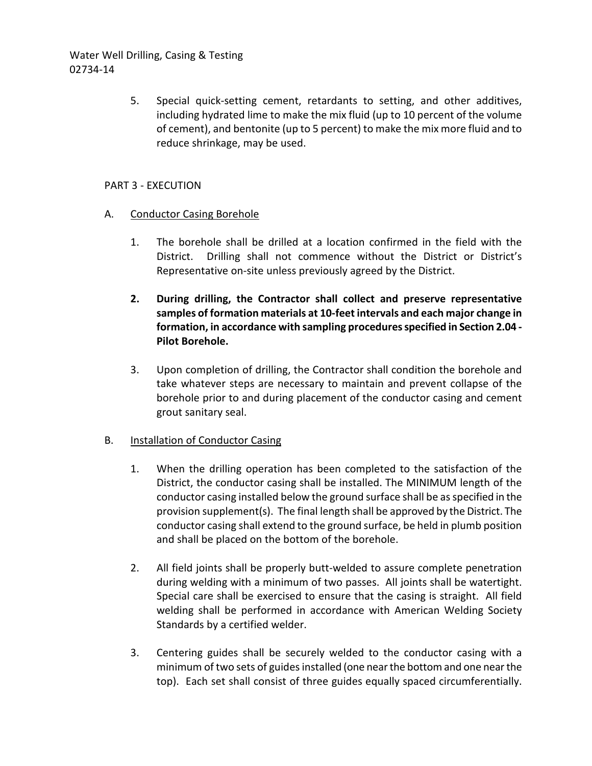5. Special quick-setting cement, retardants to setting, and other additives, including hydrated lime to make the mix fluid (up to 10 percent of the volume of cement), and bentonite (up to 5 percent) to make the mix more fluid and to reduce shrinkage, may be used.

## PART 3 - EXECUTION

A. Conductor Casing Borehole

1. The borehole shall be drilled at a location confirmed in the field with the District. Drilling shall not commence without the District or District's Representative on-site unless previously agreed by the District.

2. **During drilling, the Contractor shall collect and preserve representative samples of formation materials at 10-feet intervals and each major change in formation, in accordance with sampling procedures specified in Section 2.04 - Pilot Borehole.**

3. Upon completion of drilling, the Contractor shall condition the borehole and take whatever steps are necessary to maintain and prevent collapse of the borehole prior to and during placement of the conductor casing and cement grout sanitary seal.

B. Installation of Conductor Casing

1. When the drilling operation has been completed to the satisfaction of the District, the conductor casing shall be installed. The MINIMUM length of the conductor casing installed below the ground surface shall be as specified in the provision supplement(s). The final length shall be approved by the District. The conductor casing shall extend to the ground surface, be held in plumb position and shall be placed on the bottom of the borehole.

2. All field joints shall be properly butt-welded to assure complete penetration during welding with a minimum of two passes. All joints shall be watertight. Special care shall be exercised to ensure that the casing is straight. All field welding shall be performed in accordance with American Welding Society Standards by a certified welder.

3. Centering guides shall be securely welded to the conductor casing with a minimum of two sets of guides installed (one near the bottom and one near the top). Each set shall consist of three guides equally spaced circumferentially.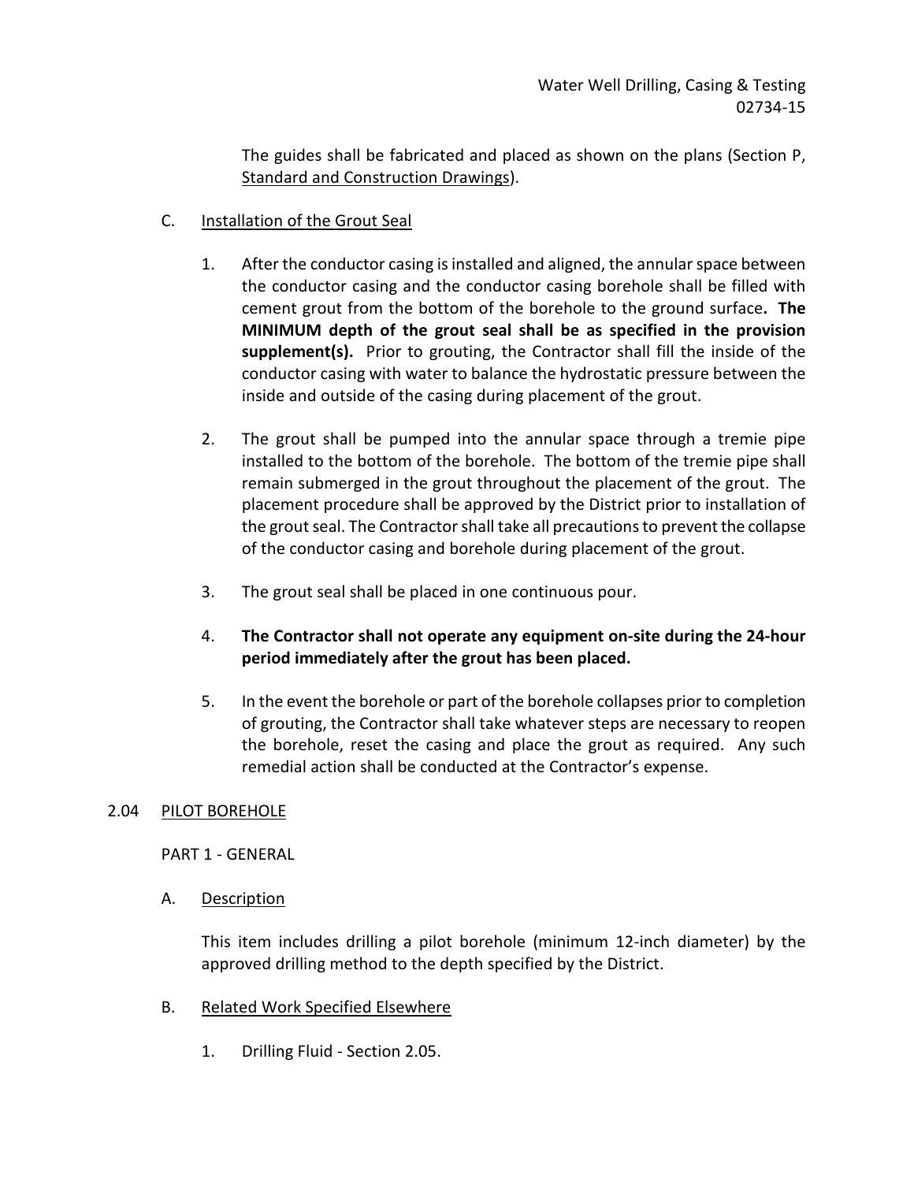The guides shall be fabricated and placed as shown on the plans (Section P, Standard and Construction Drawings).

C. Installation of the Grout Seal

1. After the conductor casing is installed and aligned, the annular space between the conductor casing and the conductor casing borehole shall be filled with cement grout from the bottom of the borehole to the ground surface**. The MINIMUM depth of the grout seal shall be as specified in the provision supplement(s).** Prior to grouting, the Contractor shall fill the inside of the conductor casing with water to balance the hydrostatic pressure between the inside and outside of the casing during placement of the grout.

2. The grout shall be pumped into the annular space through a tremie pipe installed to the bottom of the borehole. The bottom of the tremie pipe shall remain submerged in the grout throughout the placement of the grout. The placement procedure shall be approved by the District prior to installation of the grout seal. The Contractor shall take all precautions to prevent the collapse of the conductor casing and borehole during placement of the grout.

3. The grout seal shall be placed in one continuous pour.

4. **The Contractor shall not operate any equipment on-site during the 24-hour period immediately after the grout has been placed.**

5. In the event the borehole or part of the borehole collapses prior to completion of grouting, the Contractor shall take whatever steps are necessary to reopen the borehole, reset the casing and place the grout as required. Any such remedial action shall be conducted at the Contractor's expense.

## 2.04 PILOT BOREHOLE

PART 1 - GENERAL

A. Description

This item includes drilling a pilot borehole (minimum 12-inch diameter) by the approved drilling method to the depth specified by the District.

B. Related Work Specified Elsewhere

1. Drilling Fluid - Section 2.05.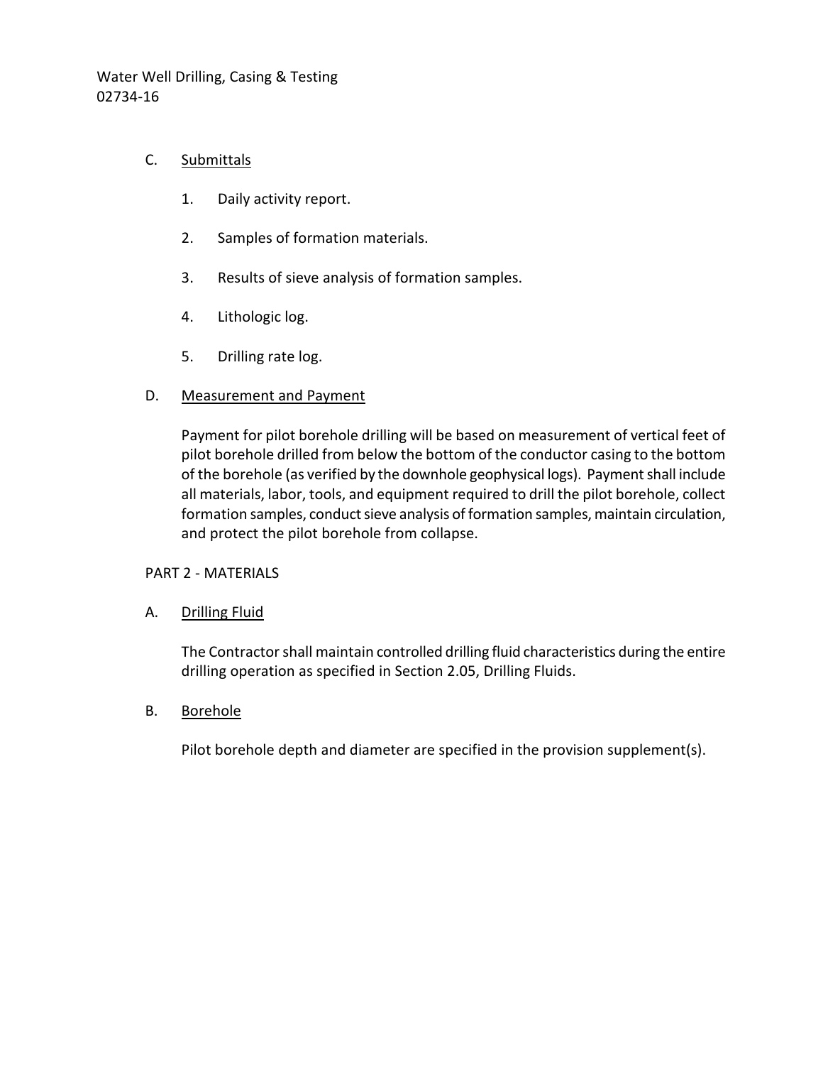C. <u>Submittals</u>

1. Daily activity report.
2. Samples of formation materials.
3. Results of sieve analysis of formation samples.
4. Lithologic log.
5. Drilling rate log.

D. <u>Measurement and Payment</u>

Payment for pilot borehole drilling will be based on measurement of vertical feet of pilot borehole drilled from below the bottom of the conductor casing to the bottom of the borehole (as verified by the downhole geophysical logs). Payment shall include all materials, labor, tools, and equipment required to drill the pilot borehole, collect formation samples, conduct sieve analysis of formation samples, maintain circulation, and protect the pilot borehole from collapse.

PART 2 - MATERIALS

A. <u>Drilling Fluid</u>

The Contractor shall maintain controlled drilling fluid characteristics during the entire drilling operation as specified in Section 2.05, Drilling Fluids.

B. <u>Borehole</u>

Pilot borehole depth and diameter are specified in the provision supplement(s).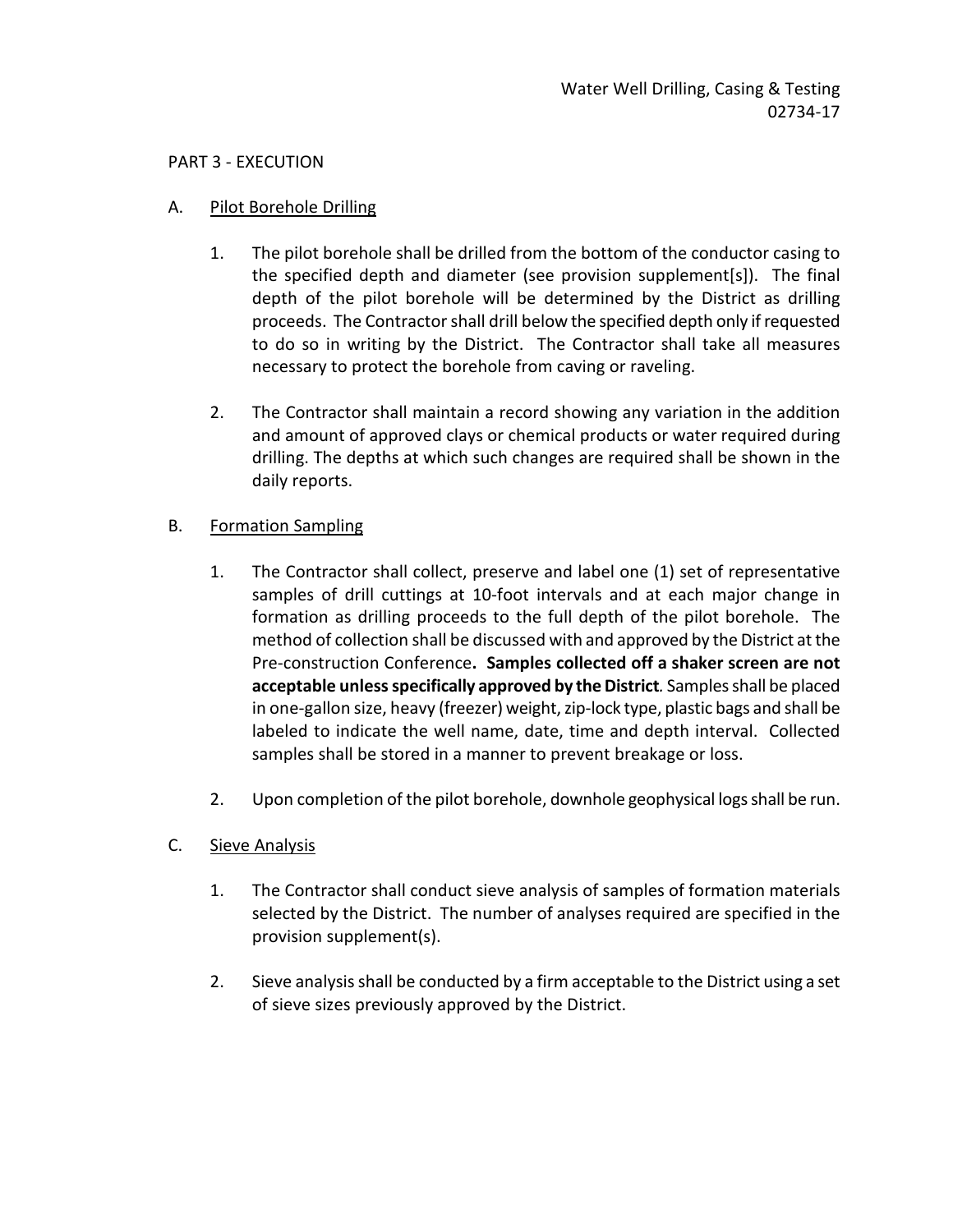## PART 3 - EXECUTION

### A. Pilot Borehole Drilling

1. The pilot borehole shall be drilled from the bottom of the conductor casing to the specified depth and diameter (see provision supplement[s]). The final depth of the pilot borehole will be determined by the District as drilling proceeds. The Contractor shall drill below the specified depth only if requested to do so in writing by the District. The Contractor shall take all measures necessary to protect the borehole from caving or raveling.

2. The Contractor shall maintain a record showing any variation in the addition and amount of approved clays or chemical products or water required during drilling. The depths at which such changes are required shall be shown in the daily reports.

### B. Formation Sampling

1. The Contractor shall collect, preserve and label one (1) set of representative samples of drill cuttings at 10-foot intervals and at each major change in formation as drilling proceeds to the full depth of the pilot borehole. The method of collection shall be discussed with and approved by the District at the Pre-construction Conference**. Samples collected off a shaker screen are not acceptable unless specifically approved by the District***.* Samples shall be placed in one-gallon size, heavy (freezer) weight, zip-lock type, plastic bags and shall be labeled to indicate the well name, date, time and depth interval. Collected samples shall be stored in a manner to prevent breakage or loss.

2. Upon completion of the pilot borehole, downhole geophysical logs shall be run.

### C. Sieve Analysis

1. The Contractor shall conduct sieve analysis of samples of formation materials selected by the District. The number of analyses required are specified in the provision supplement(s).

2. Sieve analysis shall be conducted by a firm acceptable to the District using a set of sieve sizes previously approved by the District.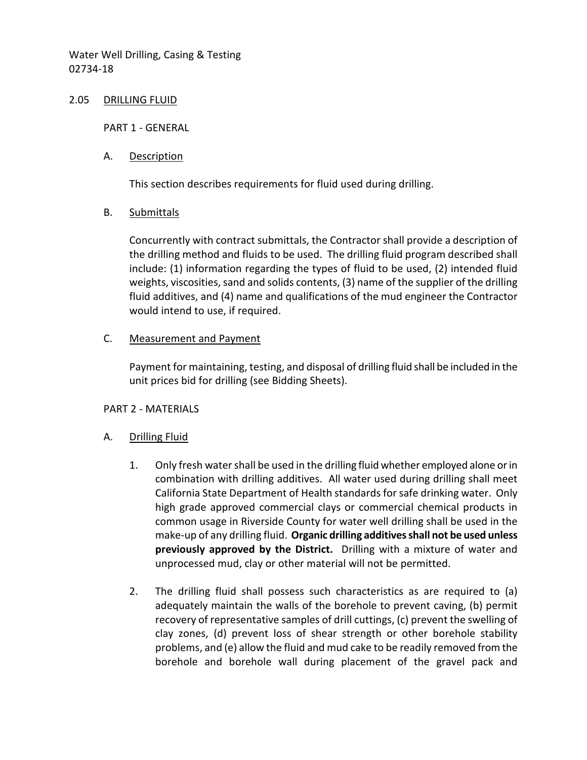## 2.05 DRILLING FLUID

PART 1 - GENERAL

A. Description

This section describes requirements for fluid used during drilling.

B. Submittals

Concurrently with contract submittals, the Contractor shall provide a description of the drilling method and fluids to be used. The drilling fluid program described shall include: (1) information regarding the types of fluid to be used, (2) intended fluid weights, viscosities, sand and solids contents, (3) name of the supplier of the drilling fluid additives, and (4) name and qualifications of the mud engineer the Contractor would intend to use, if required.

C. Measurement and Payment

Payment for maintaining, testing, and disposal of drilling fluid shall be included in the unit prices bid for drilling (see Bidding Sheets).

PART 2 - MATERIALS

A. Drilling Fluid

1. Only fresh water shall be used in the drilling fluid whether employed alone or in combination with drilling additives. All water used during drilling shall meet California State Department of Health standards for safe drinking water. Only high grade approved commercial clays or commercial chemical products in common usage in Riverside County for water well drilling shall be used in the make-up of any drilling fluid. **Organic drilling additives shall not be used unless previously approved by the District.** Drilling with a mixture of water and unprocessed mud, clay or other material will not be permitted.

2. The drilling fluid shall possess such characteristics as are required to (a) adequately maintain the walls of the borehole to prevent caving, (b) permit recovery of representative samples of drill cuttings, (c) prevent the swelling of clay zones, (d) prevent loss of shear strength or other borehole stability problems, and (e) allow the fluid and mud cake to be readily removed from the borehole and borehole wall during placement of the gravel pack and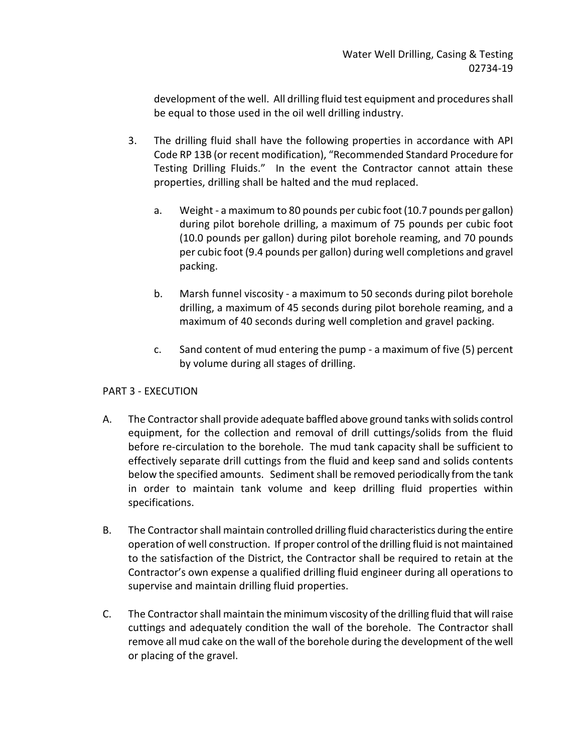development of the well. All drilling fluid test equipment and procedures shall be equal to those used in the oil well drilling industry.

3. The drilling fluid shall have the following properties in accordance with API Code RP 13B (or recent modification), "Recommended Standard Procedure for Testing Drilling Fluids." In the event the Contractor cannot attain these properties, drilling shall be halted and the mud replaced.

   a. Weight - a maximum to 80 pounds per cubic foot (10.7 pounds per gallon) during pilot borehole drilling, a maximum of 75 pounds per cubic foot (10.0 pounds per gallon) during pilot borehole reaming, and 70 pounds per cubic foot (9.4 pounds per gallon) during well completions and gravel packing.

   b. Marsh funnel viscosity - a maximum to 50 seconds during pilot borehole drilling, a maximum of 45 seconds during pilot borehole reaming, and a maximum of 40 seconds during well completion and gravel packing.

   c. Sand content of mud entering the pump - a maximum of five (5) percent by volume during all stages of drilling.

## PART 3 - EXECUTION

A. The Contractor shall provide adequate baffled above ground tanks with solids control equipment, for the collection and removal of drill cuttings/solids from the fluid before re-circulation to the borehole. The mud tank capacity shall be sufficient to effectively separate drill cuttings from the fluid and keep sand and solids contents below the specified amounts. Sediment shall be removed periodically from the tank in order to maintain tank volume and keep drilling fluid properties within specifications.

B. The Contractor shall maintain controlled drilling fluid characteristics during the entire operation of well construction. If proper control of the drilling fluid is not maintained to the satisfaction of the District, the Contractor shall be required to retain at the Contractor's own expense a qualified drilling fluid engineer during all operations to supervise and maintain drilling fluid properties.

C. The Contractor shall maintain the minimum viscosity of the drilling fluid that will raise cuttings and adequately condition the wall of the borehole. The Contractor shall remove all mud cake on the wall of the borehole during the development of the well or placing of the gravel.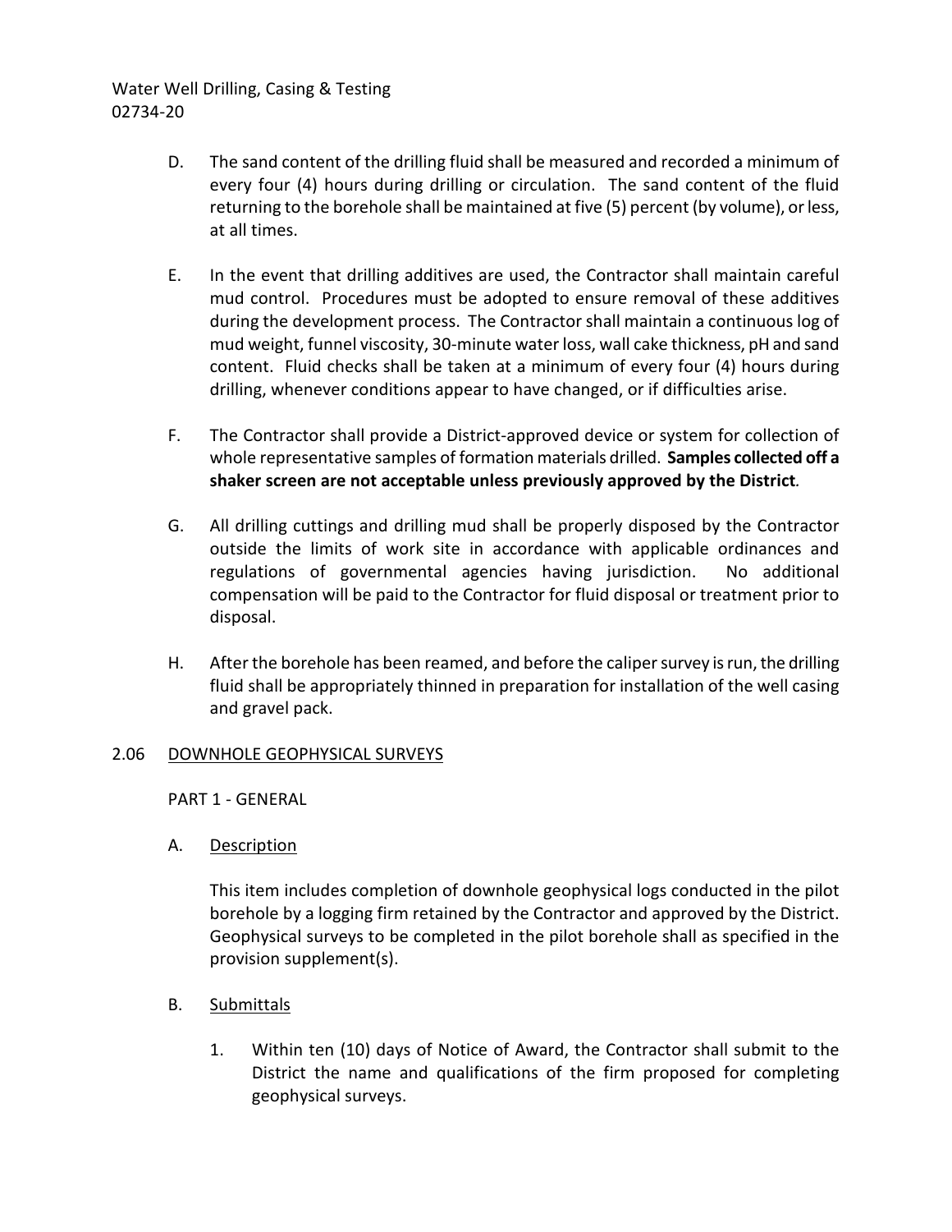D. The sand content of the drilling fluid shall be measured and recorded a minimum of every four (4) hours during drilling or circulation. The sand content of the fluid returning to the borehole shall be maintained at five (5) percent (by volume), or less, at all times.

E. In the event that drilling additives are used, the Contractor shall maintain careful mud control. Procedures must be adopted to ensure removal of these additives during the development process. The Contractor shall maintain a continuous log of mud weight, funnel viscosity, 30-minute water loss, wall cake thickness, pH and sand content. Fluid checks shall be taken at a minimum of every four (4) hours during drilling, whenever conditions appear to have changed, or if difficulties arise.

F. The Contractor shall provide a District-approved device or system for collection of whole representative samples of formation materials drilled. **Samples collected off a shaker screen are not acceptable unless previously approved by the District**.

G. All drilling cuttings and drilling mud shall be properly disposed by the Contractor outside the limits of work site in accordance with applicable ordinances and regulations of governmental agencies having jurisdiction. No additional compensation will be paid to the Contractor for fluid disposal or treatment prior to disposal.

H. After the borehole has been reamed, and before the caliper survey is run, the drilling fluid shall be appropriately thinned in preparation for installation of the well casing and gravel pack.

## 2.06 <u>DOWNHOLE GEOPHYSICAL SURVEYS</u>

PART 1 - GENERAL

A. <u>Description</u>

This item includes completion of downhole geophysical logs conducted in the pilot borehole by a logging firm retained by the Contractor and approved by the District. Geophysical surveys to be completed in the pilot borehole shall as specified in the provision supplement(s).

B. <u>Submittals</u>

1. Within ten (10) days of Notice of Award, the Contractor shall submit to the District the name and qualifications of the firm proposed for completing geophysical surveys.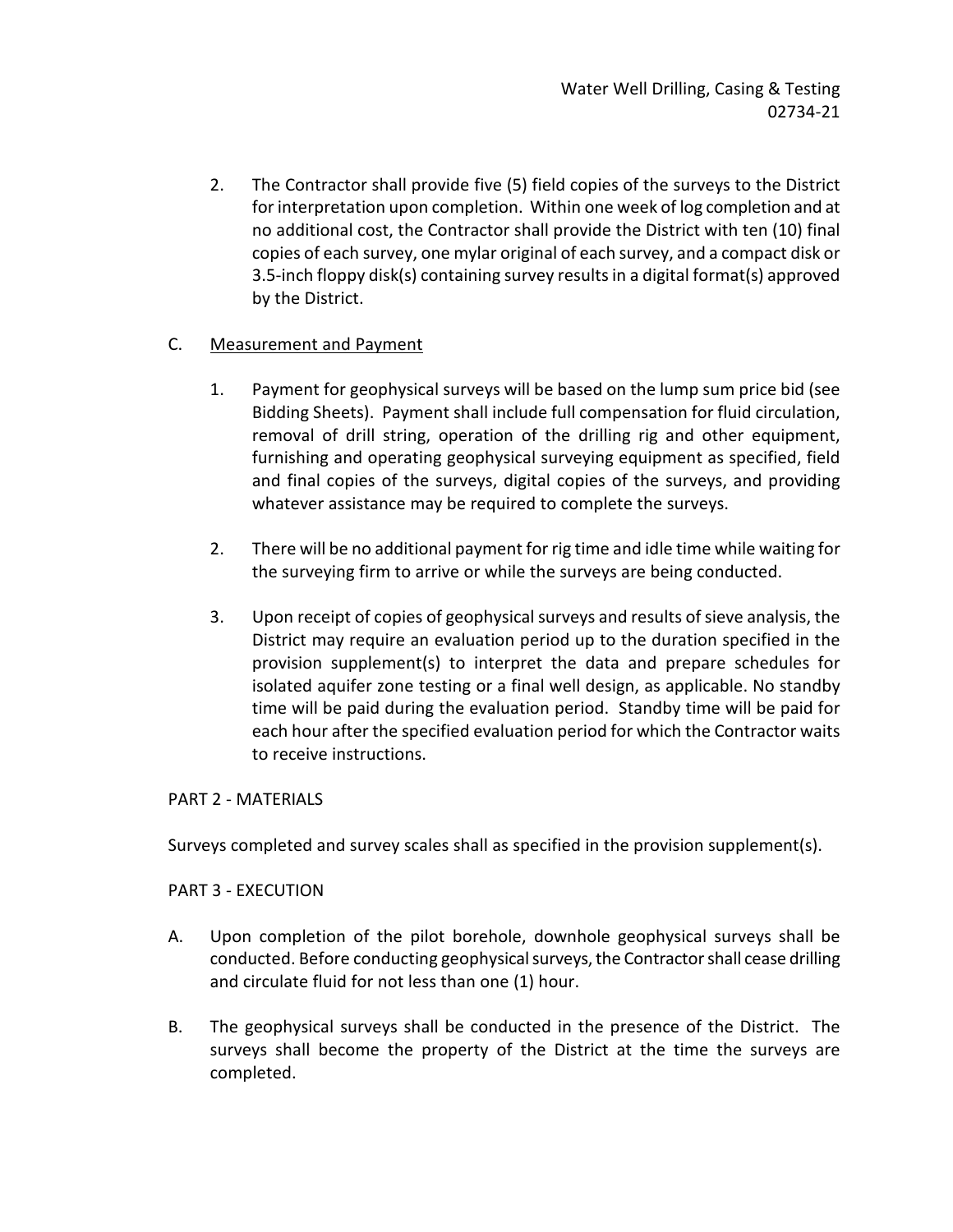2. The Contractor shall provide five (5) field copies of the surveys to the District for interpretation upon completion. Within one week of log completion and at no additional cost, the Contractor shall provide the District with ten (10) final copies of each survey, one mylar original of each survey, and a compact disk or 3.5-inch floppy disk(s) containing survey results in a digital format(s) approved by the District.

C. <u>Measurement and Payment</u>

   1. Payment for geophysical surveys will be based on the lump sum price bid (see Bidding Sheets). Payment shall include full compensation for fluid circulation, removal of drill string, operation of the drilling rig and other equipment, furnishing and operating geophysical surveying equipment as specified, field and final copies of the surveys, digital copies of the surveys, and providing whatever assistance may be required to complete the surveys.

   2. There will be no additional payment for rig time and idle time while waiting for the surveying firm to arrive or while the surveys are being conducted.

   3. Upon receipt of copies of geophysical surveys and results of sieve analysis, the District may require an evaluation period up to the duration specified in the provision supplement(s) to interpret the data and prepare schedules for isolated aquifer zone testing or a final well design, as applicable. No standby time will be paid during the evaluation period. Standby time will be paid for each hour after the specified evaluation period for which the Contractor waits to receive instructions.

PART 2 - MATERIALS

Surveys completed and survey scales shall as specified in the provision supplement(s).

PART 3 - EXECUTION

A. Upon completion of the pilot borehole, downhole geophysical surveys shall be conducted. Before conducting geophysical surveys, the Contractor shall cease drilling and circulate fluid for not less than one (1) hour.

B. The geophysical surveys shall be conducted in the presence of the District. The surveys shall become the property of the District at the time the surveys are completed.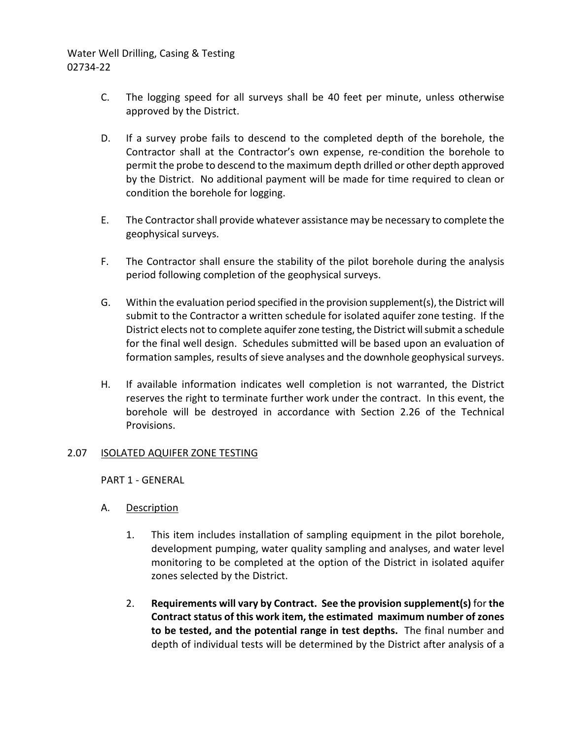C. The logging speed for all surveys shall be 40 feet per minute, unless otherwise approved by the District.

D. If a survey probe fails to descend to the completed depth of the borehole, the Contractor shall at the Contractor's own expense, re-condition the borehole to permit the probe to descend to the maximum depth drilled or other depth approved by the District. No additional payment will be made for time required to clean or condition the borehole for logging.

E. The Contractor shall provide whatever assistance may be necessary to complete the geophysical surveys.

F. The Contractor shall ensure the stability of the pilot borehole during the analysis period following completion of the geophysical surveys.

G. Within the evaluation period specified in the provision supplement(s), the District will submit to the Contractor a written schedule for isolated aquifer zone testing. If the District elects not to complete aquifer zone testing, the District will submit a schedule for the final well design. Schedules submitted will be based upon an evaluation of formation samples, results of sieve analyses and the downhole geophysical surveys.

H. If available information indicates well completion is not warranted, the District reserves the right to terminate further work under the contract. In this event, the borehole will be destroyed in accordance with Section 2.26 of the Technical Provisions.

## 2.07 ISOLATED AQUIFER ZONE TESTING

PART 1 - GENERAL

A. Description

1. This item includes installation of sampling equipment in the pilot borehole, development pumping, water quality sampling and analyses, and water level monitoring to be completed at the option of the District in isolated aquifer zones selected by the District.

2. **Requirements will vary by Contract. See the provision supplement(s)** for **the Contract status of this work item, the estimated maximum number of zones to be tested, and the potential range in test depths.** The final number and depth of individual tests will be determined by the District after analysis of a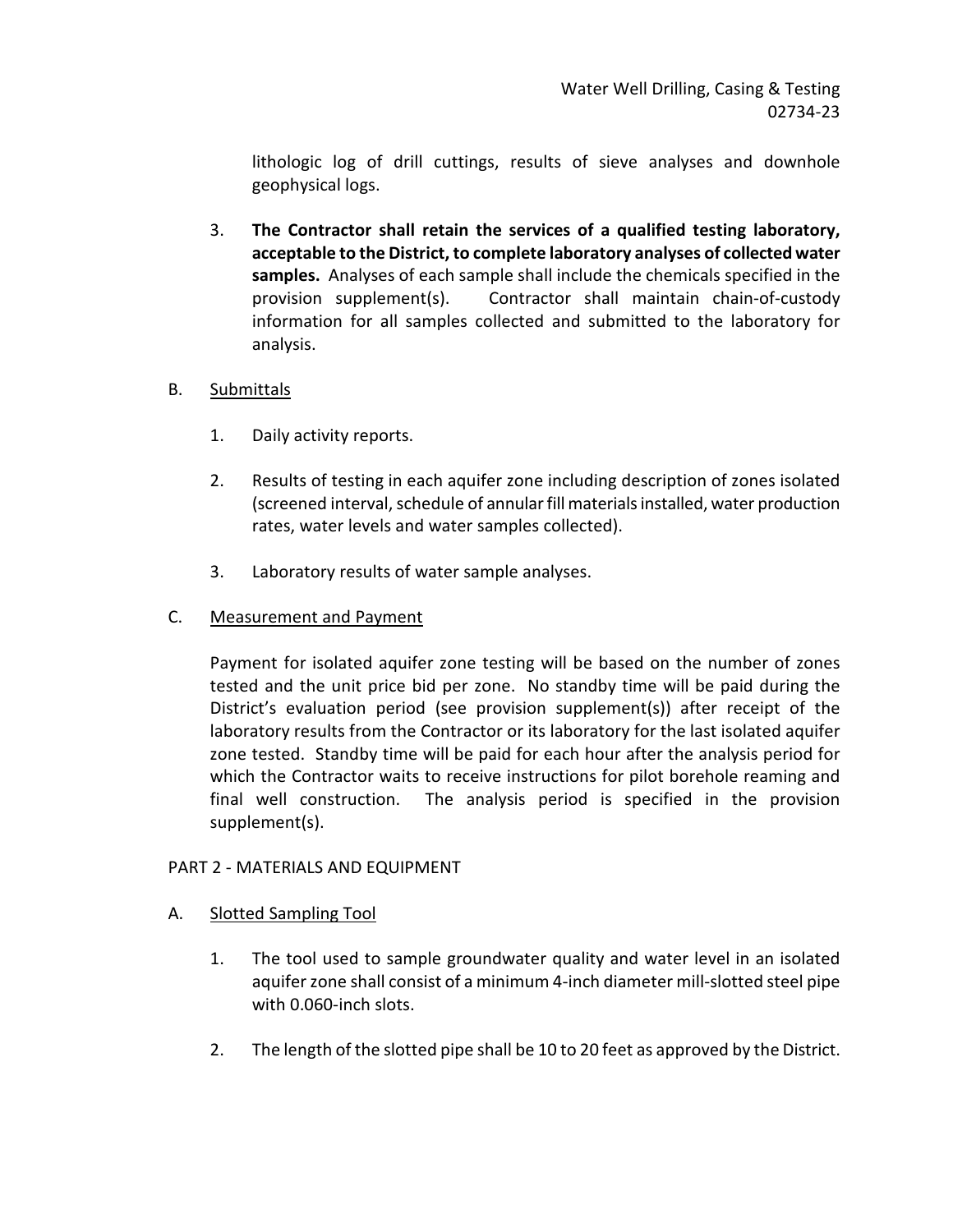lithologic log of drill cuttings, results of sieve analyses and downhole geophysical logs.

3. **The Contractor shall retain the services of a qualified testing laboratory, acceptable to the District, to complete laboratory analyses of collected water samples.** Analyses of each sample shall include the chemicals specified in the provision supplement(s). Contractor shall maintain chain-of-custody information for all samples collected and submitted to the laboratory for analysis.

B. Submittals

1. Daily activity reports.

2. Results of testing in each aquifer zone including description of zones isolated (screened interval, schedule of annular fill materials installed, water production rates, water levels and water samples collected).

3. Laboratory results of water sample analyses.

C. Measurement and Payment

Payment for isolated aquifer zone testing will be based on the number of zones tested and the unit price bid per zone. No standby time will be paid during the District's evaluation period (see provision supplement(s)) after receipt of the laboratory results from the Contractor or its laboratory for the last isolated aquifer zone tested. Standby time will be paid for each hour after the analysis period for which the Contractor waits to receive instructions for pilot borehole reaming and final well construction. The analysis period is specified in the provision supplement(s).

PART 2 - MATERIALS AND EQUIPMENT

A. Slotted Sampling Tool

1. The tool used to sample groundwater quality and water level in an isolated aquifer zone shall consist of a minimum 4-inch diameter mill-slotted steel pipe with 0.060-inch slots.

2. The length of the slotted pipe shall be 10 to 20 feet as approved by the District.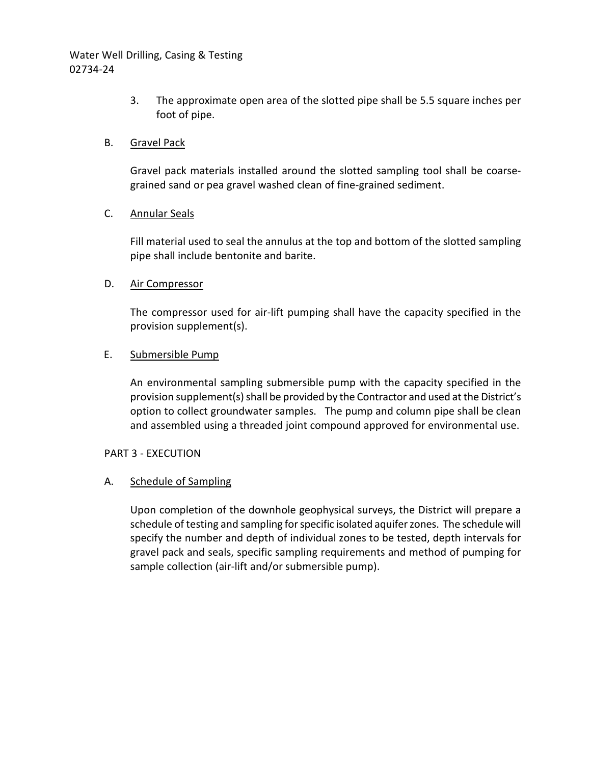3. The approximate open area of the slotted pipe shall be 5.5 square inches per foot of pipe.

B. Gravel Pack

Gravel pack materials installed around the slotted sampling tool shall be coarse-grained sand or pea gravel washed clean of fine-grained sediment.

C. Annular Seals

Fill material used to seal the annulus at the top and bottom of the slotted sampling pipe shall include bentonite and barite.

D. Air Compressor

The compressor used for air-lift pumping shall have the capacity specified in the provision supplement(s).

E. Submersible Pump

An environmental sampling submersible pump with the capacity specified in the provision supplement(s) shall be provided by the Contractor and used at the District's option to collect groundwater samples. The pump and column pipe shall be clean and assembled using a threaded joint compound approved for environmental use.

## PART 3 - EXECUTION

A. Schedule of Sampling

Upon completion of the downhole geophysical surveys, the District will prepare a schedule of testing and sampling for specific isolated aquifer zones. The schedule will specify the number and depth of individual zones to be tested, depth intervals for gravel pack and seals, specific sampling requirements and method of pumping for sample collection (air-lift and/or submersible pump).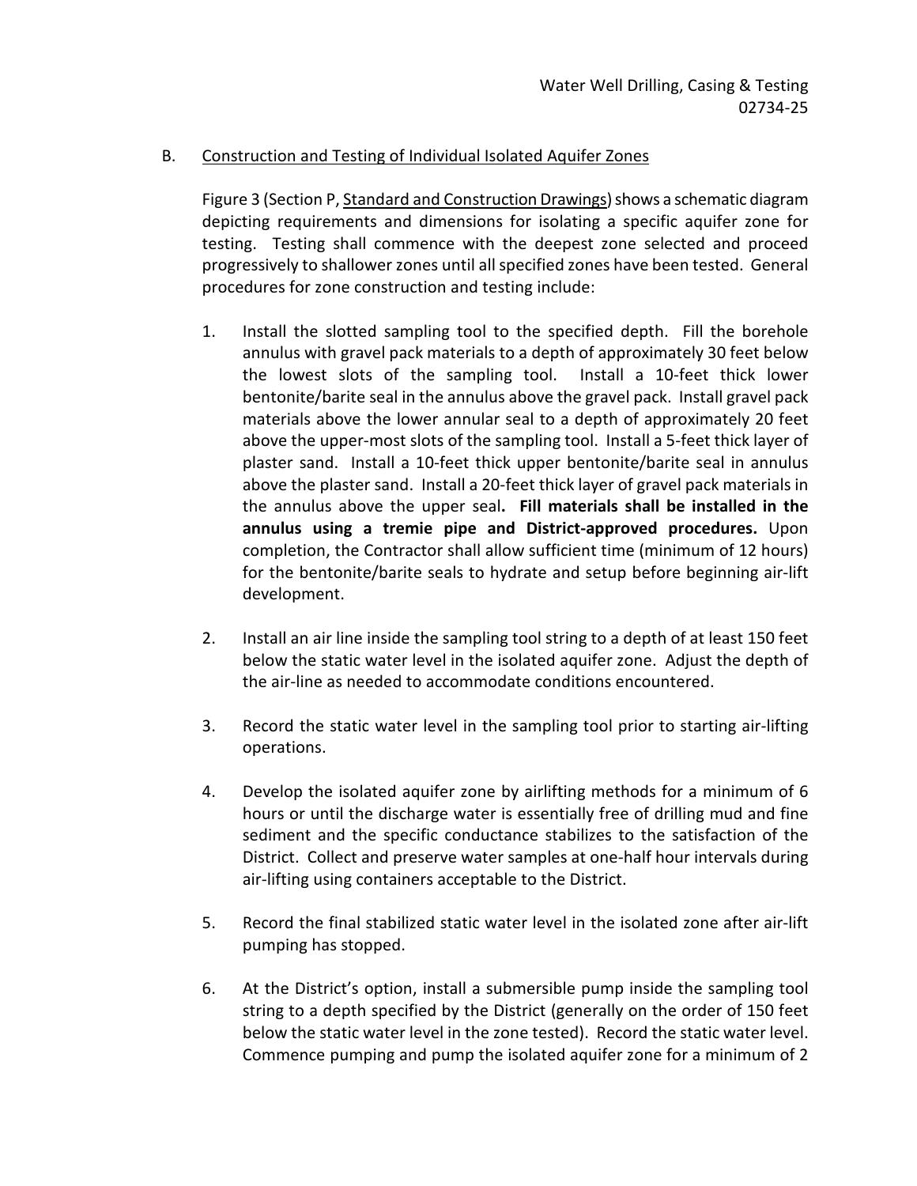B. Construction and Testing of Individual Isolated Aquifer Zones

Figure 3 (Section P, Standard and Construction Drawings) shows a schematic diagram depicting requirements and dimensions for isolating a specific aquifer zone for testing. Testing shall commence with the deepest zone selected and proceed progressively to shallower zones until all specified zones have been tested. General procedures for zone construction and testing include:

1. Install the slotted sampling tool to the specified depth. Fill the borehole annulus with gravel pack materials to a depth of approximately 30 feet below the lowest slots of the sampling tool. Install a 10-feet thick lower bentonite/barite seal in the annulus above the gravel pack. Install gravel pack materials above the lower annular seal to a depth of approximately 20 feet above the upper-most slots of the sampling tool. Install a 5-feet thick layer of plaster sand. Install a 10-feet thick upper bentonite/barite seal in annulus above the plaster sand. Install a 20-feet thick layer of gravel pack materials in the annulus above the upper seal**. Fill materials shall be installed in the annulus using a tremie pipe and District-approved procedures.** Upon completion, the Contractor shall allow sufficient time (minimum of 12 hours) for the bentonite/barite seals to hydrate and setup before beginning air-lift development.

2. Install an air line inside the sampling tool string to a depth of at least 150 feet below the static water level in the isolated aquifer zone. Adjust the depth of the air-line as needed to accommodate conditions encountered.

3. Record the static water level in the sampling tool prior to starting air-lifting operations.

4. Develop the isolated aquifer zone by airlifting methods for a minimum of 6 hours or until the discharge water is essentially free of drilling mud and fine sediment and the specific conductance stabilizes to the satisfaction of the District. Collect and preserve water samples at one-half hour intervals during air-lifting using containers acceptable to the District.

5. Record the final stabilized static water level in the isolated zone after air-lift pumping has stopped.

6. At the District's option, install a submersible pump inside the sampling tool string to a depth specified by the District (generally on the order of 150 feet below the static water level in the zone tested). Record the static water level. Commence pumping and pump the isolated aquifer zone for a minimum of 2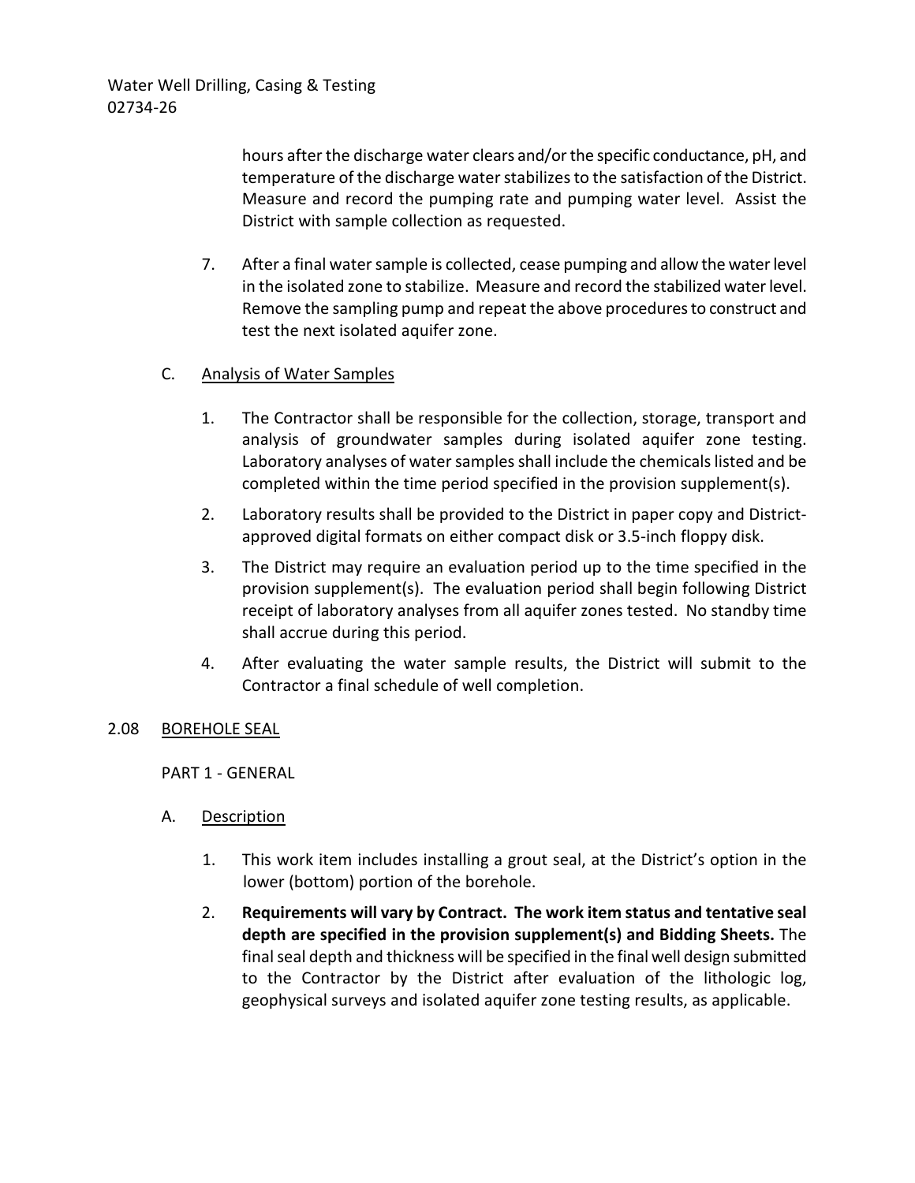hours after the discharge water clears and/or the specific conductance, pH, and temperature of the discharge water stabilizes to the satisfaction of the District. Measure and record the pumping rate and pumping water level. Assist the District with sample collection as requested.

7. After a final water sample is collected, cease pumping and allow the water level in the isolated zone to stabilize. Measure and record the stabilized water level. Remove the sampling pump and repeat the above procedures to construct and test the next isolated aquifer zone.

C. Analysis of Water Samples

1. The Contractor shall be responsible for the collection, storage, transport and analysis of groundwater samples during isolated aquifer zone testing. Laboratory analyses of water samples shall include the chemicals listed and be completed within the time period specified in the provision supplement(s).
2. Laboratory results shall be provided to the District in paper copy and District-approved digital formats on either compact disk or 3.5-inch floppy disk.
3. The District may require an evaluation period up to the time specified in the provision supplement(s). The evaluation period shall begin following District receipt of laboratory analyses from all aquifer zones tested. No standby time shall accrue during this period.
4. After evaluating the water sample results, the District will submit to the Contractor a final schedule of well completion.

## 2.08 BOREHOLE SEAL

PART 1 - GENERAL

A. Description

1. This work item includes installing a grout seal, at the District's option in the lower (bottom) portion of the borehole.
2. **Requirements will vary by Contract. The work item status and tentative seal depth are specified in the provision supplement(s) and Bidding Sheets.** The final seal depth and thickness will be specified in the final well design submitted to the Contractor by the District after evaluation of the lithologic log, geophysical surveys and isolated aquifer zone testing results, as applicable.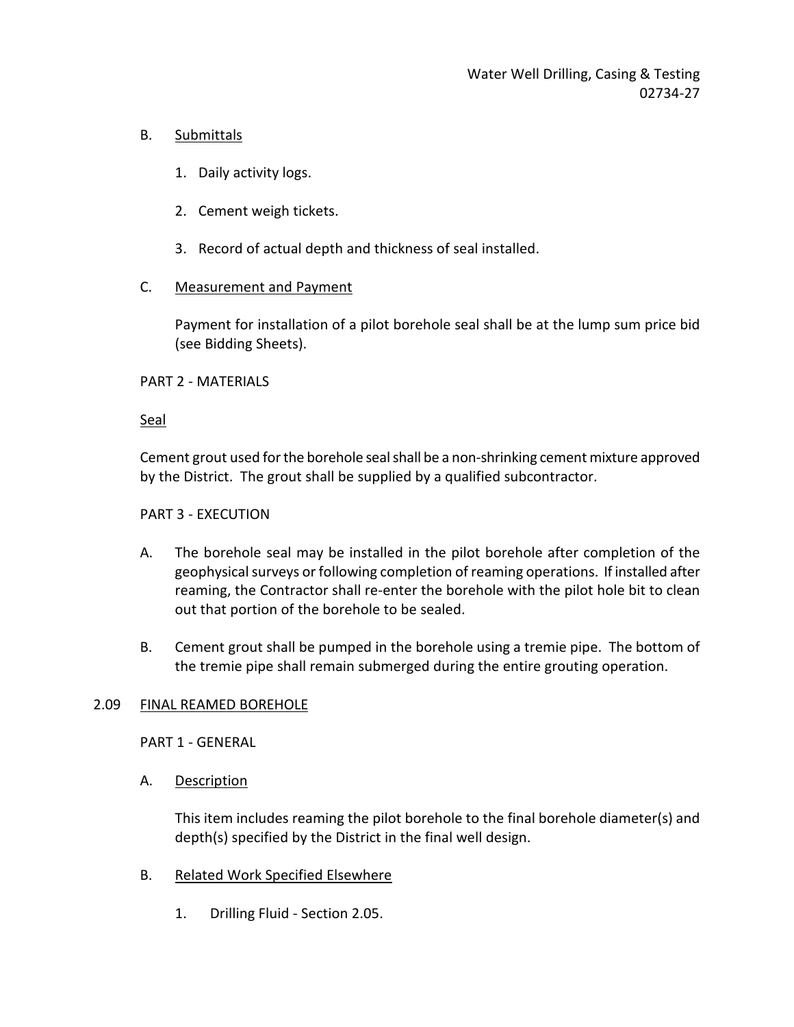B. Submittals

1. Daily activity logs.

2. Cement weigh tickets.

3. Record of actual depth and thickness of seal installed.

C. Measurement and Payment

Payment for installation of a pilot borehole seal shall be at the lump sum price bid (see Bidding Sheets).

PART 2 - MATERIALS

Seal

Cement grout used for the borehole seal shall be a non-shrinking cement mixture approved by the District. The grout shall be supplied by a qualified subcontractor.

PART 3 - EXECUTION

A. The borehole seal may be installed in the pilot borehole after completion of the geophysical surveys or following completion of reaming operations. If installed after reaming, the Contractor shall re-enter the borehole with the pilot hole bit to clean out that portion of the borehole to be sealed.

B. Cement grout shall be pumped in the borehole using a tremie pipe. The bottom of the tremie pipe shall remain submerged during the entire grouting operation.

## 2.09 FINAL REAMED BOREHOLE

PART 1 - GENERAL

A. Description

This item includes reaming the pilot borehole to the final borehole diameter(s) and depth(s) specified by the District in the final well design.

B. Related Work Specified Elsewhere

1. Drilling Fluid - Section 2.05.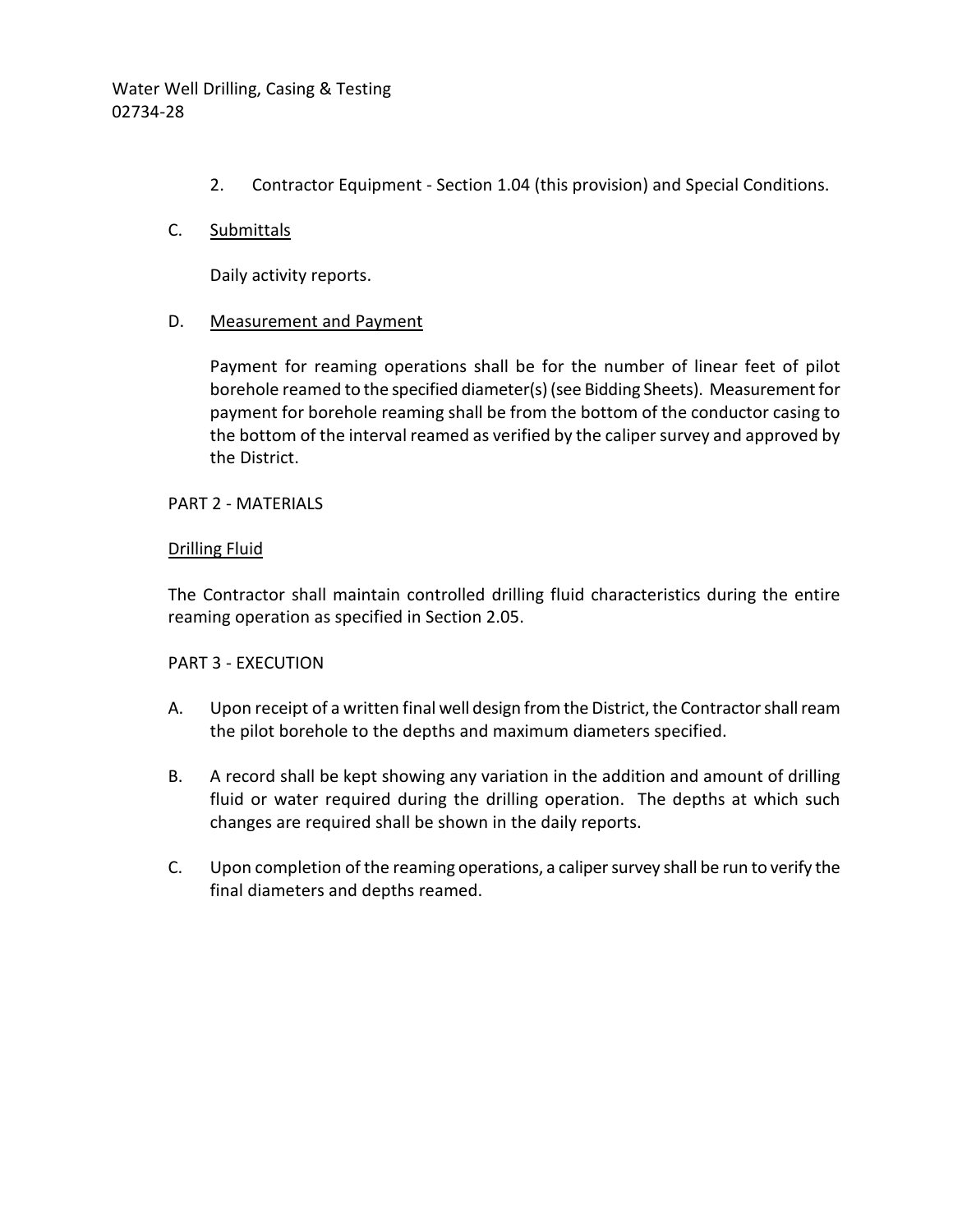2. Contractor Equipment - Section 1.04 (this provision) and Special Conditions.

C. Submittals

Daily activity reports.

D. Measurement and Payment

Payment for reaming operations shall be for the number of linear feet of pilot borehole reamed to the specified diameter(s) (see Bidding Sheets). Measurement for payment for borehole reaming shall be from the bottom of the conductor casing to the bottom of the interval reamed as verified by the caliper survey and approved by the District.

PART 2 - MATERIALS

Drilling Fluid

The Contractor shall maintain controlled drilling fluid characteristics during the entire reaming operation as specified in Section 2.05.

PART 3 - EXECUTION

A. Upon receipt of a written final well design from the District, the Contractor shall ream the pilot borehole to the depths and maximum diameters specified.

B. A record shall be kept showing any variation in the addition and amount of drilling fluid or water required during the drilling operation. The depths at which such changes are required shall be shown in the daily reports.

C. Upon completion of the reaming operations, a caliper survey shall be run to verify the final diameters and depths reamed.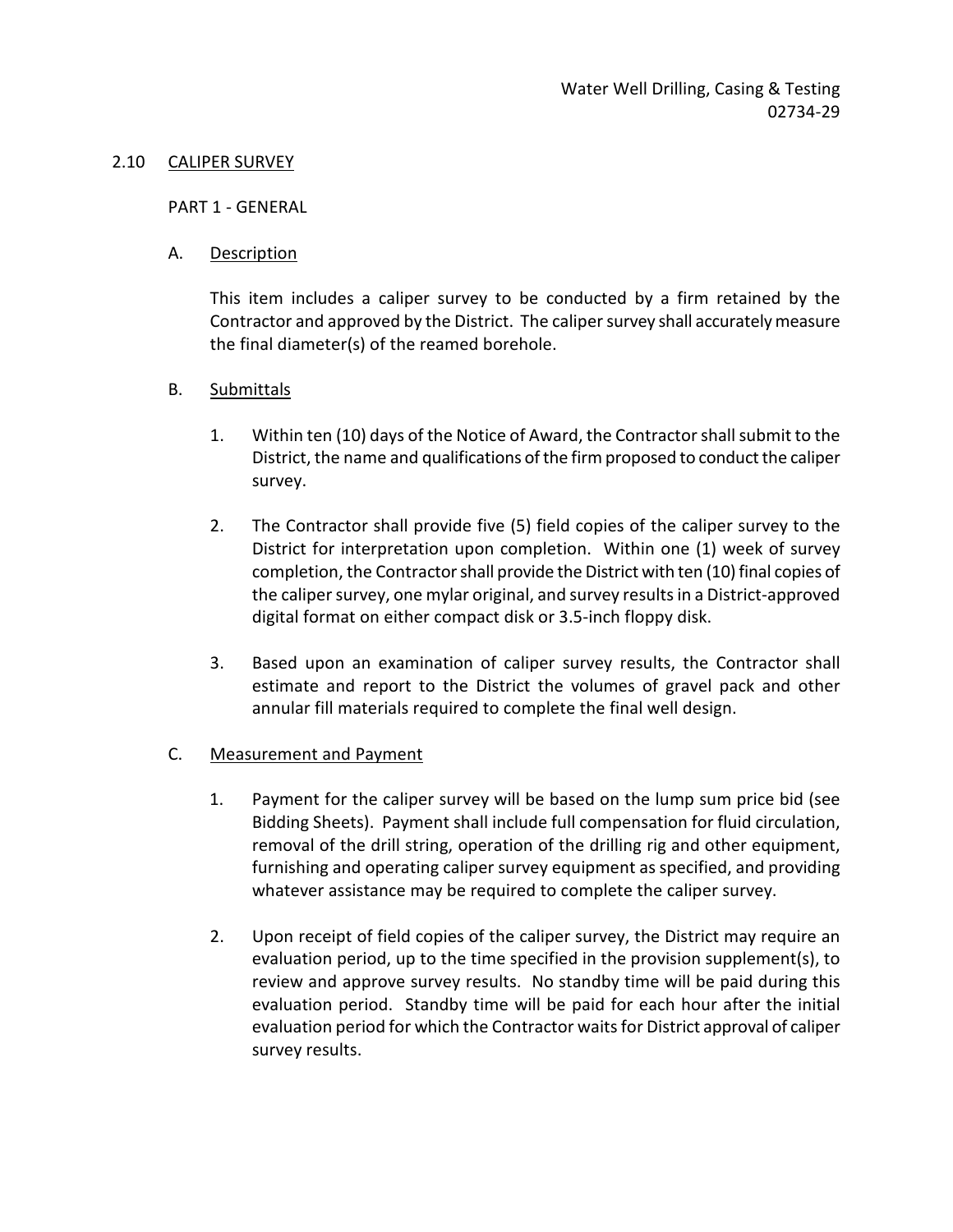## 2.10 CALIPER SURVEY

PART 1 - GENERAL

### A. Description

This item includes a caliper survey to be conducted by a firm retained by the Contractor and approved by the District. The caliper survey shall accurately measure the final diameter(s) of the reamed borehole.

### B. Submittals

1. Within ten (10) days of the Notice of Award, the Contractor shall submit to the District, the name and qualifications of the firm proposed to conduct the caliper survey.

2. The Contractor shall provide five (5) field copies of the caliper survey to the District for interpretation upon completion. Within one (1) week of survey completion, the Contractor shall provide the District with ten (10) final copies of the caliper survey, one mylar original, and survey results in a District-approved digital format on either compact disk or 3.5-inch floppy disk.

3. Based upon an examination of caliper survey results, the Contractor shall estimate and report to the District the volumes of gravel pack and other annular fill materials required to complete the final well design.

### C. Measurement and Payment

1. Payment for the caliper survey will be based on the lump sum price bid (see Bidding Sheets). Payment shall include full compensation for fluid circulation, removal of the drill string, operation of the drilling rig and other equipment, furnishing and operating caliper survey equipment as specified, and providing whatever assistance may be required to complete the caliper survey.

2. Upon receipt of field copies of the caliper survey, the District may require an evaluation period, up to the time specified in the provision supplement(s), to review and approve survey results. No standby time will be paid during this evaluation period. Standby time will be paid for each hour after the initial evaluation period for which the Contractor waits for District approval of caliper survey results.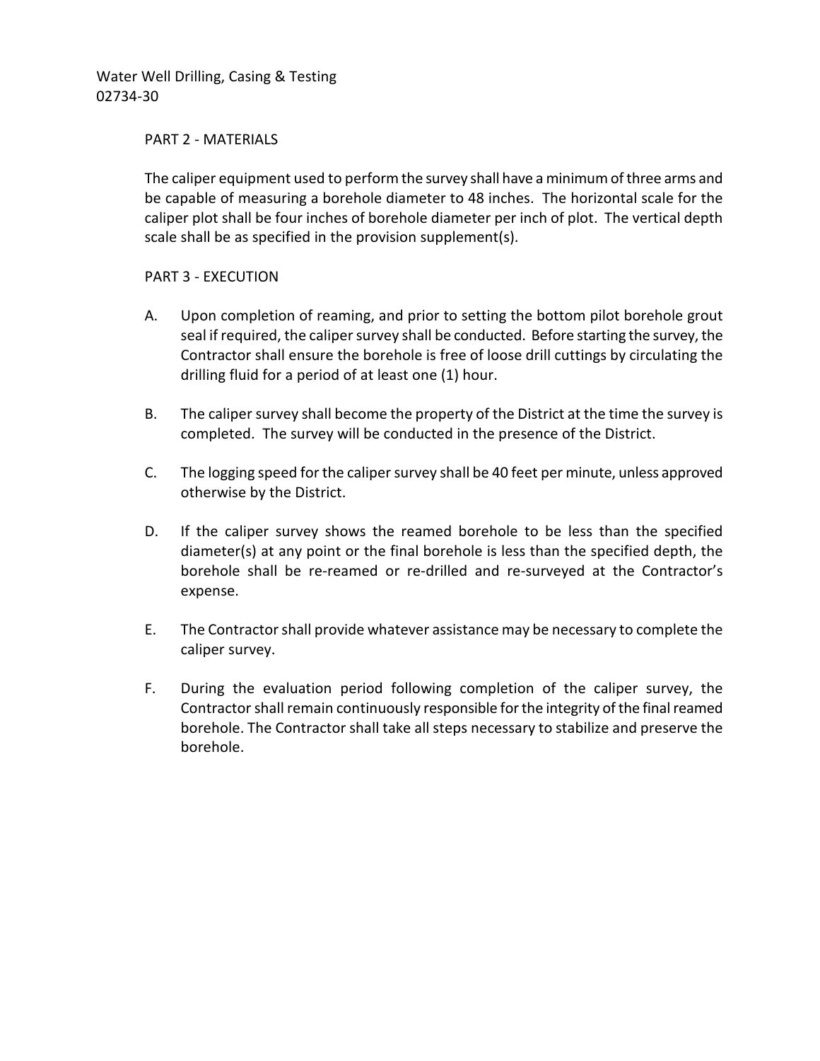## PART 2 - MATERIALS

The caliper equipment used to perform the survey shall have a minimum of three arms and be capable of measuring a borehole diameter to 48 inches. The horizontal scale for the caliper plot shall be four inches of borehole diameter per inch of plot. The vertical depth scale shall be as specified in the provision supplement(s).

## PART 3 - EXECUTION

A. Upon completion of reaming, and prior to setting the bottom pilot borehole grout seal if required, the caliper survey shall be conducted. Before starting the survey, the Contractor shall ensure the borehole is free of loose drill cuttings by circulating the drilling fluid for a period of at least one (1) hour.

B. The caliper survey shall become the property of the District at the time the survey is completed. The survey will be conducted in the presence of the District.

C. The logging speed for the caliper survey shall be 40 feet per minute, unless approved otherwise by the District.

D. If the caliper survey shows the reamed borehole to be less than the specified diameter(s) at any point or the final borehole is less than the specified depth, the borehole shall be re-reamed or re-drilled and re-surveyed at the Contractor's expense.

E. The Contractor shall provide whatever assistance may be necessary to complete the caliper survey.

F. During the evaluation period following completion of the caliper survey, the Contractor shall remain continuously responsible for the integrity of the final reamed borehole. The Contractor shall take all steps necessary to stabilize and preserve the borehole.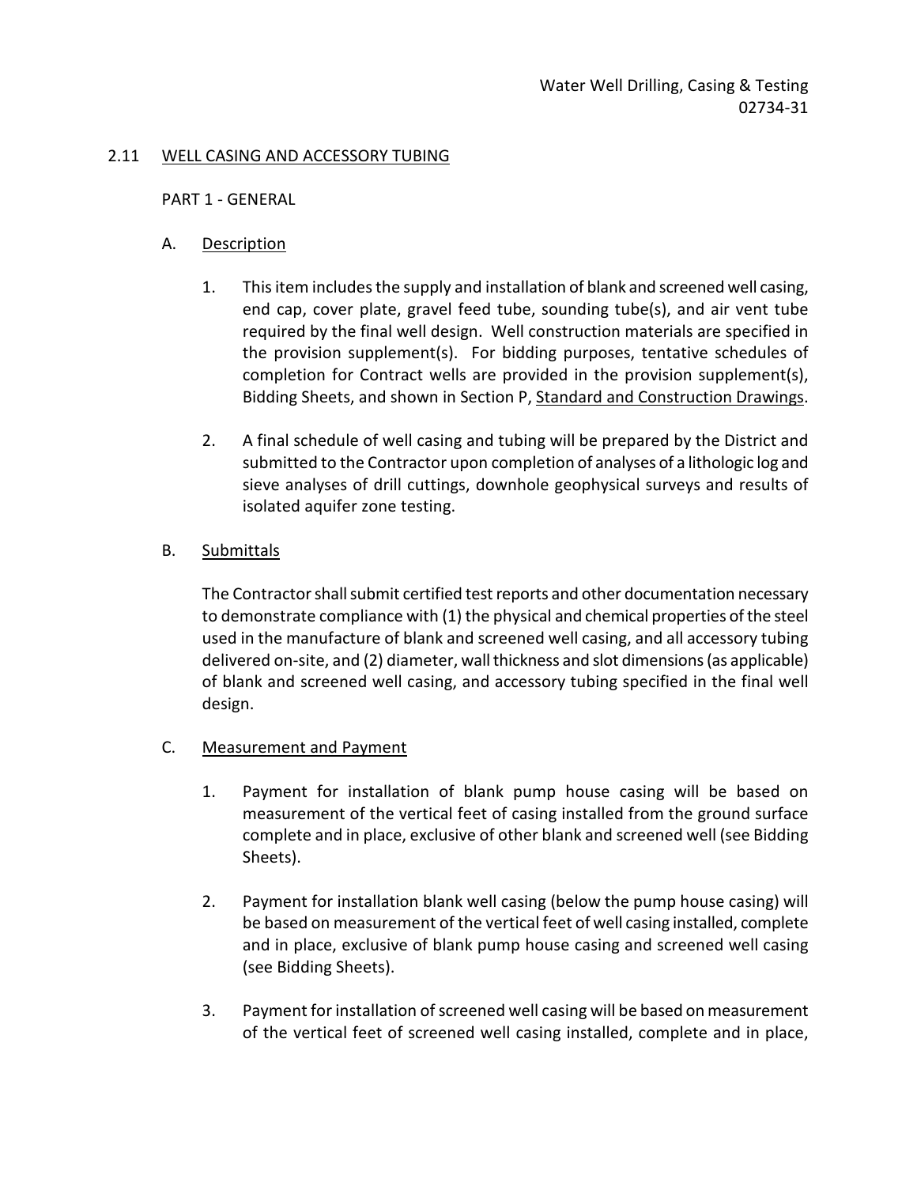## 2.11 WELL CASING AND ACCESSORY TUBING

PART 1 - GENERAL

A. Description

1. This item includes the supply and installation of blank and screened well casing, end cap, cover plate, gravel feed tube, sounding tube(s), and air vent tube required by the final well design. Well construction materials are specified in the provision supplement(s). For bidding purposes, tentative schedules of completion for Contract wells are provided in the provision supplement(s), Bidding Sheets, and shown in Section P, Standard and Construction Drawings.

2. A final schedule of well casing and tubing will be prepared by the District and submitted to the Contractor upon completion of analyses of a lithologic log and sieve analyses of drill cuttings, downhole geophysical surveys and results of isolated aquifer zone testing.

B. Submittals

The Contractor shall submit certified test reports and other documentation necessary to demonstrate compliance with (1) the physical and chemical properties of the steel used in the manufacture of blank and screened well casing, and all accessory tubing delivered on-site, and (2) diameter, wall thickness and slot dimensions (as applicable) of blank and screened well casing, and accessory tubing specified in the final well design.

C. Measurement and Payment

1. Payment for installation of blank pump house casing will be based on measurement of the vertical feet of casing installed from the ground surface complete and in place, exclusive of other blank and screened well (see Bidding Sheets).

2. Payment for installation blank well casing (below the pump house casing) will be based on measurement of the vertical feet of well casing installed, complete and in place, exclusive of blank pump house casing and screened well casing (see Bidding Sheets).

3. Payment for installation of screened well casing will be based on measurement of the vertical feet of screened well casing installed, complete and in place,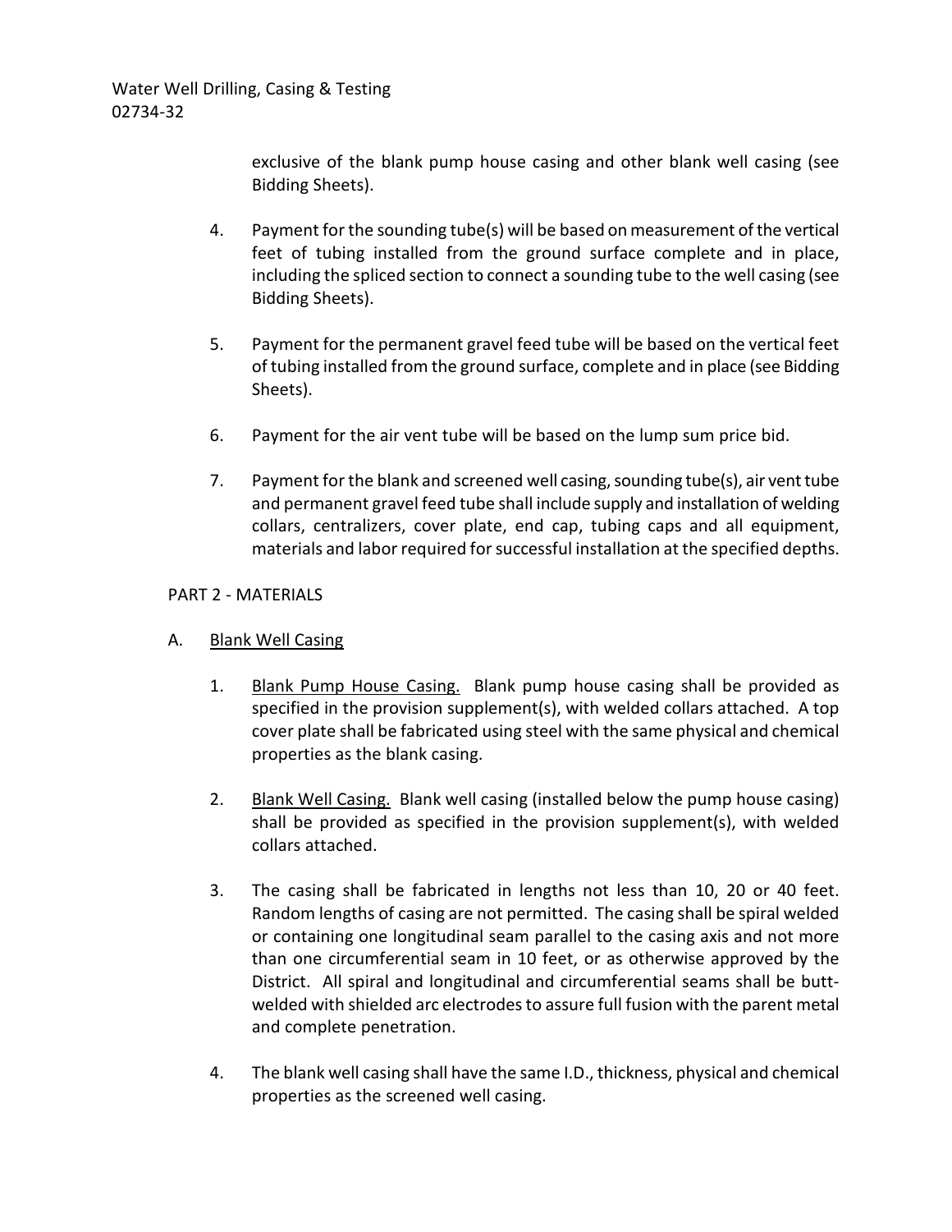exclusive of the blank pump house casing and other blank well casing (see Bidding Sheets).

4. Payment for the sounding tube(s) will be based on measurement of the vertical feet of tubing installed from the ground surface complete and in place, including the spliced section to connect a sounding tube to the well casing (see Bidding Sheets).

5. Payment for the permanent gravel feed tube will be based on the vertical feet of tubing installed from the ground surface, complete and in place (see Bidding Sheets).

6. Payment for the air vent tube will be based on the lump sum price bid.

7. Payment for the blank and screened well casing, sounding tube(s), air vent tube and permanent gravel feed tube shall include supply and installation of welding collars, centralizers, cover plate, end cap, tubing caps and all equipment, materials and labor required for successful installation at the specified depths.

PART 2 - MATERIALS

A. <u>Blank Well Casing</u>

1. <u>Blank Pump House Casing.</u> Blank pump house casing shall be provided as specified in the provision supplement(s), with welded collars attached. A top cover plate shall be fabricated using steel with the same physical and chemical properties as the blank casing.

2. <u>Blank Well Casing.</u> Blank well casing (installed below the pump house casing) shall be provided as specified in the provision supplement(s), with welded collars attached.

3. The casing shall be fabricated in lengths not less than 10, 20 or 40 feet. Random lengths of casing are not permitted. The casing shall be spiral welded or containing one longitudinal seam parallel to the casing axis and not more than one circumferential seam in 10 feet, or as otherwise approved by the District. All spiral and longitudinal and circumferential seams shall be butt-welded with shielded arc electrodes to assure full fusion with the parent metal and complete penetration.

4. The blank well casing shall have the same I.D., thickness, physical and chemical properties as the screened well casing.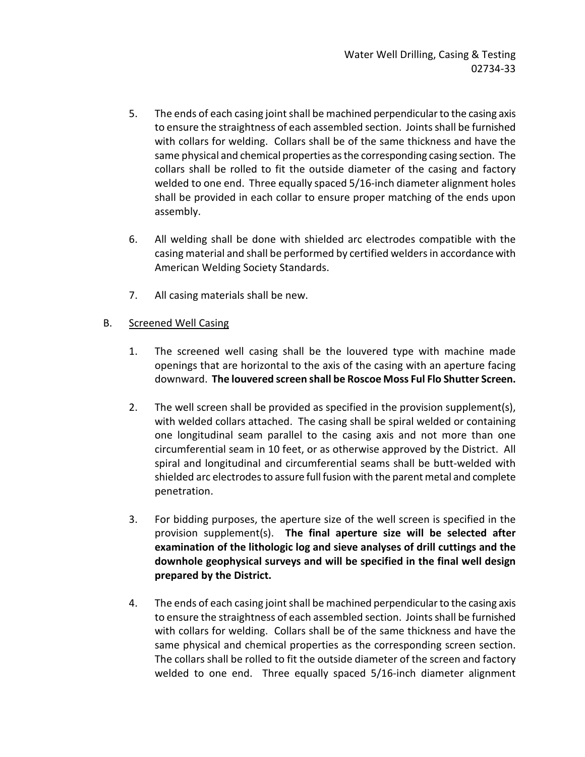5. The ends of each casing joint shall be machined perpendicular to the casing axis to ensure the straightness of each assembled section. Joints shall be furnished with collars for welding. Collars shall be of the same thickness and have the same physical and chemical properties as the corresponding casing section. The collars shall be rolled to fit the outside diameter of the casing and factory welded to one end. Three equally spaced 5/16-inch diameter alignment holes shall be provided in each collar to ensure proper matching of the ends upon assembly.

6. All welding shall be done with shielded arc electrodes compatible with the casing material and shall be performed by certified welders in accordance with American Welding Society Standards.

7. All casing materials shall be new.

B. <u>Screened Well Casing</u>

1. The screened well casing shall be the louvered type with machine made openings that are horizontal to the axis of the casing with an aperture facing downward. **The louvered screen shall be Roscoe Moss Ful Flo Shutter Screen.**

2. The well screen shall be provided as specified in the provision supplement(s), with welded collars attached. The casing shall be spiral welded or containing one longitudinal seam parallel to the casing axis and not more than one circumferential seam in 10 feet, or as otherwise approved by the District. All spiral and longitudinal and circumferential seams shall be butt-welded with shielded arc electrodes to assure full fusion with the parent metal and complete penetration.

3. For bidding purposes, the aperture size of the well screen is specified in the provision supplement(s). **The final aperture size will be selected after examination of the lithologic log and sieve analyses of drill cuttings and the downhole geophysical surveys and will be specified in the final well design prepared by the District.**

4. The ends of each casing joint shall be machined perpendicular to the casing axis to ensure the straightness of each assembled section. Joints shall be furnished with collars for welding. Collars shall be of the same thickness and have the same physical and chemical properties as the corresponding screen section. The collars shall be rolled to fit the outside diameter of the screen and factory welded to one end. Three equally spaced 5/16-inch diameter alignment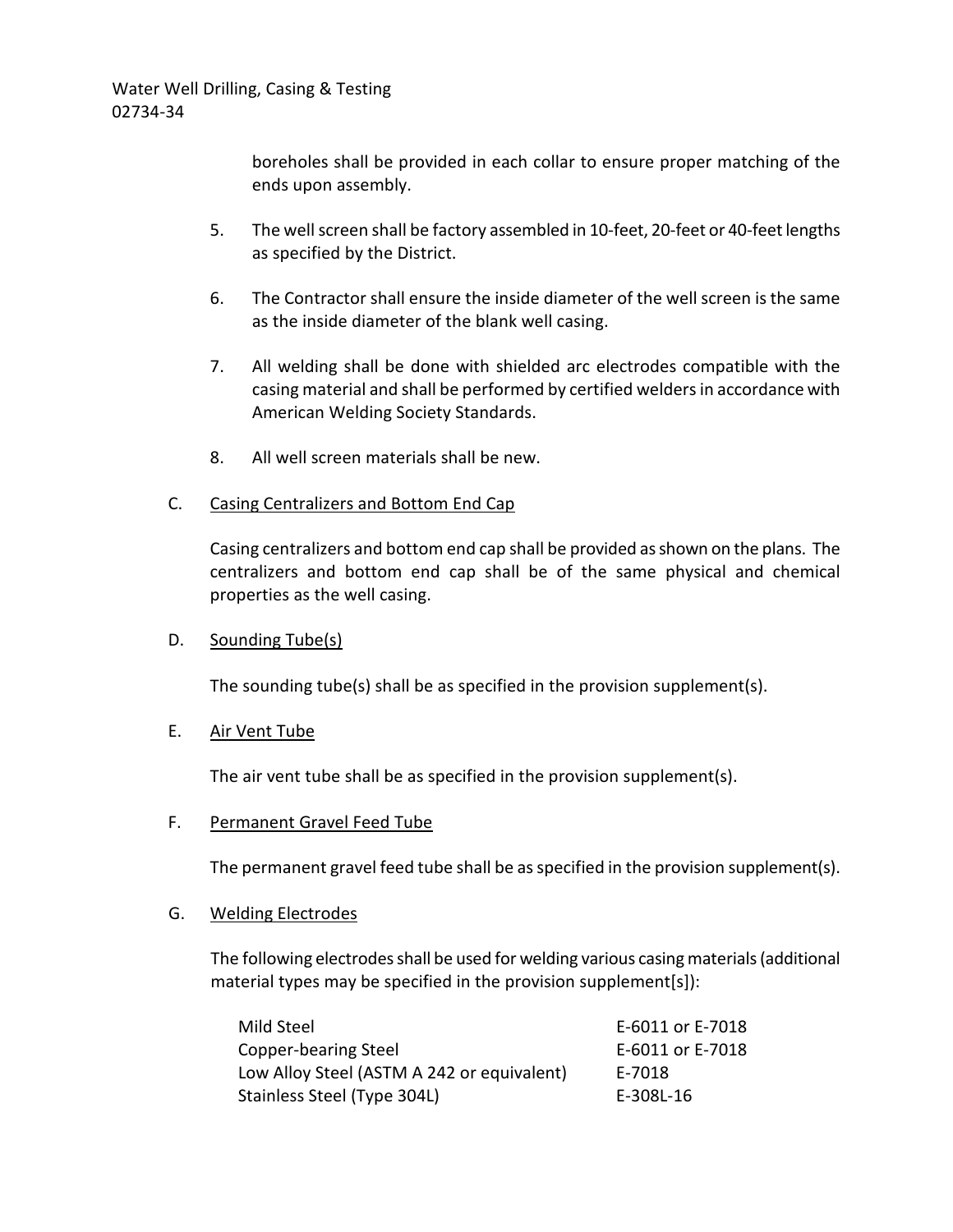boreholes shall be provided in each collar to ensure proper matching of the ends upon assembly.

5. The well screen shall be factory assembled in 10-feet, 20-feet or 40-feet lengths as specified by the District.

6. The Contractor shall ensure the inside diameter of the well screen is the same as the inside diameter of the blank well casing.

7. All welding shall be done with shielded arc electrodes compatible with the casing material and shall be performed by certified welders in accordance with American Welding Society Standards.

8. All well screen materials shall be new.

C. Casing Centralizers and Bottom End Cap

Casing centralizers and bottom end cap shall be provided as shown on the plans. The centralizers and bottom end cap shall be of the same physical and chemical properties as the well casing.

D. Sounding Tube(s)

The sounding tube(s) shall be as specified in the provision supplement(s).

E. Air Vent Tube

The air vent tube shall be as specified in the provision supplement(s).

F. Permanent Gravel Feed Tube

The permanent gravel feed tube shall be as specified in the provision supplement(s).

G. Welding Electrodes

The following electrodes shall be used for welding various casing materials (additional material types may be specified in the provision supplement[s]):

| | |
|---|---|
| Mild Steel | E-6011 or E-7018 |
| Copper-bearing Steel | E-6011 or E-7018 |
| Low Alloy Steel (ASTM A 242 or equivalent) | E-7018 |
| Stainless Steel (Type 304L) | E-308L-16 |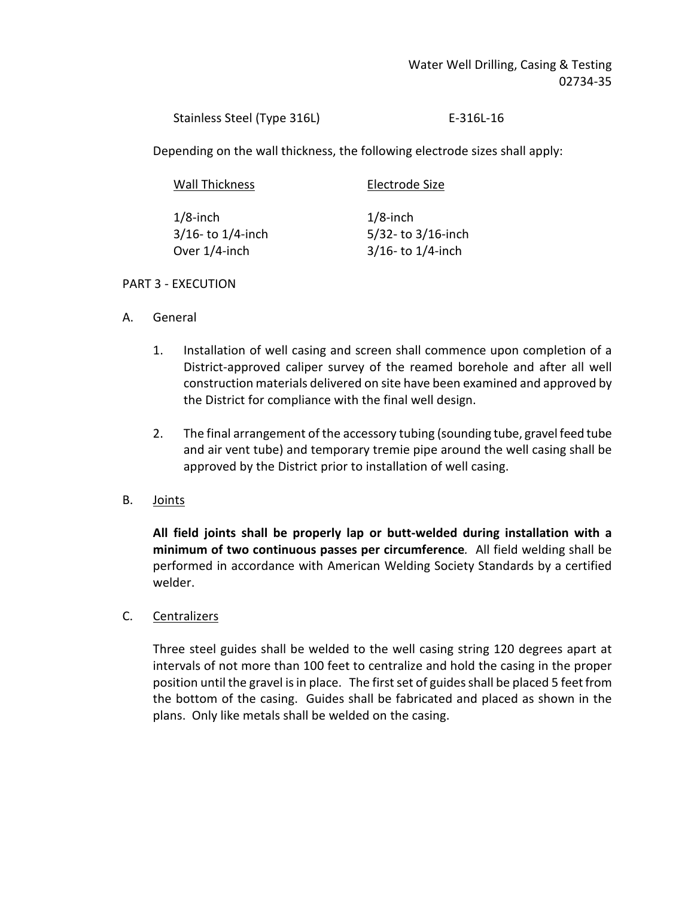Stainless Steel (Type 316L) E-316L-16

Depending on the wall thickness, the following electrode sizes shall apply:

| Wall Thickness | Electrode Size |
|---|---|
| 1/8-inch | 1/8-inch |
| 3/16- to 1/4-inch | 5/32- to 3/16-inch |
| Over 1/4-inch | 3/16- to 1/4-inch |

## PART 3 - EXECUTION

A. General

1. Installation of well casing and screen shall commence upon completion of a District-approved caliper survey of the reamed borehole and after all well construction materials delivered on site have been examined and approved by the District for compliance with the final well design.

2. The final arrangement of the accessory tubing (sounding tube, gravel feed tube and air vent tube) and temporary tremie pipe around the well casing shall be approved by the District prior to installation of well casing.

B. Joints

**All field joints shall be properly lap or butt-welded during installation with a minimum of two continuous passes per circumference**. All field welding shall be performed in accordance with American Welding Society Standards by a certified welder.

C. Centralizers

Three steel guides shall be welded to the well casing string 120 degrees apart at intervals of not more than 100 feet to centralize and hold the casing in the proper position until the gravel is in place. The first set of guides shall be placed 5 feet from the bottom of the casing. Guides shall be fabricated and placed as shown in the plans. Only like metals shall be welded on the casing.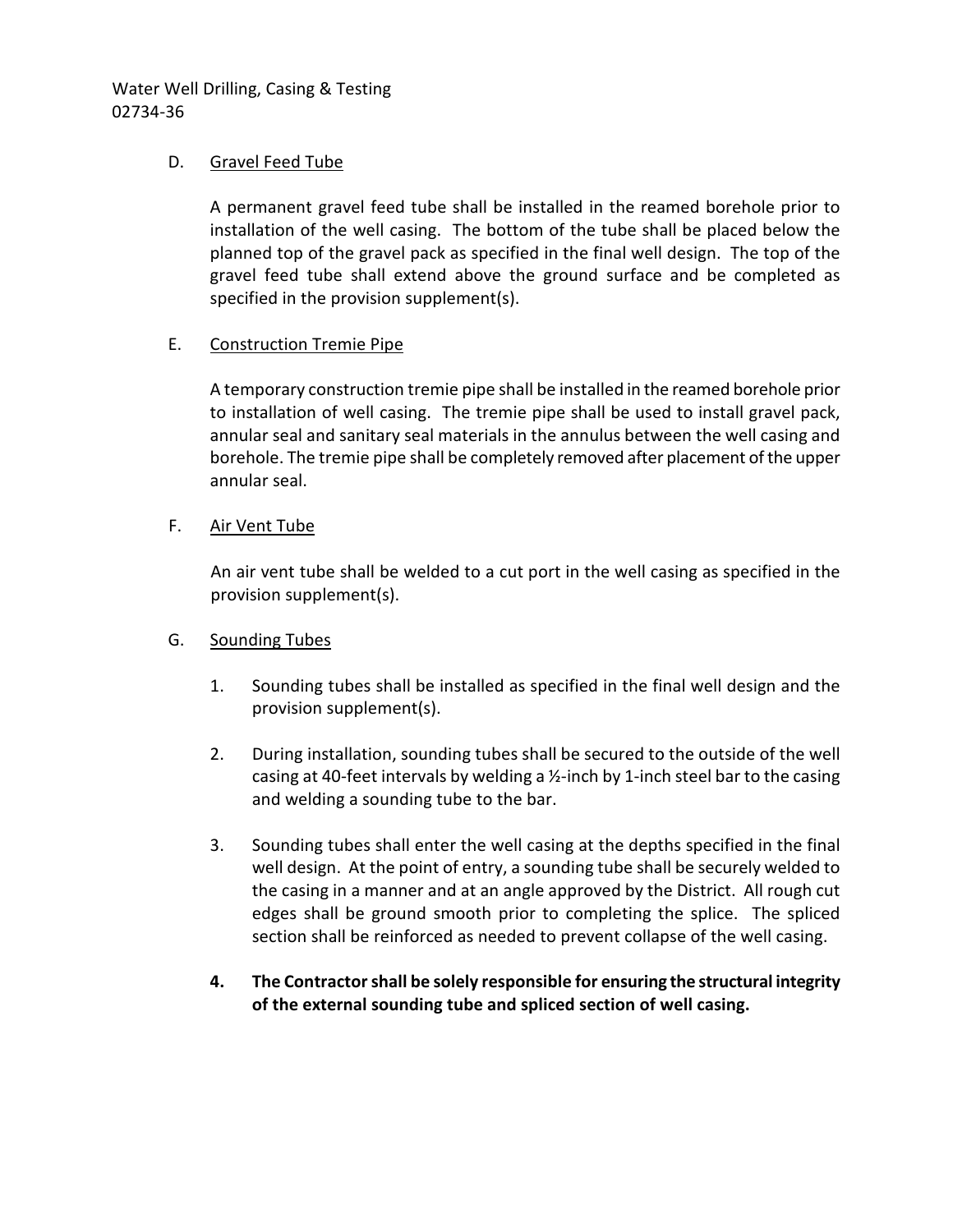D. <u>Gravel Feed Tube</u>

A permanent gravel feed tube shall be installed in the reamed borehole prior to installation of the well casing. The bottom of the tube shall be placed below the planned top of the gravel pack as specified in the final well design. The top of the gravel feed tube shall extend above the ground surface and be completed as specified in the provision supplement(s).

E. <u>Construction Tremie Pipe</u>

A temporary construction tremie pipe shall be installed in the reamed borehole prior to installation of well casing. The tremie pipe shall be used to install gravel pack, annular seal and sanitary seal materials in the annulus between the well casing and borehole. The tremie pipe shall be completely removed after placement of the upper annular seal.

F. <u>Air Vent Tube</u>

An air vent tube shall be welded to a cut port in the well casing as specified in the provision supplement(s).

G. <u>Sounding Tubes</u>

1. Sounding tubes shall be installed as specified in the final well design and the provision supplement(s).

2. During installation, sounding tubes shall be secured to the outside of the well casing at 40-feet intervals by welding a ½-inch by 1-inch steel bar to the casing and welding a sounding tube to the bar.

3. Sounding tubes shall enter the well casing at the depths specified in the final well design. At the point of entry, a sounding tube shall be securely welded to the casing in a manner and at an angle approved by the District. All rough cut edges shall be ground smooth prior to completing the splice. The spliced section shall be reinforced as needed to prevent collapse of the well casing.

4. **The Contractor shall be solely responsible for ensuring the structural integrity of the external sounding tube and spliced section of well casing.**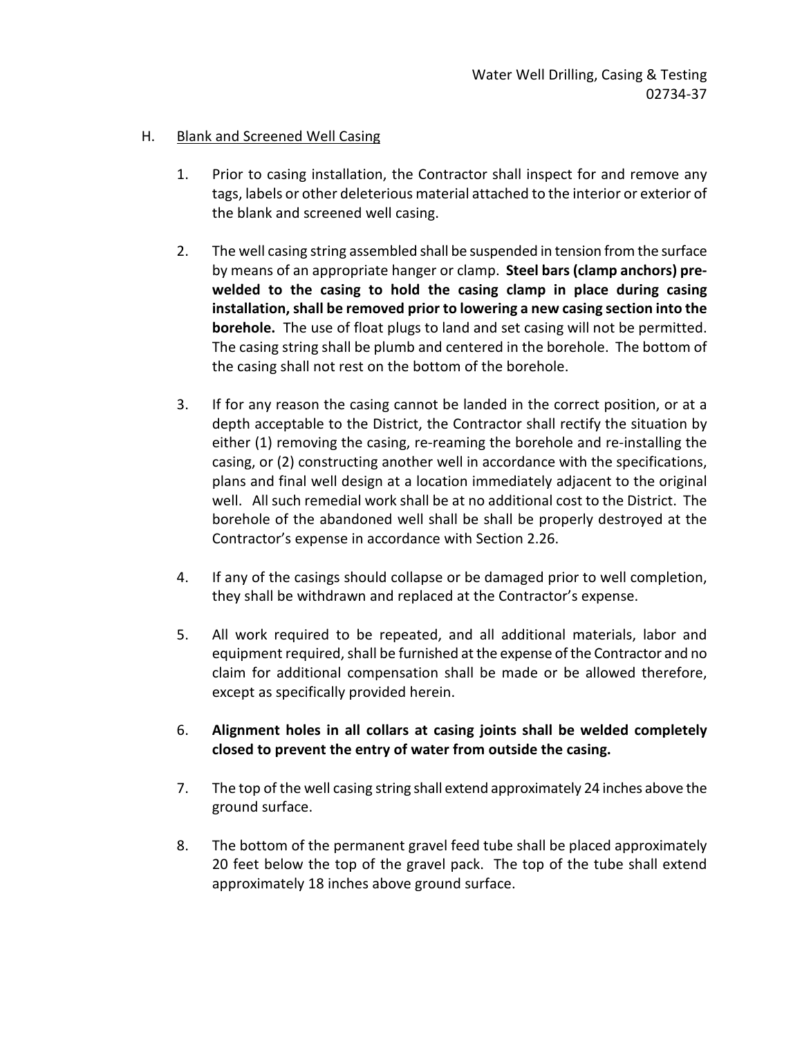H. Blank and Screened Well Casing

1. Prior to casing installation, the Contractor shall inspect for and remove any tags, labels or other deleterious material attached to the interior or exterior of the blank and screened well casing.

2. The well casing string assembled shall be suspended in tension from the surface by means of an appropriate hanger or clamp. **Steel bars (clamp anchors) pre-welded to the casing to hold the casing clamp in place during casing installation, shall be removed prior to lowering a new casing section into the borehole.** The use of float plugs to land and set casing will not be permitted. The casing string shall be plumb and centered in the borehole. The bottom of the casing shall not rest on the bottom of the borehole.

3. If for any reason the casing cannot be landed in the correct position, or at a depth acceptable to the District, the Contractor shall rectify the situation by either (1) removing the casing, re-reaming the borehole and re-installing the casing, or (2) constructing another well in accordance with the specifications, plans and final well design at a location immediately adjacent to the original well. All such remedial work shall be at no additional cost to the District. The borehole of the abandoned well shall be shall be properly destroyed at the Contractor's expense in accordance with Section 2.26.

4. If any of the casings should collapse or be damaged prior to well completion, they shall be withdrawn and replaced at the Contractor's expense.

5. All work required to be repeated, and all additional materials, labor and equipment required, shall be furnished at the expense of the Contractor and no claim for additional compensation shall be made or be allowed therefore, except as specifically provided herein.

6. **Alignment holes in all collars at casing joints shall be welded completely closed to prevent the entry of water from outside the casing.**

7. The top of the well casing string shall extend approximately 24 inches above the ground surface.

8. The bottom of the permanent gravel feed tube shall be placed approximately 20 feet below the top of the gravel pack. The top of the tube shall extend approximately 18 inches above ground surface.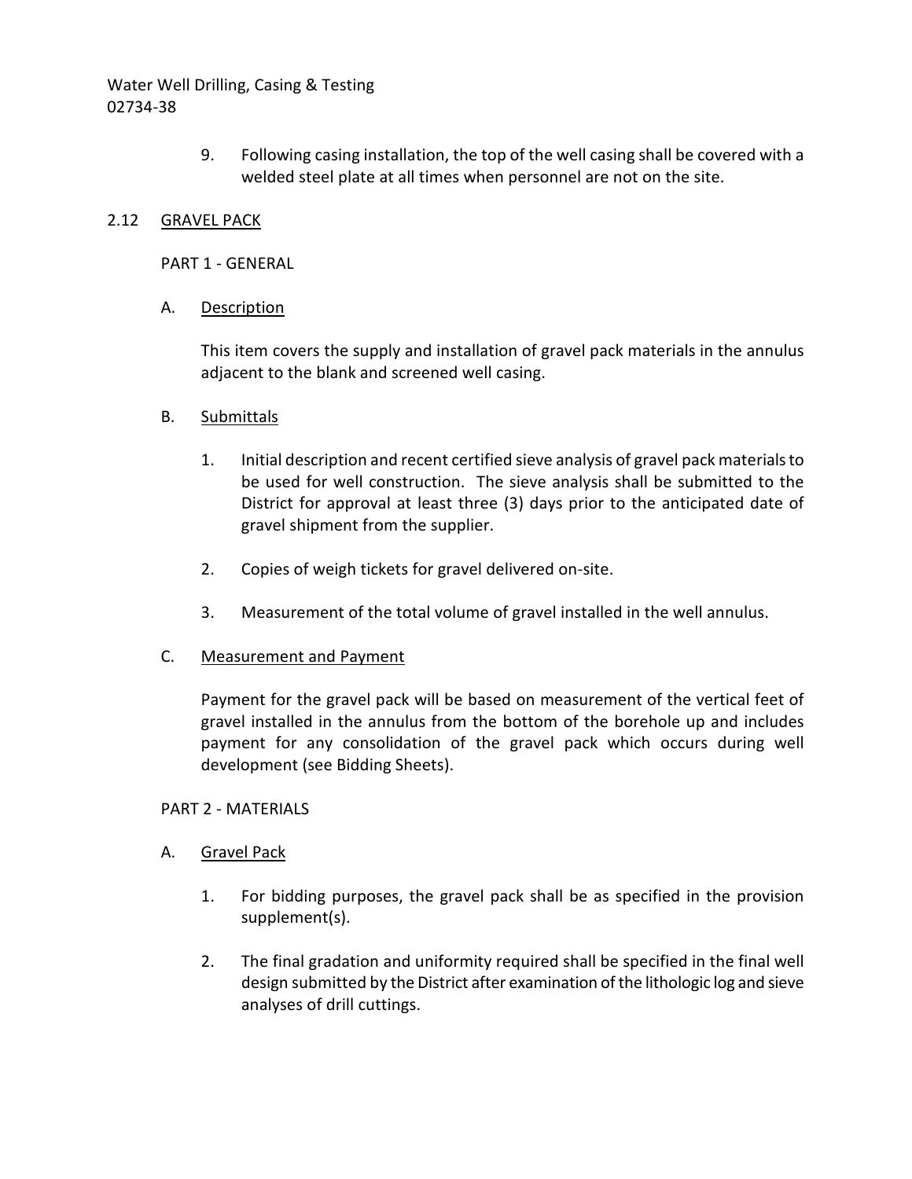9. Following casing installation, the top of the well casing shall be covered with a welded steel plate at all times when personnel are not on the site.

## 2.12 GRAVEL PACK

### PART 1 - GENERAL

A. Description

This item covers the supply and installation of gravel pack materials in the annulus adjacent to the blank and screened well casing.

B. Submittals

1. Initial description and recent certified sieve analysis of gravel pack materials to be used for well construction. The sieve analysis shall be submitted to the District for approval at least three (3) days prior to the anticipated date of gravel shipment from the supplier.

2. Copies of weigh tickets for gravel delivered on-site.

3. Measurement of the total volume of gravel installed in the well annulus.

C. Measurement and Payment

Payment for the gravel pack will be based on measurement of the vertical feet of gravel installed in the annulus from the bottom of the borehole up and includes payment for any consolidation of the gravel pack which occurs during well development (see Bidding Sheets).

### PART 2 - MATERIALS

A. Gravel Pack

1. For bidding purposes, the gravel pack shall be as specified in the provision supplement(s).

2. The final gradation and uniformity required shall be specified in the final well design submitted by the District after examination of the lithologic log and sieve analyses of drill cuttings.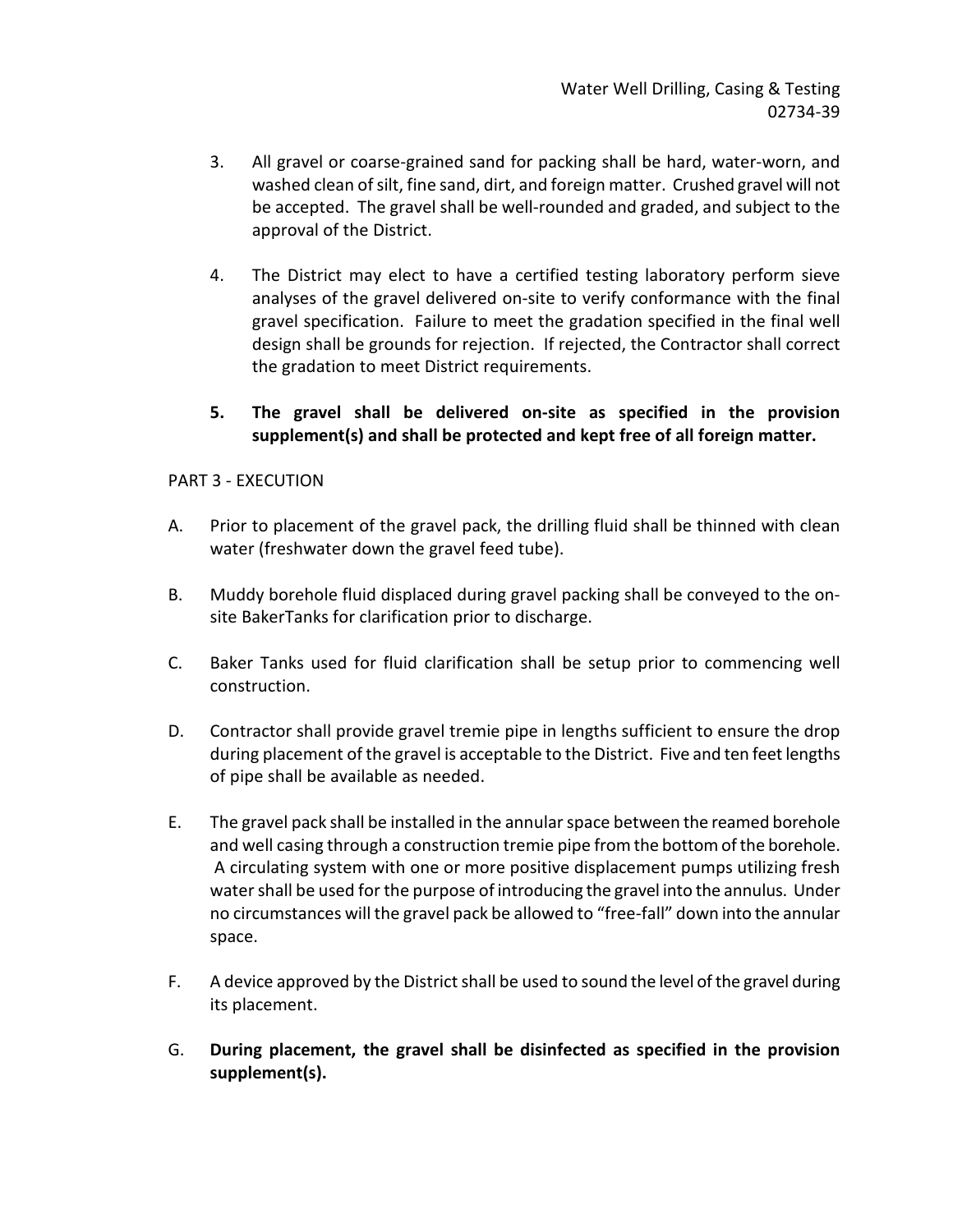3. All gravel or coarse-grained sand for packing shall be hard, water-worn, and washed clean of silt, fine sand, dirt, and foreign matter. Crushed gravel will not be accepted. The gravel shall be well-rounded and graded, and subject to the approval of the District.

4. The District may elect to have a certified testing laboratory perform sieve analyses of the gravel delivered on-site to verify conformance with the final gravel specification. Failure to meet the gradation specified in the final well design shall be grounds for rejection. If rejected, the Contractor shall correct the gradation to meet District requirements.

5. **The gravel shall be delivered on-site as specified in the provision supplement(s) and shall be protected and kept free of all foreign matter.**

PART 3 - EXECUTION

A. Prior to placement of the gravel pack, the drilling fluid shall be thinned with clean water (freshwater down the gravel feed tube).

B. Muddy borehole fluid displaced during gravel packing shall be conveyed to the on-site BakerTanks for clarification prior to discharge.

C. Baker Tanks used for fluid clarification shall be setup prior to commencing well construction.

D. Contractor shall provide gravel tremie pipe in lengths sufficient to ensure the drop during placement of the gravel is acceptable to the District. Five and ten feet lengths of pipe shall be available as needed.

E. The gravel pack shall be installed in the annular space between the reamed borehole and well casing through a construction tremie pipe from the bottom of the borehole. A circulating system with one or more positive displacement pumps utilizing fresh water shall be used for the purpose of introducing the gravel into the annulus. Under no circumstances will the gravel pack be allowed to "free-fall" down into the annular space.

F. A device approved by the District shall be used to sound the level of the gravel during its placement.

G. **During placement, the gravel shall be disinfected as specified in the provision supplement(s).**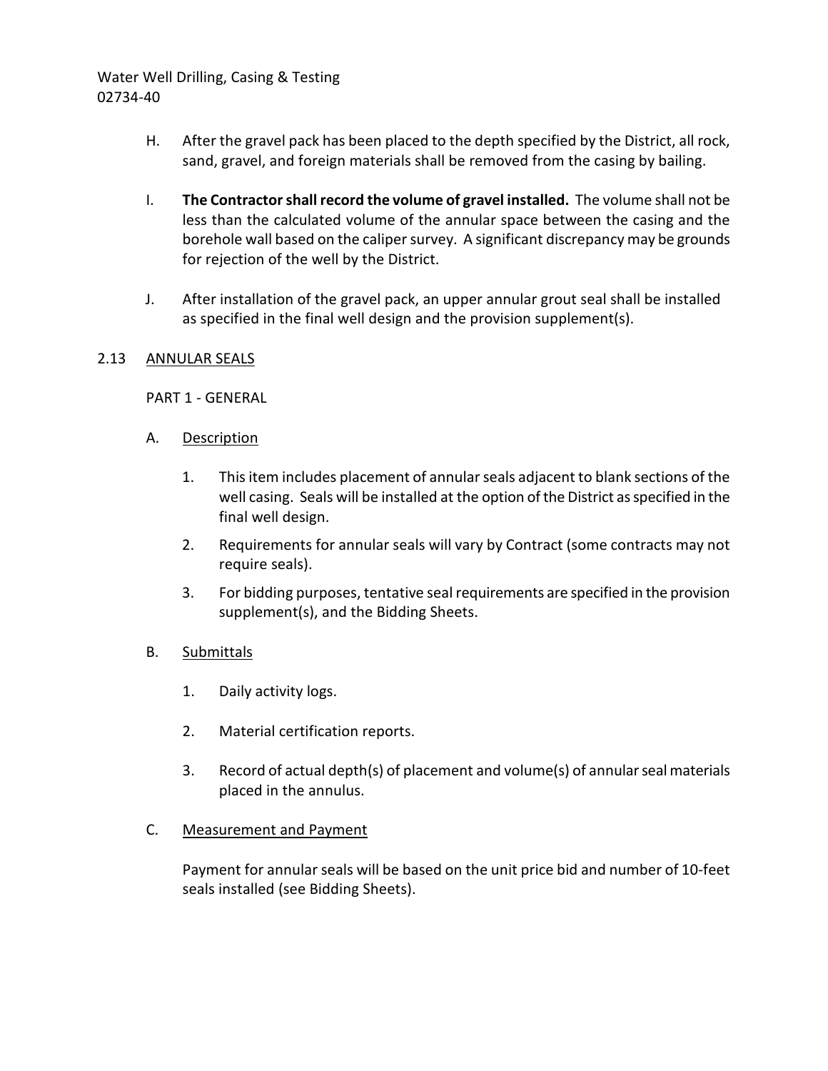H. After the gravel pack has been placed to the depth specified by the District, all rock, sand, gravel, and foreign materials shall be removed from the casing by bailing.

I. **The Contractor shall record the volume of gravel installed.** The volume shall not be less than the calculated volume of the annular space between the casing and the borehole wall based on the caliper survey. A significant discrepancy may be grounds for rejection of the well by the District.

J. After installation of the gravel pack, an upper annular grout seal shall be installed as specified in the final well design and the provision supplement(s).

## 2.13 ANNULAR SEALS

PART 1 - GENERAL

A. Description

1. This item includes placement of annular seals adjacent to blank sections of the well casing. Seals will be installed at the option of the District as specified in the final well design.
2. Requirements for annular seals will vary by Contract (some contracts may not require seals).
3. For bidding purposes, tentative seal requirements are specified in the provision supplement(s), and the Bidding Sheets.

B. Submittals

1. Daily activity logs.
2. Material certification reports.
3. Record of actual depth(s) of placement and volume(s) of annular seal materials placed in the annulus.

C. Measurement and Payment

Payment for annular seals will be based on the unit price bid and number of 10-feet seals installed (see Bidding Sheets).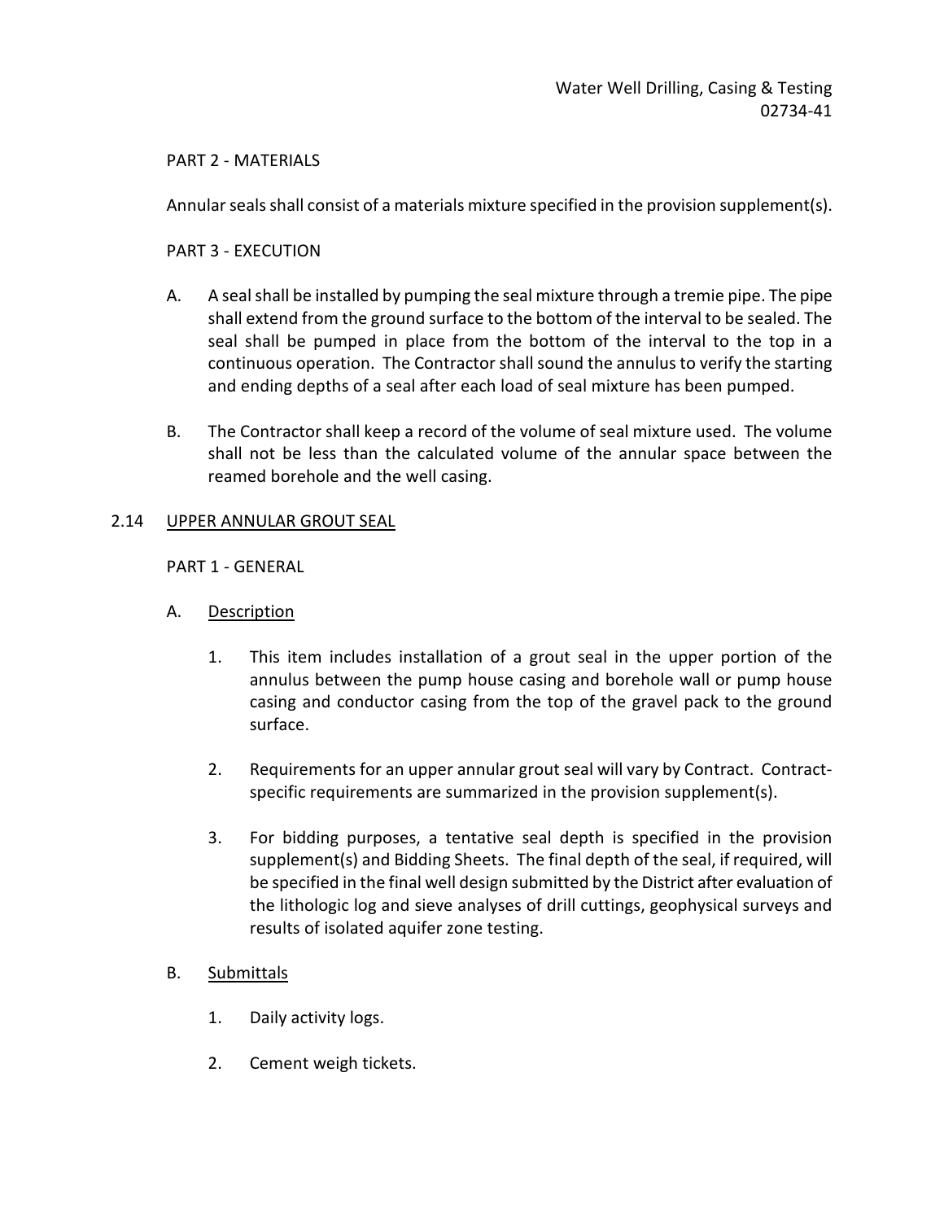PART 2 - MATERIALS

Annular seals shall consist of a materials mixture specified in the provision supplement(s).

PART 3 - EXECUTION

A. A seal shall be installed by pumping the seal mixture through a tremie pipe. The pipe shall extend from the ground surface to the bottom of the interval to be sealed. The seal shall be pumped in place from the bottom of the interval to the top in a continuous operation. The Contractor shall sound the annulus to verify the starting and ending depths of a seal after each load of seal mixture has been pumped.

B. The Contractor shall keep a record of the volume of seal mixture used. The volume shall not be less than the calculated volume of the annular space between the reamed borehole and the well casing.

## 2.14 UPPER ANNULAR GROUT SEAL

PART 1 - GENERAL

A. Description

1. This item includes installation of a grout seal in the upper portion of the annulus between the pump house casing and borehole wall or pump house casing and conductor casing from the top of the gravel pack to the ground surface.

2. Requirements for an upper annular grout seal will vary by Contract. Contract-specific requirements are summarized in the provision supplement(s).

3. For bidding purposes, a tentative seal depth is specified in the provision supplement(s) and Bidding Sheets. The final depth of the seal, if required, will be specified in the final well design submitted by the District after evaluation of the lithologic log and sieve analyses of drill cuttings, geophysical surveys and results of isolated aquifer zone testing.

B. Submittals

1. Daily activity logs.

2. Cement weigh tickets.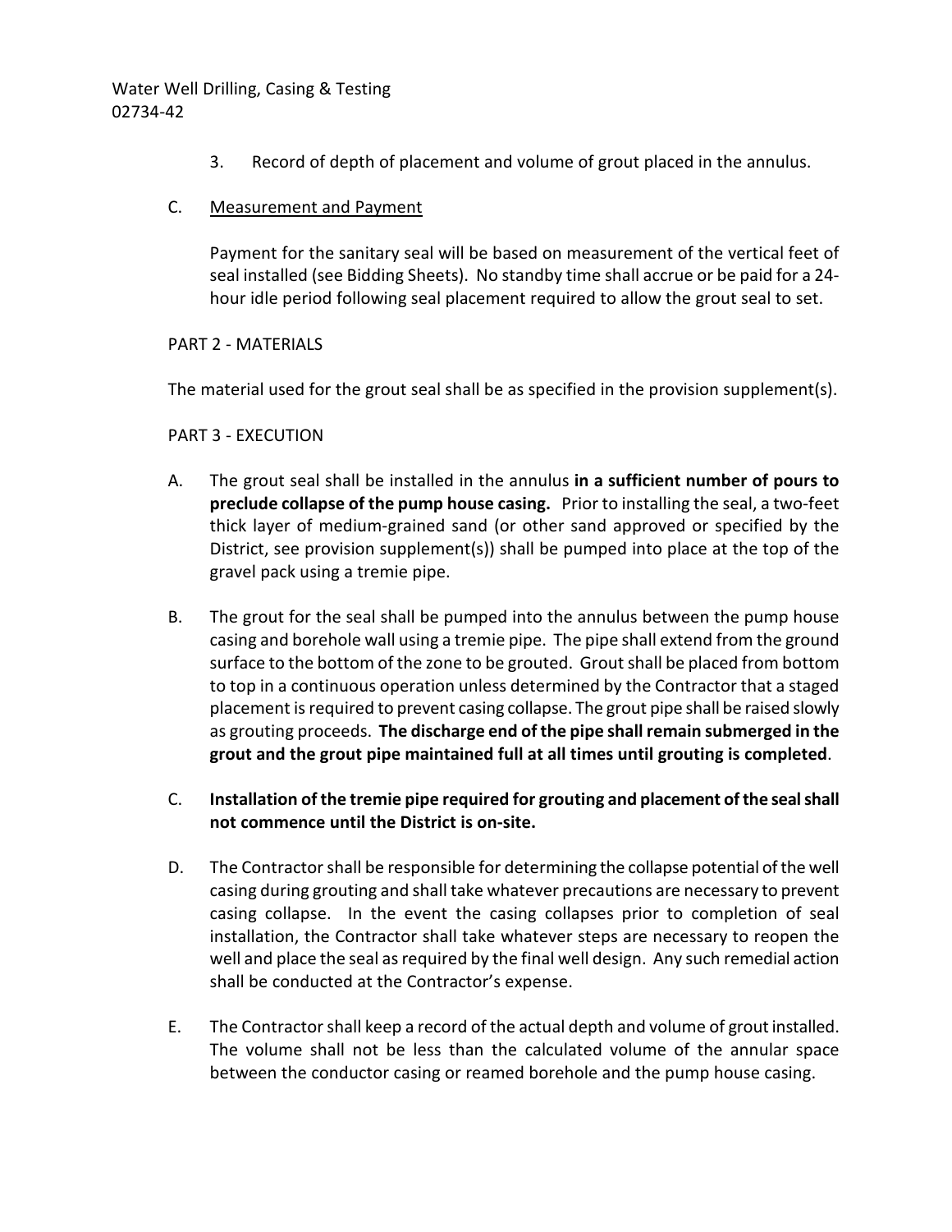3. Record of depth of placement and volume of grout placed in the annulus.

C. Measurement and Payment

Payment for the sanitary seal will be based on measurement of the vertical feet of seal installed (see Bidding Sheets). No standby time shall accrue or be paid for a 24-hour idle period following seal placement required to allow the grout seal to set.

PART 2 - MATERIALS

The material used for the grout seal shall be as specified in the provision supplement(s).

PART 3 - EXECUTION

A. The grout seal shall be installed in the annulus **in a sufficient number of pours to preclude collapse of the pump house casing.** Prior to installing the seal, a two-feet thick layer of medium-grained sand (or other sand approved or specified by the District, see provision supplement(s)) shall be pumped into place at the top of the gravel pack using a tremie pipe.

B. The grout for the seal shall be pumped into the annulus between the pump house casing and borehole wall using a tremie pipe. The pipe shall extend from the ground surface to the bottom of the zone to be grouted. Grout shall be placed from bottom to top in a continuous operation unless determined by the Contractor that a staged placement is required to prevent casing collapse. The grout pipe shall be raised slowly as grouting proceeds. **The discharge end of the pipe shall remain submerged in the grout and the grout pipe maintained full at all times until grouting is completed**.

C. **Installation of the tremie pipe required for grouting and placement of the seal shall not commence until the District is on-site.**

D. The Contractor shall be responsible for determining the collapse potential of the well casing during grouting and shall take whatever precautions are necessary to prevent casing collapse. In the event the casing collapses prior to completion of seal installation, the Contractor shall take whatever steps are necessary to reopen the well and place the seal as required by the final well design. Any such remedial action shall be conducted at the Contractor's expense.

E. The Contractor shall keep a record of the actual depth and volume of grout installed. The volume shall not be less than the calculated volume of the annular space between the conductor casing or reamed borehole and the pump house casing.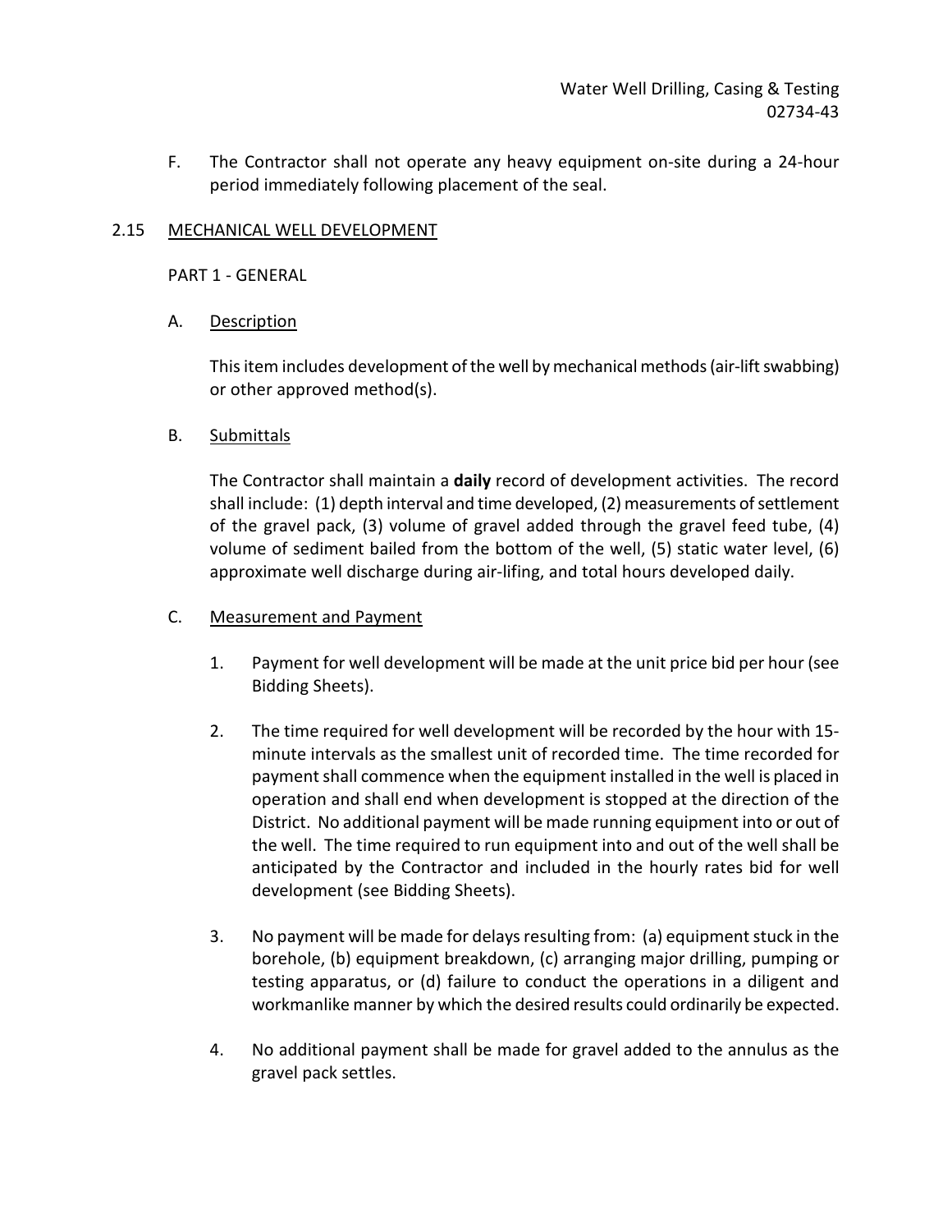F. The Contractor shall not operate any heavy equipment on-site during a 24-hour period immediately following placement of the seal.

## 2.15 MECHANICAL WELL DEVELOPMENT

PART 1 - GENERAL

A. Description

This item includes development of the well by mechanical methods (air-lift swabbing) or other approved method(s).

B. Submittals

The Contractor shall maintain a **daily** record of development activities. The record shall include: (1) depth interval and time developed, (2) measurements of settlement of the gravel pack, (3) volume of gravel added through the gravel feed tube, (4) volume of sediment bailed from the bottom of the well, (5) static water level, (6) approximate well discharge during air-lifing, and total hours developed daily.

C. Measurement and Payment

1. Payment for well development will be made at the unit price bid per hour (see Bidding Sheets).

2. The time required for well development will be recorded by the hour with 15-minute intervals as the smallest unit of recorded time. The time recorded for payment shall commence when the equipment installed in the well is placed in operation and shall end when development is stopped at the direction of the District. No additional payment will be made running equipment into or out of the well. The time required to run equipment into and out of the well shall be anticipated by the Contractor and included in the hourly rates bid for well development (see Bidding Sheets).

3. No payment will be made for delays resulting from: (a) equipment stuck in the borehole, (b) equipment breakdown, (c) arranging major drilling, pumping or testing apparatus, or (d) failure to conduct the operations in a diligent and workmanlike manner by which the desired results could ordinarily be expected.

4. No additional payment shall be made for gravel added to the annulus as the gravel pack settles.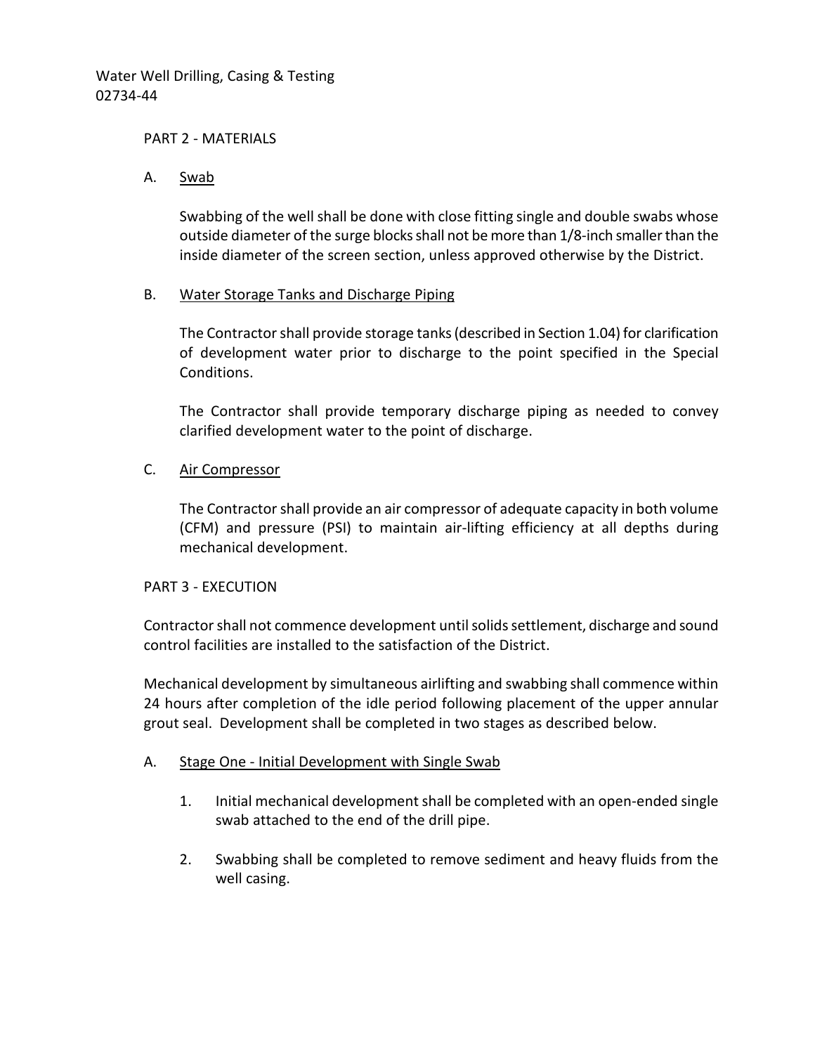## PART 2 - MATERIALS

A. Swab

Swabbing of the well shall be done with close fitting single and double swabs whose outside diameter of the surge blocks shall not be more than 1/8-inch smaller than the inside diameter of the screen section, unless approved otherwise by the District.

B. Water Storage Tanks and Discharge Piping

The Contractor shall provide storage tanks (described in Section 1.04) for clarification of development water prior to discharge to the point specified in the Special Conditions.

The Contractor shall provide temporary discharge piping as needed to convey clarified development water to the point of discharge.

C. Air Compressor

The Contractor shall provide an air compressor of adequate capacity in both volume (CFM) and pressure (PSI) to maintain air-lifting efficiency at all depths during mechanical development.

## PART 3 - EXECUTION

Contractor shall not commence development until solids settlement, discharge and sound control facilities are installed to the satisfaction of the District.

Mechanical development by simultaneous airlifting and swabbing shall commence within 24 hours after completion of the idle period following placement of the upper annular grout seal. Development shall be completed in two stages as described below.

A. Stage One - Initial Development with Single Swab

1. Initial mechanical development shall be completed with an open-ended single swab attached to the end of the drill pipe.

2. Swabbing shall be completed to remove sediment and heavy fluids from the well casing.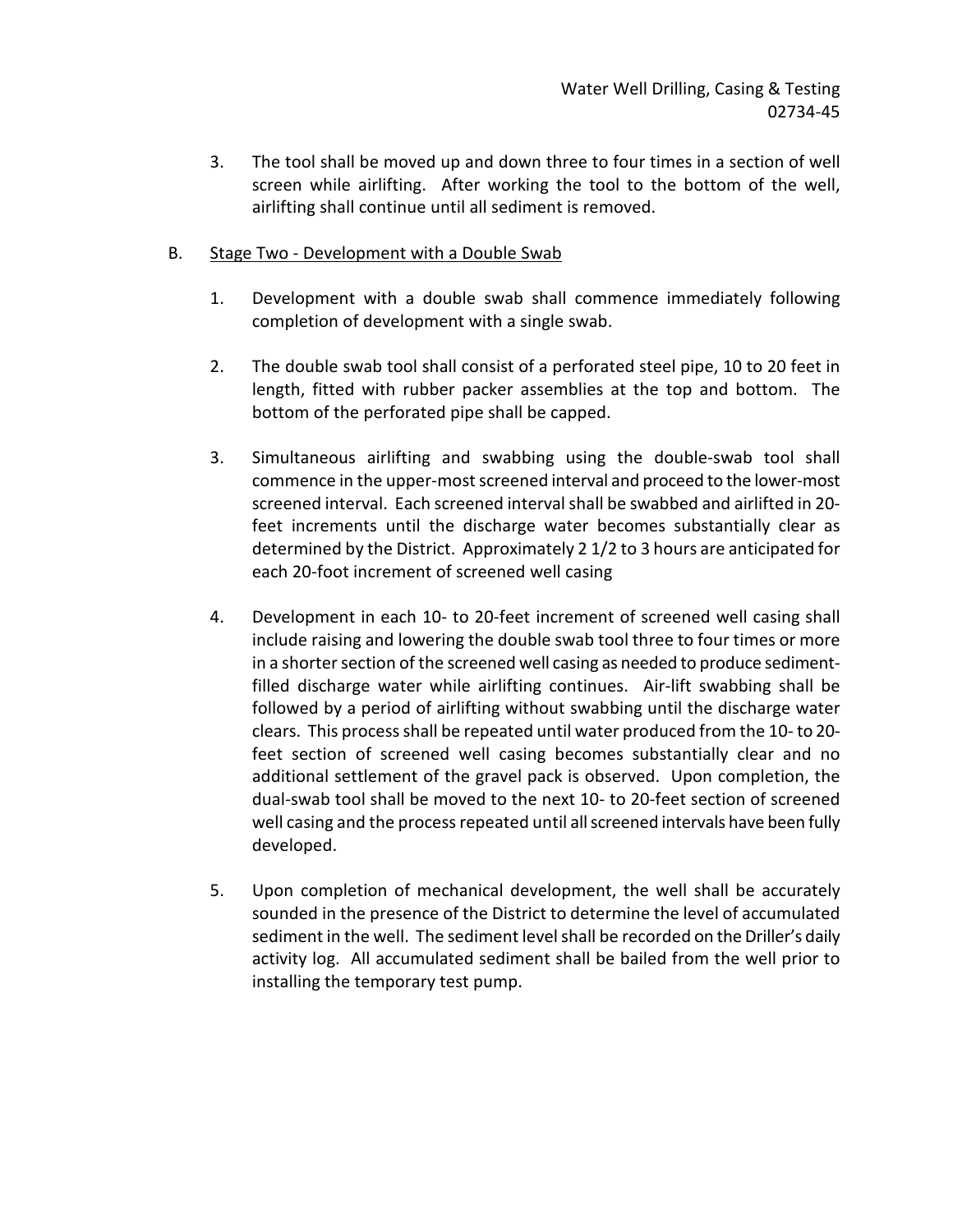3. The tool shall be moved up and down three to four times in a section of well screen while airlifting. After working the tool to the bottom of the well, airlifting shall continue until all sediment is removed.

B. <u>Stage Two - Development with a Double Swab</u>

1. Development with a double swab shall commence immediately following completion of development with a single swab.

2. The double swab tool shall consist of a perforated steel pipe, 10 to 20 feet in length, fitted with rubber packer assemblies at the top and bottom. The bottom of the perforated pipe shall be capped.

3. Simultaneous airlifting and swabbing using the double-swab tool shall commence in the upper-most screened interval and proceed to the lower-most screened interval. Each screened interval shall be swabbed and airlifted in 20-feet increments until the discharge water becomes substantially clear as determined by the District. Approximately 2 1/2 to 3 hours are anticipated for each 20-foot increment of screened well casing

4. Development in each 10- to 20-feet increment of screened well casing shall include raising and lowering the double swab tool three to four times or more in a shorter section of the screened well casing as needed to produce sediment-filled discharge water while airlifting continues. Air-lift swabbing shall be followed by a period of airlifting without swabbing until the discharge water clears. This process shall be repeated until water produced from the 10- to 20-feet section of screened well casing becomes substantially clear and no additional settlement of the gravel pack is observed. Upon completion, the dual-swab tool shall be moved to the next 10- to 20-feet section of screened well casing and the process repeated until all screened intervals have been fully developed.

5. Upon completion of mechanical development, the well shall be accurately sounded in the presence of the District to determine the level of accumulated sediment in the well. The sediment level shall be recorded on the Driller's daily activity log. All accumulated sediment shall be bailed from the well prior to installing the temporary test pump.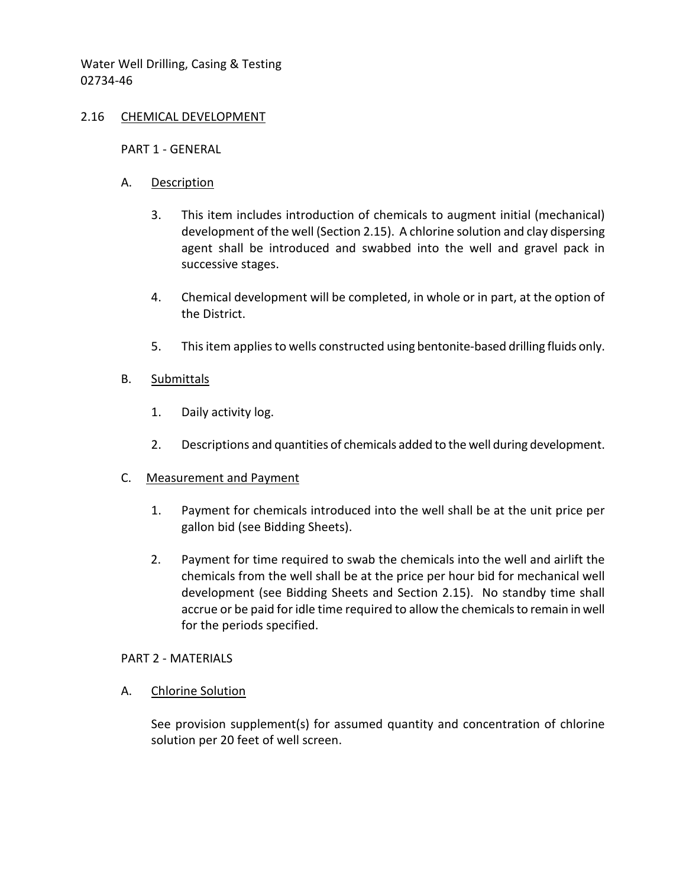## 2.16 CHEMICAL DEVELOPMENT

### PART 1 - GENERAL

A. Description

3. This item includes introduction of chemicals to augment initial (mechanical) development of the well (Section 2.15). A chlorine solution and clay dispersing agent shall be introduced and swabbed into the well and gravel pack in successive stages.

4. Chemical development will be completed, in whole or in part, at the option of the District.

5. This item applies to wells constructed using bentonite-based drilling fluids only.

B. Submittals

1. Daily activity log.

2. Descriptions and quantities of chemicals added to the well during development.

C. Measurement and Payment

1. Payment for chemicals introduced into the well shall be at the unit price per gallon bid (see Bidding Sheets).

2. Payment for time required to swab the chemicals into the well and airlift the chemicals from the well shall be at the price per hour bid for mechanical well development (see Bidding Sheets and Section 2.15). No standby time shall accrue or be paid for idle time required to allow the chemicals to remain in well for the periods specified.

### PART 2 - MATERIALS

A. Chlorine Solution

See provision supplement(s) for assumed quantity and concentration of chlorine solution per 20 feet of well screen.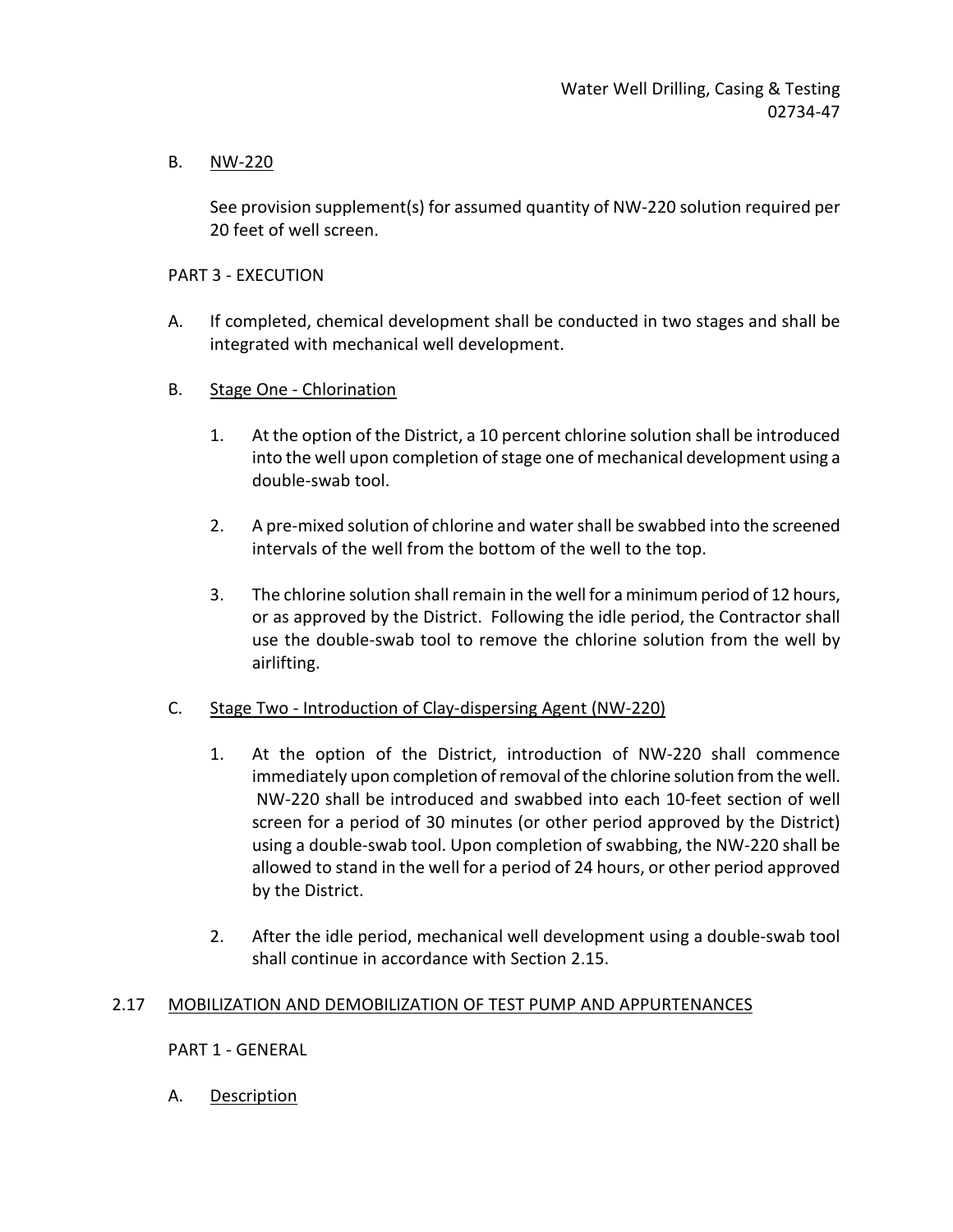B. NW-220

See provision supplement(s) for assumed quantity of NW-220 solution required per 20 feet of well screen.

PART 3 - EXECUTION

A. If completed, chemical development shall be conducted in two stages and shall be integrated with mechanical well development.

B. Stage One - Chlorination

1. At the option of the District, a 10 percent chlorine solution shall be introduced into the well upon completion of stage one of mechanical development using a double-swab tool.

2. A pre-mixed solution of chlorine and water shall be swabbed into the screened intervals of the well from the bottom of the well to the top.

3. The chlorine solution shall remain in the well for a minimum period of 12 hours, or as approved by the District. Following the idle period, the Contractor shall use the double-swab tool to remove the chlorine solution from the well by airlifting.

C. Stage Two - Introduction of Clay-dispersing Agent (NW-220)

1. At the option of the District, introduction of NW-220 shall commence immediately upon completion of removal of the chlorine solution from the well. NW-220 shall be introduced and swabbed into each 10-feet section of well screen for a period of 30 minutes (or other period approved by the District) using a double-swab tool. Upon completion of swabbing, the NW-220 shall be allowed to stand in the well for a period of 24 hours, or other period approved by the District.

2. After the idle period, mechanical well development using a double-swab tool shall continue in accordance with Section 2.15.

## 2.17 MOBILIZATION AND DEMOBILIZATION OF TEST PUMP AND APPURTENANCES

PART 1 - GENERAL

A. Description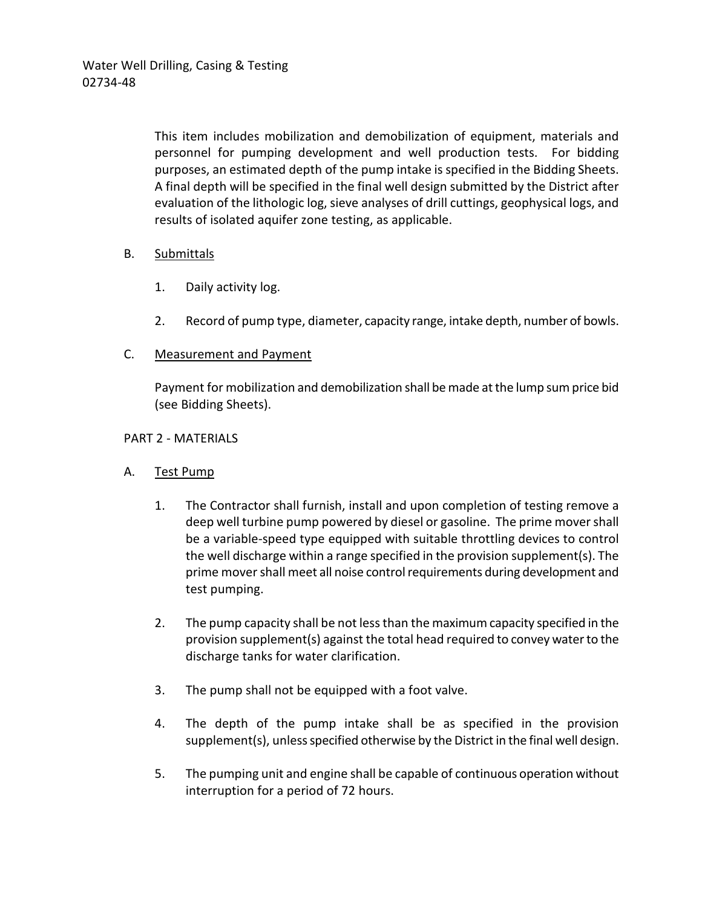This item includes mobilization and demobilization of equipment, materials and personnel for pumping development and well production tests. For bidding purposes, an estimated depth of the pump intake is specified in the Bidding Sheets. A final depth will be specified in the final well design submitted by the District after evaluation of the lithologic log, sieve analyses of drill cuttings, geophysical logs, and results of isolated aquifer zone testing, as applicable.

B. Submittals

1. Daily activity log.

2. Record of pump type, diameter, capacity range, intake depth, number of bowls.

C. Measurement and Payment

Payment for mobilization and demobilization shall be made at the lump sum price bid (see Bidding Sheets).

PART 2 - MATERIALS

A. Test Pump

1. The Contractor shall furnish, install and upon completion of testing remove a deep well turbine pump powered by diesel or gasoline. The prime mover shall be a variable-speed type equipped with suitable throttling devices to control the well discharge within a range specified in the provision supplement(s). The prime mover shall meet all noise control requirements during development and test pumping.

2. The pump capacity shall be not less than the maximum capacity specified in the provision supplement(s) against the total head required to convey water to the discharge tanks for water clarification.

3. The pump shall not be equipped with a foot valve.

4. The depth of the pump intake shall be as specified in the provision supplement(s), unless specified otherwise by the District in the final well design.

5. The pumping unit and engine shall be capable of continuous operation without interruption for a period of 72 hours.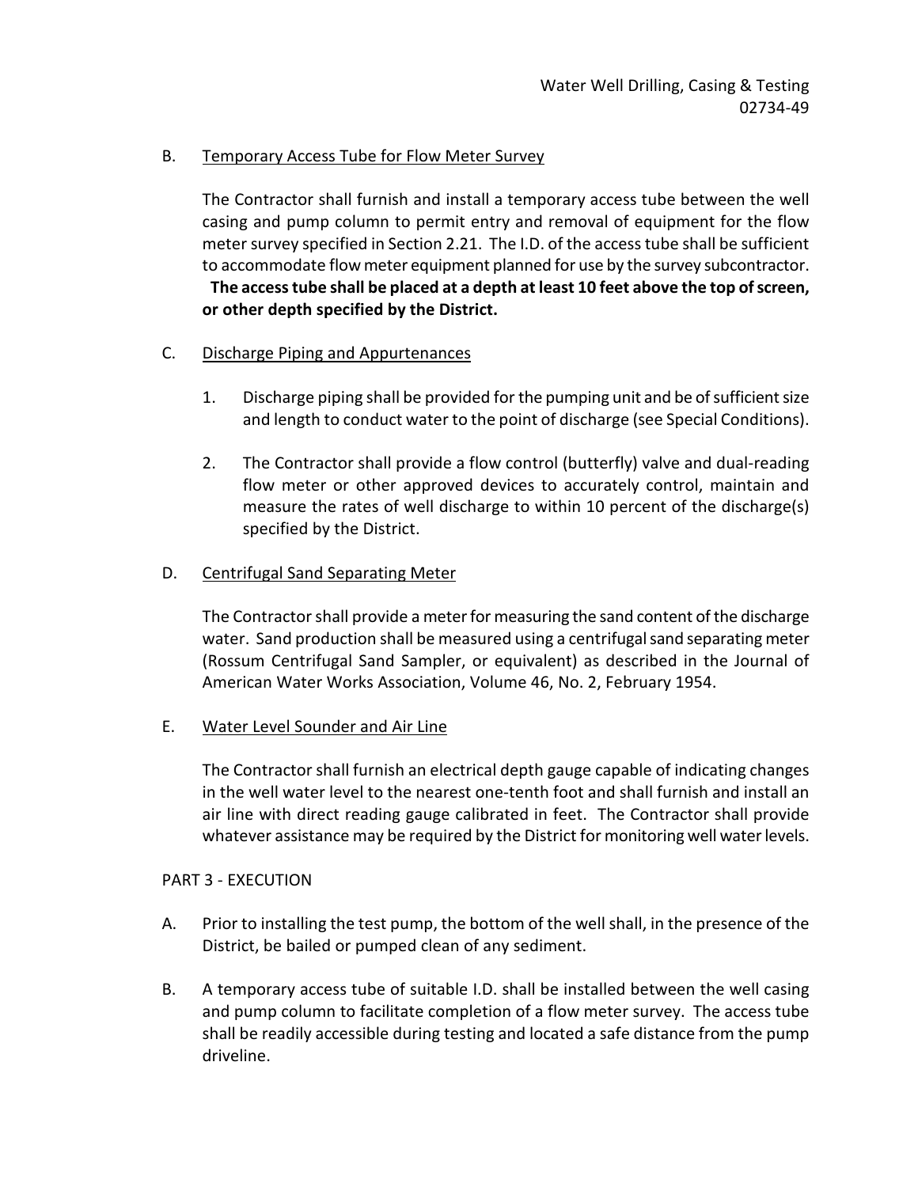B. Temporary Access Tube for Flow Meter Survey

The Contractor shall furnish and install a temporary access tube between the well casing and pump column to permit entry and removal of equipment for the flow meter survey specified in Section 2.21. The I.D. of the access tube shall be sufficient to accommodate flow meter equipment planned for use by the survey subcontractor. **The access tube shall be placed at a depth at least 10 feet above the top of screen, or other depth specified by the District.**

C. Discharge Piping and Appurtenances

1. Discharge piping shall be provided for the pumping unit and be of sufficient size and length to conduct water to the point of discharge (see Special Conditions).

2. The Contractor shall provide a flow control (butterfly) valve and dual-reading flow meter or other approved devices to accurately control, maintain and measure the rates of well discharge to within 10 percent of the discharge(s) specified by the District.

D. Centrifugal Sand Separating Meter

The Contractor shall provide a meter for measuring the sand content of the discharge water. Sand production shall be measured using a centrifugal sand separating meter (Rossum Centrifugal Sand Sampler, or equivalent) as described in the Journal of American Water Works Association, Volume 46, No. 2, February 1954.

E. Water Level Sounder and Air Line

The Contractor shall furnish an electrical depth gauge capable of indicating changes in the well water level to the nearest one-tenth foot and shall furnish and install an air line with direct reading gauge calibrated in feet. The Contractor shall provide whatever assistance may be required by the District for monitoring well water levels.

PART 3 - EXECUTION

A. Prior to installing the test pump, the bottom of the well shall, in the presence of the District, be bailed or pumped clean of any sediment.

B. A temporary access tube of suitable I.D. shall be installed between the well casing and pump column to facilitate completion of a flow meter survey. The access tube shall be readily accessible during testing and located a safe distance from the pump driveline.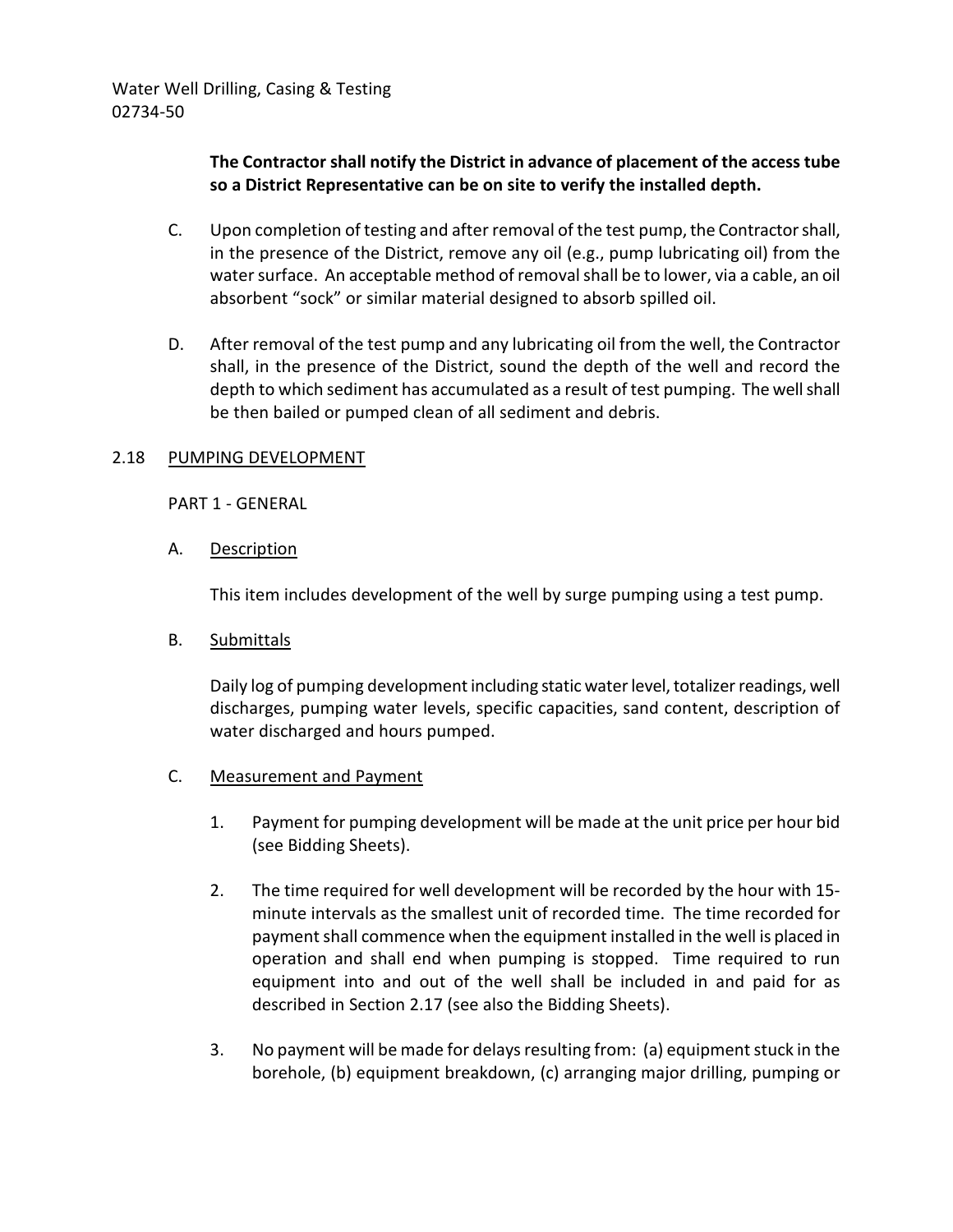**The Contractor shall notify the District in advance of placement of the access tube so a District Representative can be on site to verify the installed depth.**

C. Upon completion of testing and after removal of the test pump, the Contractor shall, in the presence of the District, remove any oil (e.g., pump lubricating oil) from the water surface. An acceptable method of removal shall be to lower, via a cable, an oil absorbent "sock" or similar material designed to absorb spilled oil.

D. After removal of the test pump and any lubricating oil from the well, the Contractor shall, in the presence of the District, sound the depth of the well and record the depth to which sediment has accumulated as a result of test pumping. The well shall be then bailed or pumped clean of all sediment and debris.

## 2.18 PUMPING DEVELOPMENT

PART 1 - GENERAL

A. Description

This item includes development of the well by surge pumping using a test pump.

B. Submittals

Daily log of pumping development including static water level, totalizer readings, well discharges, pumping water levels, specific capacities, sand content, description of water discharged and hours pumped.

C. Measurement and Payment

1. Payment for pumping development will be made at the unit price per hour bid (see Bidding Sheets).

2. The time required for well development will be recorded by the hour with 15-minute intervals as the smallest unit of recorded time. The time recorded for payment shall commence when the equipment installed in the well is placed in operation and shall end when pumping is stopped. Time required to run equipment into and out of the well shall be included in and paid for as described in Section 2.17 (see also the Bidding Sheets).

3. No payment will be made for delays resulting from: (a) equipment stuck in the borehole, (b) equipment breakdown, (c) arranging major drilling, pumping or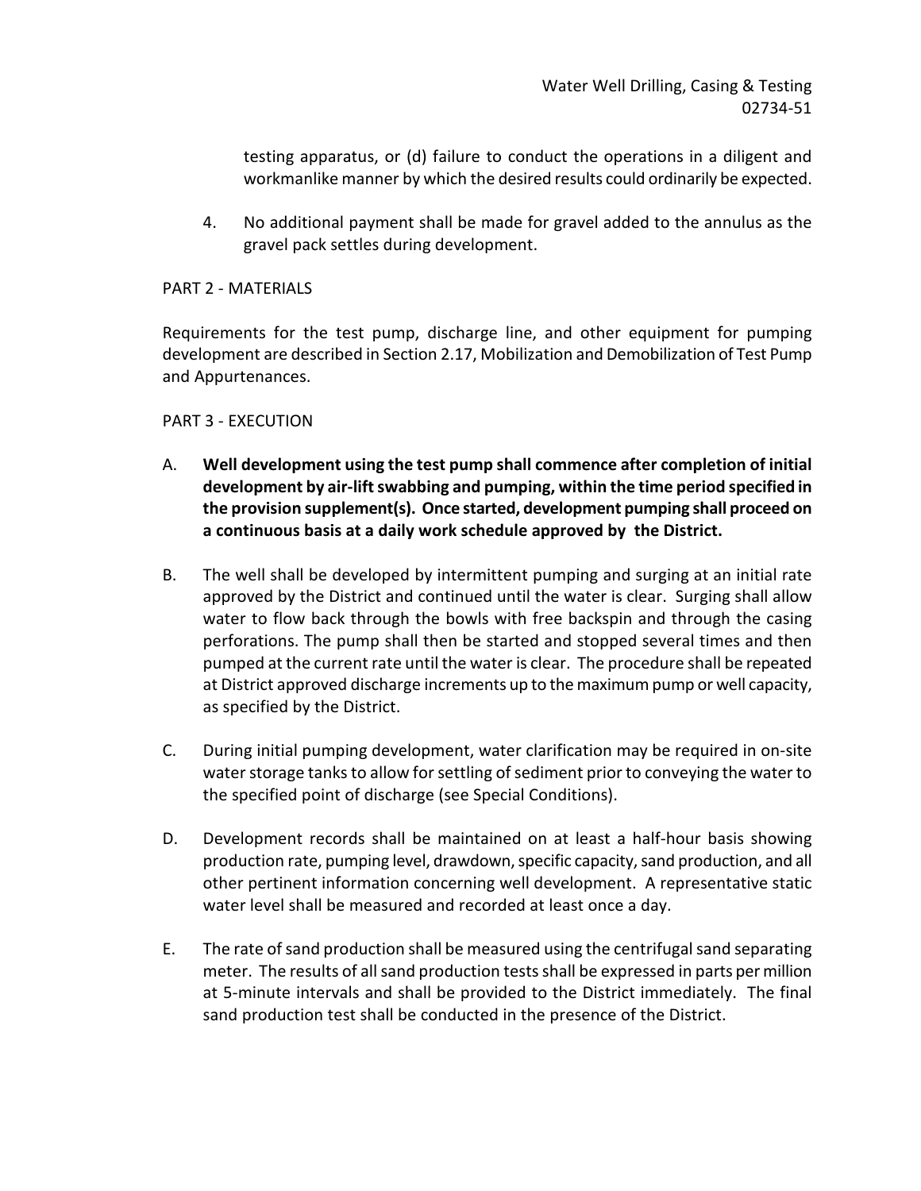testing apparatus, or (d) failure to conduct the operations in a diligent and workmanlike manner by which the desired results could ordinarily be expected.

4. No additional payment shall be made for gravel added to the annulus as the gravel pack settles during development.

PART 2 - MATERIALS

Requirements for the test pump, discharge line, and other equipment for pumping development are described in Section 2.17, Mobilization and Demobilization of Test Pump and Appurtenances.

PART 3 - EXECUTION

A. **Well development using the test pump shall commence after completion of initial development by air-lift swabbing and pumping, within the time period specified in the provision supplement(s). Once started, development pumping shall proceed on a continuous basis at a daily work schedule approved by the District.**

B. The well shall be developed by intermittent pumping and surging at an initial rate approved by the District and continued until the water is clear. Surging shall allow water to flow back through the bowls with free backspin and through the casing perforations. The pump shall then be started and stopped several times and then pumped at the current rate until the water is clear. The procedure shall be repeated at District approved discharge increments up to the maximum pump or well capacity, as specified by the District.

C. During initial pumping development, water clarification may be required in on-site water storage tanks to allow for settling of sediment prior to conveying the water to the specified point of discharge (see Special Conditions).

D. Development records shall be maintained on at least a half-hour basis showing production rate, pumping level, drawdown, specific capacity, sand production, and all other pertinent information concerning well development. A representative static water level shall be measured and recorded at least once a day.

E. The rate of sand production shall be measured using the centrifugal sand separating meter. The results of all sand production tests shall be expressed in parts per million at 5-minute intervals and shall be provided to the District immediately. The final sand production test shall be conducted in the presence of the District.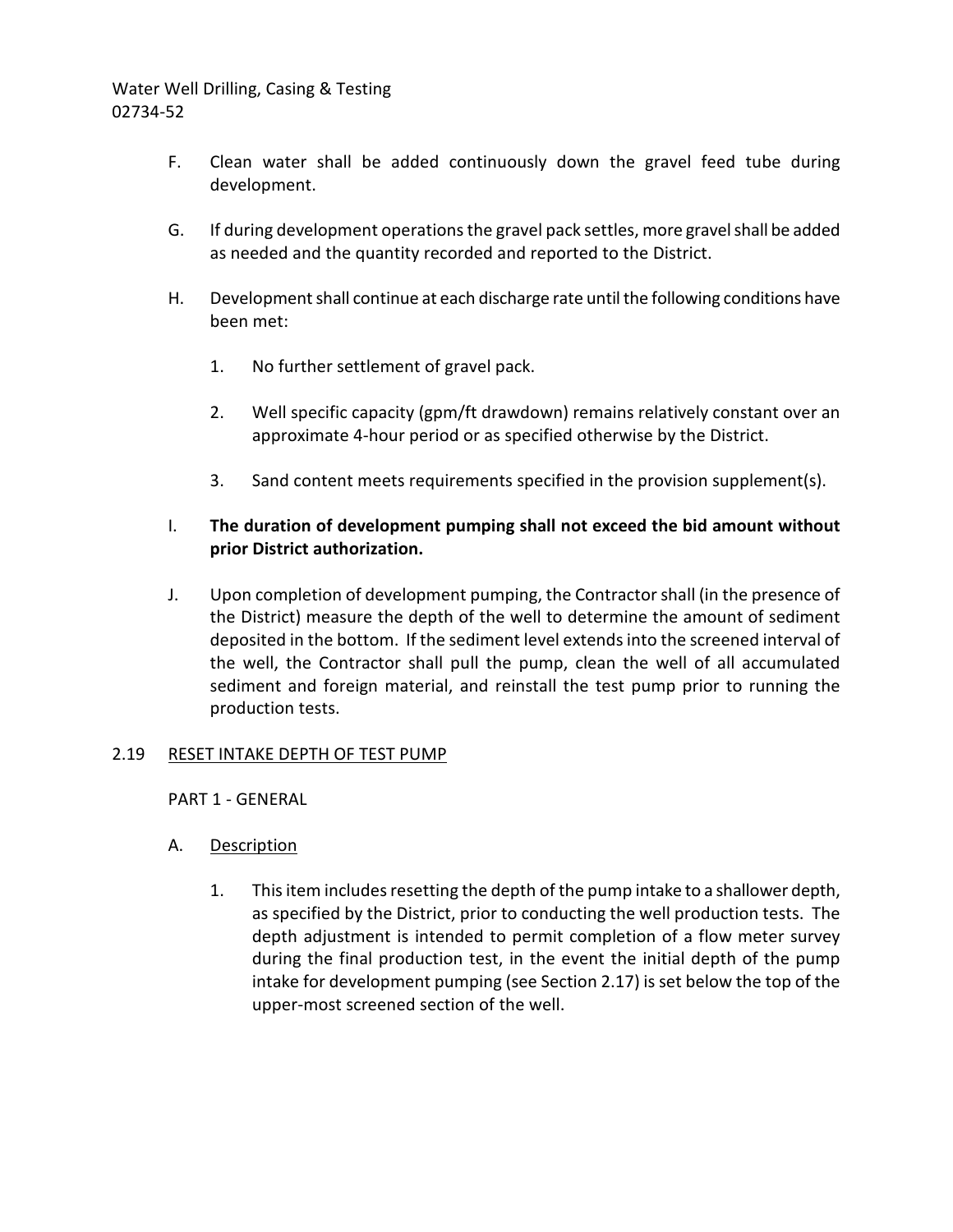F. Clean water shall be added continuously down the gravel feed tube during development.

G. If during development operations the gravel pack settles, more gravel shall be added as needed and the quantity recorded and reported to the District.

H. Development shall continue at each discharge rate until the following conditions have been met:

   1. No further settlement of gravel pack.

   2. Well specific capacity (gpm/ft drawdown) remains relatively constant over an approximate 4-hour period or as specified otherwise by the District.

   3. Sand content meets requirements specified in the provision supplement(s).

I. **The duration of development pumping shall not exceed the bid amount without prior District authorization.**

J. Upon completion of development pumping, the Contractor shall (in the presence of the District) measure the depth of the well to determine the amount of sediment deposited in the bottom. If the sediment level extends into the screened interval of the well, the Contractor shall pull the pump, clean the well of all accumulated sediment and foreign material, and reinstall the test pump prior to running the production tests.

## 2.19 RESET INTAKE DEPTH OF TEST PUMP

PART 1 - GENERAL

A. Description

   1. This item includes resetting the depth of the pump intake to a shallower depth, as specified by the District, prior to conducting the well production tests. The depth adjustment is intended to permit completion of a flow meter survey during the final production test, in the event the initial depth of the pump intake for development pumping (see Section 2.17) is set below the top of the upper-most screened section of the well.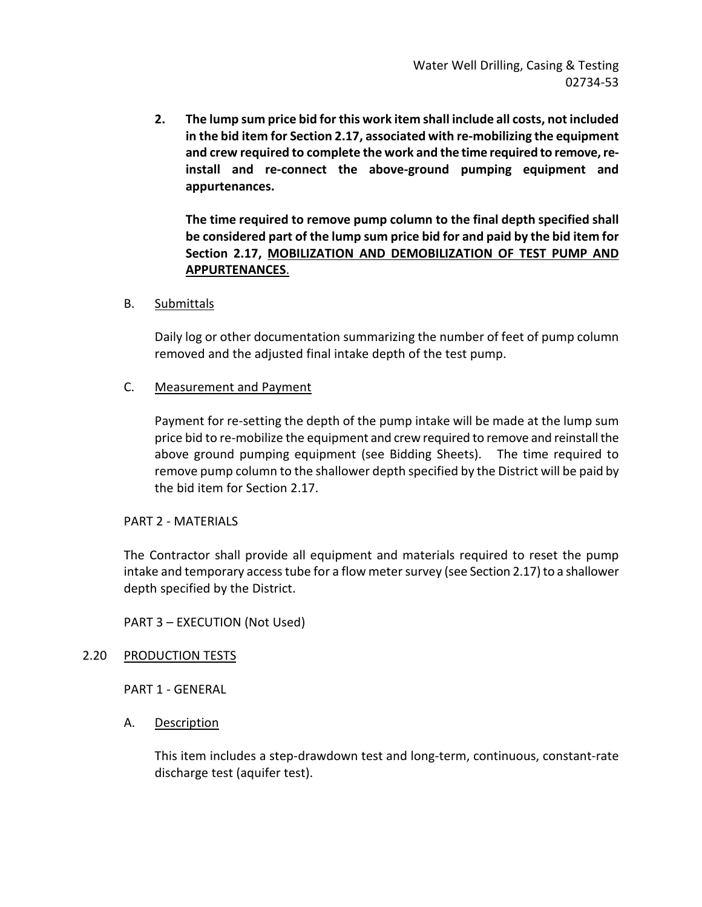**2. The lump sum price bid for this work item shall include all costs, not included in the bid item for Section 2.17, associated with re-mobilizing the equipment and crew required to complete the work and the time required to remove, re-install and re-connect the above-ground pumping equipment and appurtenances.**

**The time required to remove pump column to the final depth specified shall be considered part of the lump sum price bid for and paid by the bid item for Section 2.17, <u>MOBILIZATION AND DEMOBILIZATION OF TEST PUMP AND APPURTENANCES</u>.**

B. <u>Submittals</u>

Daily log or other documentation summarizing the number of feet of pump column removed and the adjusted final intake depth of the test pump.

C. <u>Measurement and Payment</u>

Payment for re-setting the depth of the pump intake will be made at the lump sum price bid to re-mobilize the equipment and crew required to remove and reinstall the above ground pumping equipment (see Bidding Sheets). The time required to remove pump column to the shallower depth specified by the District will be paid by the bid item for Section 2.17.

PART 2 - MATERIALS

The Contractor shall provide all equipment and materials required to reset the pump intake and temporary access tube for a flow meter survey (see Section 2.17) to a shallower depth specified by the District.

PART 3 – EXECUTION (Not Used)

## 2.20 <u>PRODUCTION TESTS</u>

PART 1 - GENERAL

A. <u>Description</u>

This item includes a step-drawdown test and long-term, continuous, constant-rate discharge test (aquifer test).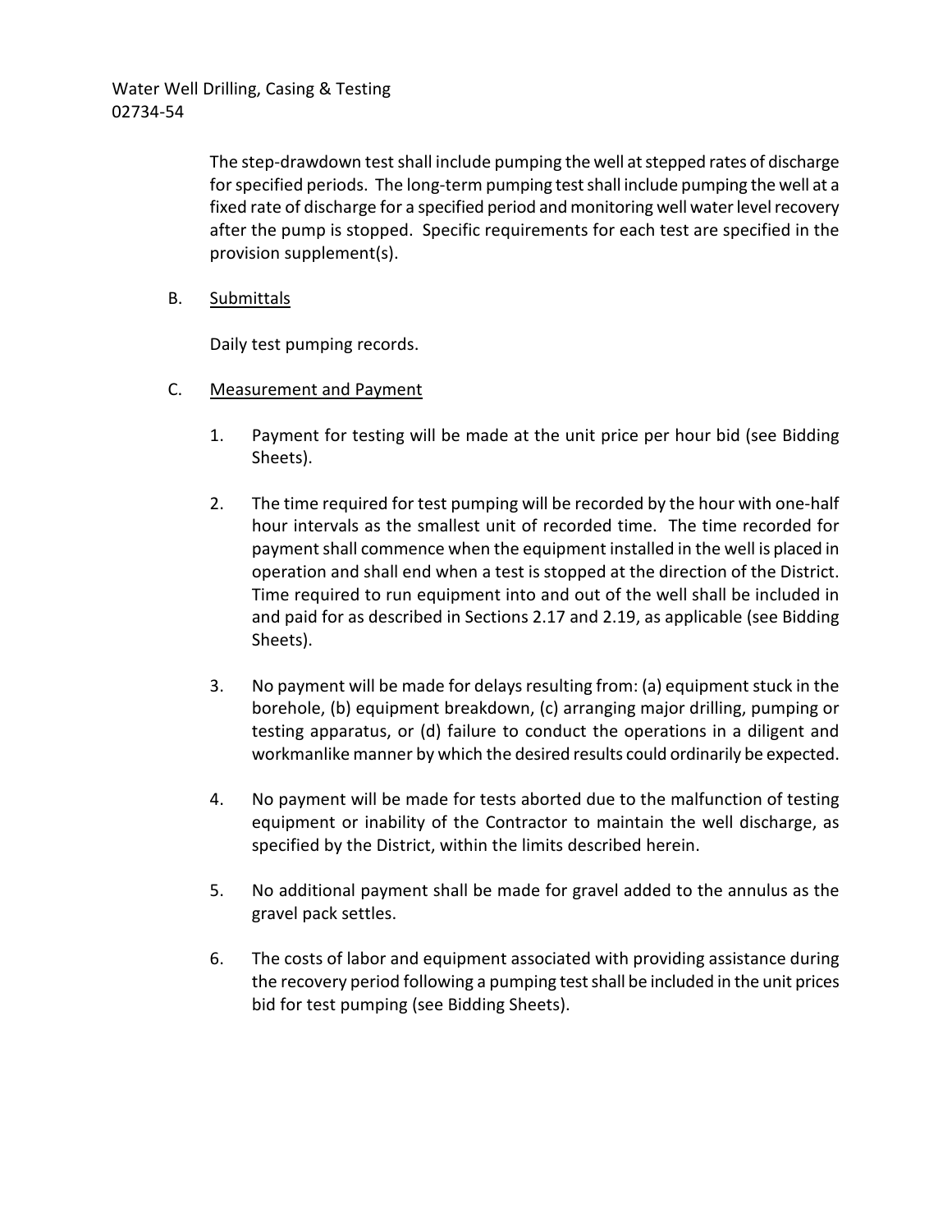The step-drawdown test shall include pumping the well at stepped rates of discharge for specified periods. The long-term pumping test shall include pumping the well at a fixed rate of discharge for a specified period and monitoring well water level recovery after the pump is stopped. Specific requirements for each test are specified in the provision supplement(s).

B. Submittals

Daily test pumping records.

C. Measurement and Payment

1. Payment for testing will be made at the unit price per hour bid (see Bidding Sheets).

2. The time required for test pumping will be recorded by the hour with one-half hour intervals as the smallest unit of recorded time. The time recorded for payment shall commence when the equipment installed in the well is placed in operation and shall end when a test is stopped at the direction of the District. Time required to run equipment into and out of the well shall be included in and paid for as described in Sections 2.17 and 2.19, as applicable (see Bidding Sheets).

3. No payment will be made for delays resulting from: (a) equipment stuck in the borehole, (b) equipment breakdown, (c) arranging major drilling, pumping or testing apparatus, or (d) failure to conduct the operations in a diligent and workmanlike manner by which the desired results could ordinarily be expected.

4. No payment will be made for tests aborted due to the malfunction of testing equipment or inability of the Contractor to maintain the well discharge, as specified by the District, within the limits described herein.

5. No additional payment shall be made for gravel added to the annulus as the gravel pack settles.

6. The costs of labor and equipment associated with providing assistance during the recovery period following a pumping test shall be included in the unit prices bid for test pumping (see Bidding Sheets).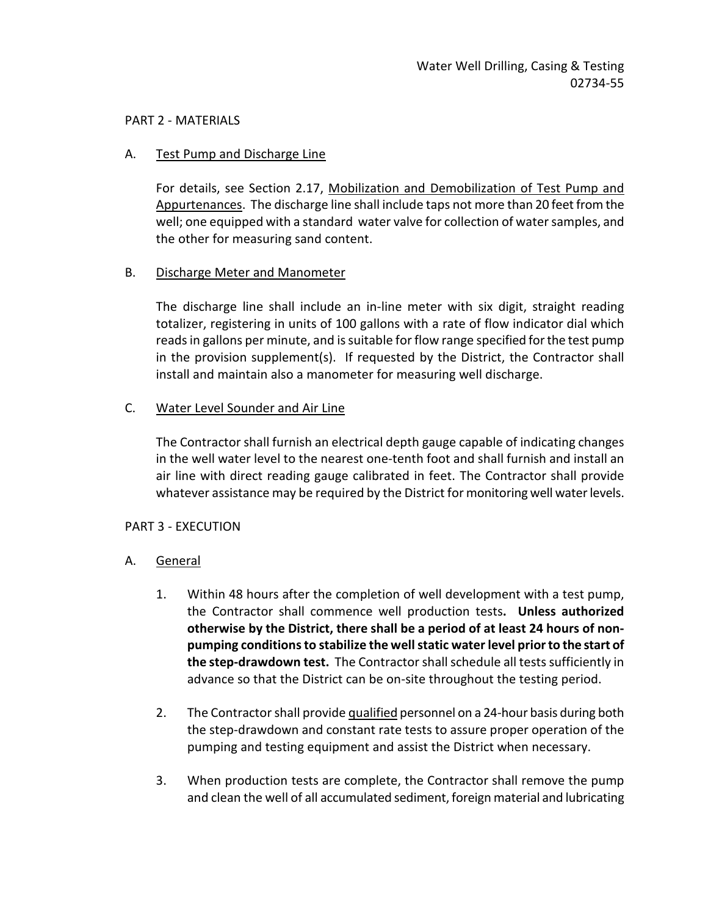## PART 2 - MATERIALS

A. Test Pump and Discharge Line

For details, see Section 2.17, Mobilization and Demobilization of Test Pump and Appurtenances. The discharge line shall include taps not more than 20 feet from the well; one equipped with a standard water valve for collection of water samples, and the other for measuring sand content.

B. Discharge Meter and Manometer

The discharge line shall include an in-line meter with six digit, straight reading totalizer, registering in units of 100 gallons with a rate of flow indicator dial which reads in gallons per minute, and is suitable for flow range specified for the test pump in the provision supplement(s). If requested by the District, the Contractor shall install and maintain also a manometer for measuring well discharge.

C. Water Level Sounder and Air Line

The Contractor shall furnish an electrical depth gauge capable of indicating changes in the well water level to the nearest one-tenth foot and shall furnish and install an air line with direct reading gauge calibrated in feet. The Contractor shall provide whatever assistance may be required by the District for monitoring well water levels.

## PART 3 - EXECUTION

A. General

1. Within 48 hours after the completion of well development with a test pump, the Contractor shall commence well production tests**. Unless authorized otherwise by the District, there shall be a period of at least 24 hours of non-pumping conditions to stabilize the well static water level prior to the start of the step-drawdown test.** The Contractor shall schedule all tests sufficiently in advance so that the District can be on-site throughout the testing period.

2. The Contractor shall provide qualified personnel on a 24-hour basis during both the step-drawdown and constant rate tests to assure proper operation of the pumping and testing equipment and assist the District when necessary.

3. When production tests are complete, the Contractor shall remove the pump and clean the well of all accumulated sediment, foreign material and lubricating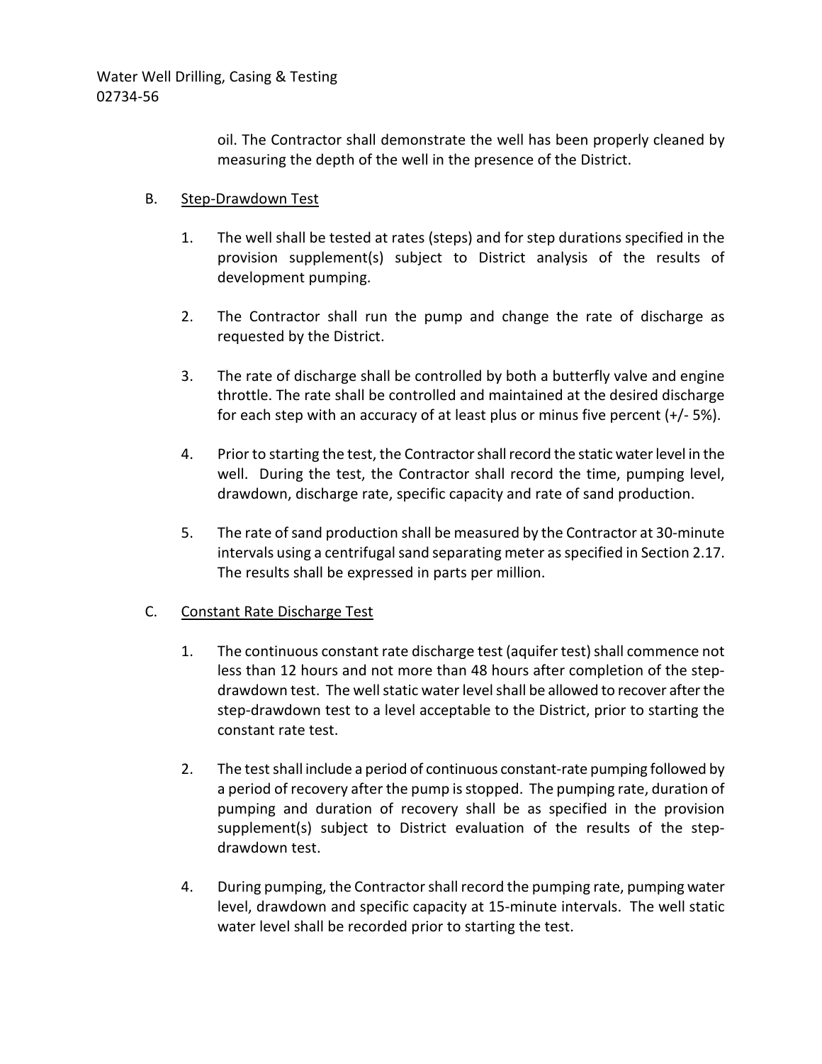oil. The Contractor shall demonstrate the well has been properly cleaned by measuring the depth of the well in the presence of the District.

B. Step-Drawdown Test

1. The well shall be tested at rates (steps) and for step durations specified in the provision supplement(s) subject to District analysis of the results of development pumping.

2. The Contractor shall run the pump and change the rate of discharge as requested by the District.

3. The rate of discharge shall be controlled by both a butterfly valve and engine throttle. The rate shall be controlled and maintained at the desired discharge for each step with an accuracy of at least plus or minus five percent (+/- 5%).

4. Prior to starting the test, the Contractor shall record the static water level in the well. During the test, the Contractor shall record the time, pumping level, drawdown, discharge rate, specific capacity and rate of sand production.

5. The rate of sand production shall be measured by the Contractor at 30-minute intervals using a centrifugal sand separating meter as specified in Section 2.17. The results shall be expressed in parts per million.

C. Constant Rate Discharge Test

1. The continuous constant rate discharge test (aquifer test) shall commence not less than 12 hours and not more than 48 hours after completion of the step-drawdown test. The well static water level shall be allowed to recover after the step-drawdown test to a level acceptable to the District, prior to starting the constant rate test.

2. The test shall include a period of continuous constant-rate pumping followed by a period of recovery after the pump is stopped. The pumping rate, duration of pumping and duration of recovery shall be as specified in the provision supplement(s) subject to District evaluation of the results of the step-drawdown test.

4. During pumping, the Contractor shall record the pumping rate, pumping water level, drawdown and specific capacity at 15-minute intervals. The well static water level shall be recorded prior to starting the test.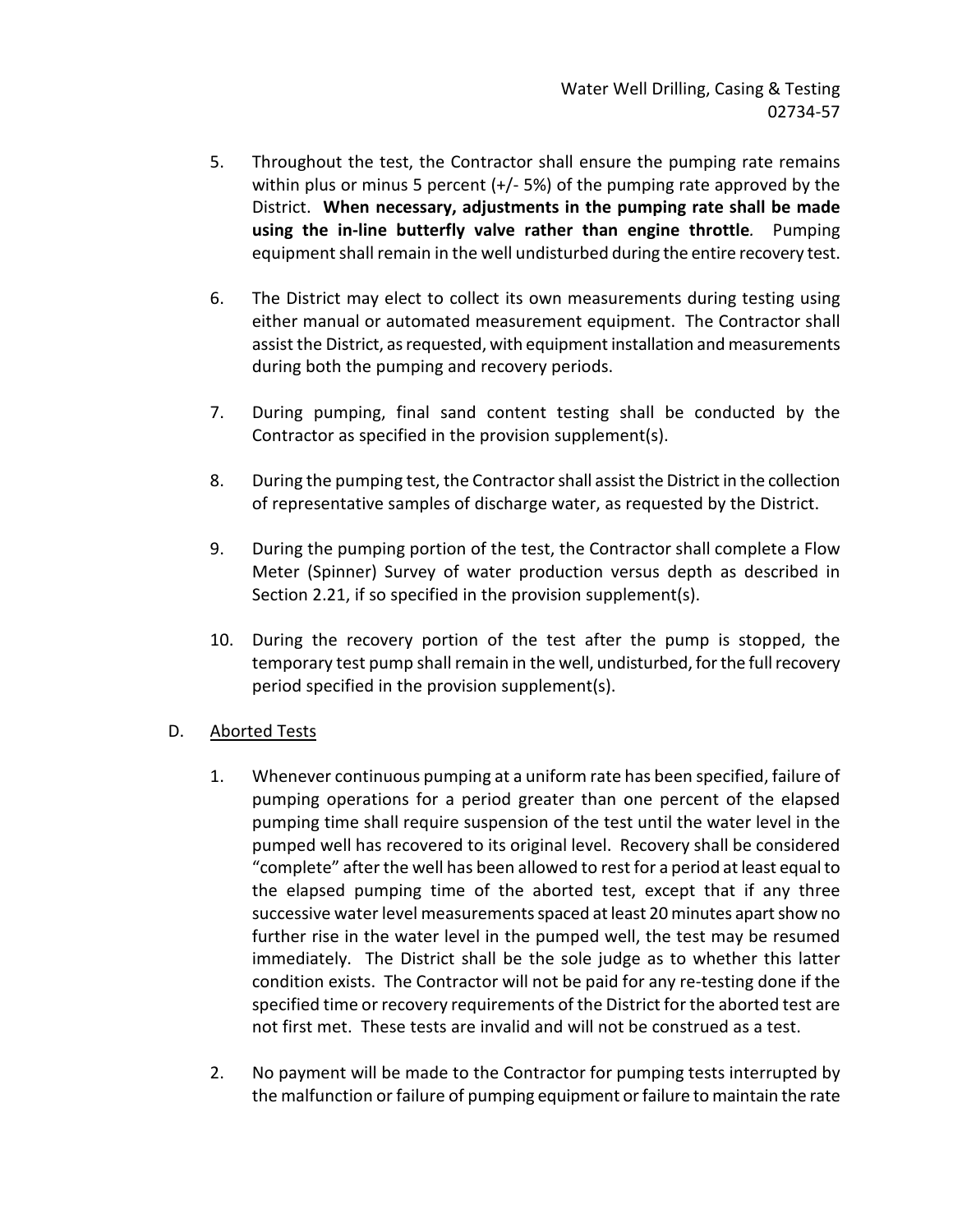5. Throughout the test, the Contractor shall ensure the pumping rate remains within plus or minus 5 percent (+/- 5%) of the pumping rate approved by the District. **When necessary, adjustments in the pumping rate shall be made using the in-line butterfly valve rather than engine throttle.** Pumping equipment shall remain in the well undisturbed during the entire recovery test.

6. The District may elect to collect its own measurements during testing using either manual or automated measurement equipment. The Contractor shall assist the District, as requested, with equipment installation and measurements during both the pumping and recovery periods.

7. During pumping, final sand content testing shall be conducted by the Contractor as specified in the provision supplement(s).

8. During the pumping test, the Contractor shall assist the District in the collection of representative samples of discharge water, as requested by the District.

9. During the pumping portion of the test, the Contractor shall complete a Flow Meter (Spinner) Survey of water production versus depth as described in Section 2.21, if so specified in the provision supplement(s).

10. During the recovery portion of the test after the pump is stopped, the temporary test pump shall remain in the well, undisturbed, for the full recovery period specified in the provision supplement(s).

D. Aborted Tests

1. Whenever continuous pumping at a uniform rate has been specified, failure of pumping operations for a period greater than one percent of the elapsed pumping time shall require suspension of the test until the water level in the pumped well has recovered to its original level. Recovery shall be considered "complete" after the well has been allowed to rest for a period at least equal to the elapsed pumping time of the aborted test, except that if any three successive water level measurements spaced at least 20 minutes apart show no further rise in the water level in the pumped well, the test may be resumed immediately. The District shall be the sole judge as to whether this latter condition exists. The Contractor will not be paid for any re-testing done if the specified time or recovery requirements of the District for the aborted test are not first met. These tests are invalid and will not be construed as a test.

2. No payment will be made to the Contractor for pumping tests interrupted by the malfunction or failure of pumping equipment or failure to maintain the rate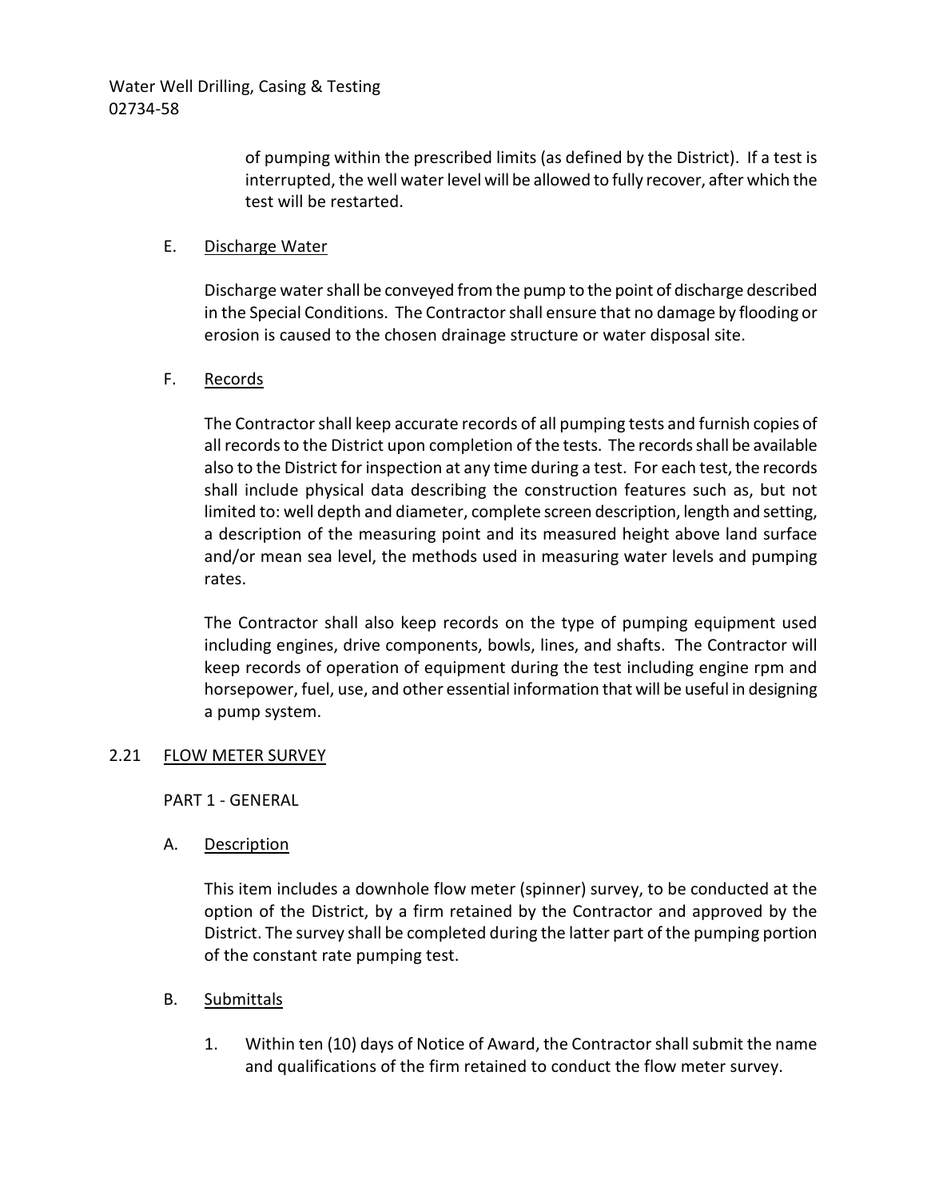of pumping within the prescribed limits (as defined by the District). If a test is interrupted, the well water level will be allowed to fully recover, after which the test will be restarted.

E. Discharge Water

Discharge water shall be conveyed from the pump to the point of discharge described in the Special Conditions. The Contractor shall ensure that no damage by flooding or erosion is caused to the chosen drainage structure or water disposal site.

F. Records

The Contractor shall keep accurate records of all pumping tests and furnish copies of all records to the District upon completion of the tests. The records shall be available also to the District for inspection at any time during a test. For each test, the records shall include physical data describing the construction features such as, but not limited to: well depth and diameter, complete screen description, length and setting, a description of the measuring point and its measured height above land surface and/or mean sea level, the methods used in measuring water levels and pumping rates.

The Contractor shall also keep records on the type of pumping equipment used including engines, drive components, bowls, lines, and shafts. The Contractor will keep records of operation of equipment during the test including engine rpm and horsepower, fuel, use, and other essential information that will be useful in designing a pump system.

## 2.21 FLOW METER SURVEY

PART 1 - GENERAL

A. Description

This item includes a downhole flow meter (spinner) survey, to be conducted at the option of the District, by a firm retained by the Contractor and approved by the District. The survey shall be completed during the latter part of the pumping portion of the constant rate pumping test.

B. Submittals

1. Within ten (10) days of Notice of Award, the Contractor shall submit the name and qualifications of the firm retained to conduct the flow meter survey.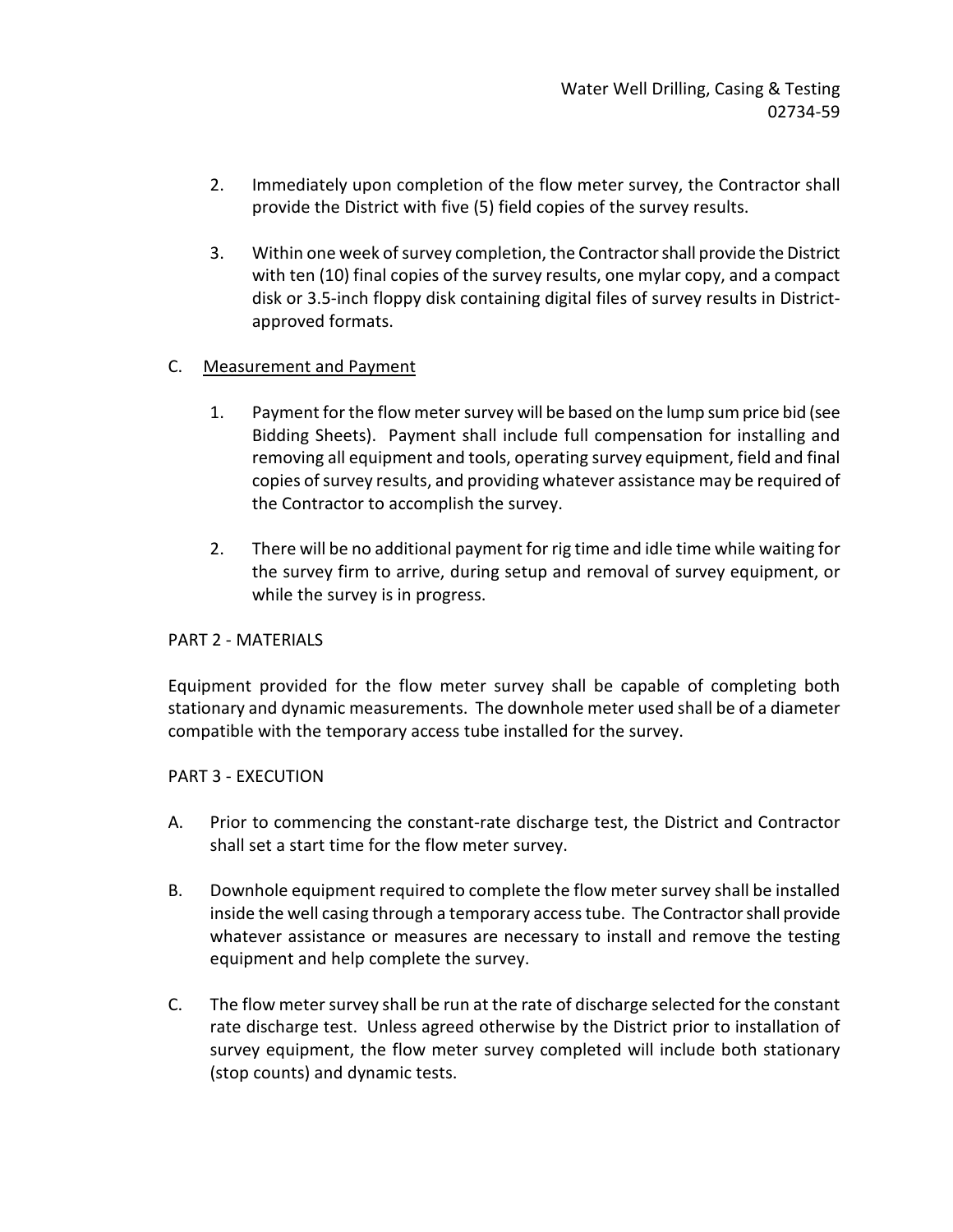2. Immediately upon completion of the flow meter survey, the Contractor shall provide the District with five (5) field copies of the survey results.

3. Within one week of survey completion, the Contractor shall provide the District with ten (10) final copies of the survey results, one mylar copy, and a compact disk or 3.5-inch floppy disk containing digital files of survey results in District-approved formats.

C. Measurement and Payment

1. Payment for the flow meter survey will be based on the lump sum price bid (see Bidding Sheets). Payment shall include full compensation for installing and removing all equipment and tools, operating survey equipment, field and final copies of survey results, and providing whatever assistance may be required of the Contractor to accomplish the survey.

2. There will be no additional payment for rig time and idle time while waiting for the survey firm to arrive, during setup and removal of survey equipment, or while the survey is in progress.

PART 2 - MATERIALS

Equipment provided for the flow meter survey shall be capable of completing both stationary and dynamic measurements. The downhole meter used shall be of a diameter compatible with the temporary access tube installed for the survey.

PART 3 - EXECUTION

A. Prior to commencing the constant-rate discharge test, the District and Contractor shall set a start time for the flow meter survey.

B. Downhole equipment required to complete the flow meter survey shall be installed inside the well casing through a temporary access tube. The Contractor shall provide whatever assistance or measures are necessary to install and remove the testing equipment and help complete the survey.

C. The flow meter survey shall be run at the rate of discharge selected for the constant rate discharge test. Unless agreed otherwise by the District prior to installation of survey equipment, the flow meter survey completed will include both stationary (stop counts) and dynamic tests.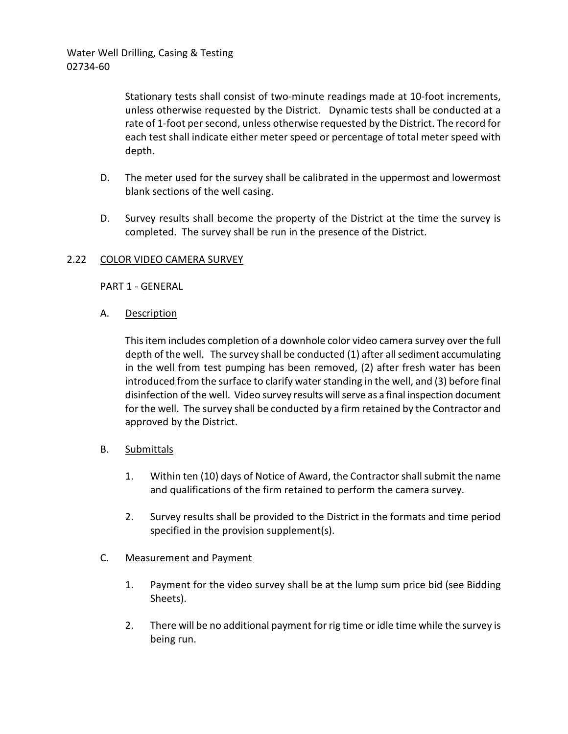Stationary tests shall consist of two-minute readings made at 10-foot increments, unless otherwise requested by the District. Dynamic tests shall be conducted at a rate of 1-foot per second, unless otherwise requested by the District. The record for each test shall indicate either meter speed or percentage of total meter speed with depth.

D. The meter used for the survey shall be calibrated in the uppermost and lowermost blank sections of the well casing.

D. Survey results shall become the property of the District at the time the survey is completed. The survey shall be run in the presence of the District.

## 2.22 COLOR VIDEO CAMERA SURVEY

PART 1 - GENERAL

A. Description

This item includes completion of a downhole color video camera survey over the full depth of the well. The survey shall be conducted (1) after all sediment accumulating in the well from test pumping has been removed, (2) after fresh water has been introduced from the surface to clarify water standing in the well, and (3) before final disinfection of the well. Video survey results will serve as a final inspection document for the well. The survey shall be conducted by a firm retained by the Contractor and approved by the District.

B. Submittals

1. Within ten (10) days of Notice of Award, the Contractor shall submit the name and qualifications of the firm retained to perform the camera survey.

2. Survey results shall be provided to the District in the formats and time period specified in the provision supplement(s).

C. Measurement and Payment

1. Payment for the video survey shall be at the lump sum price bid (see Bidding Sheets).

2. There will be no additional payment for rig time or idle time while the survey is being run.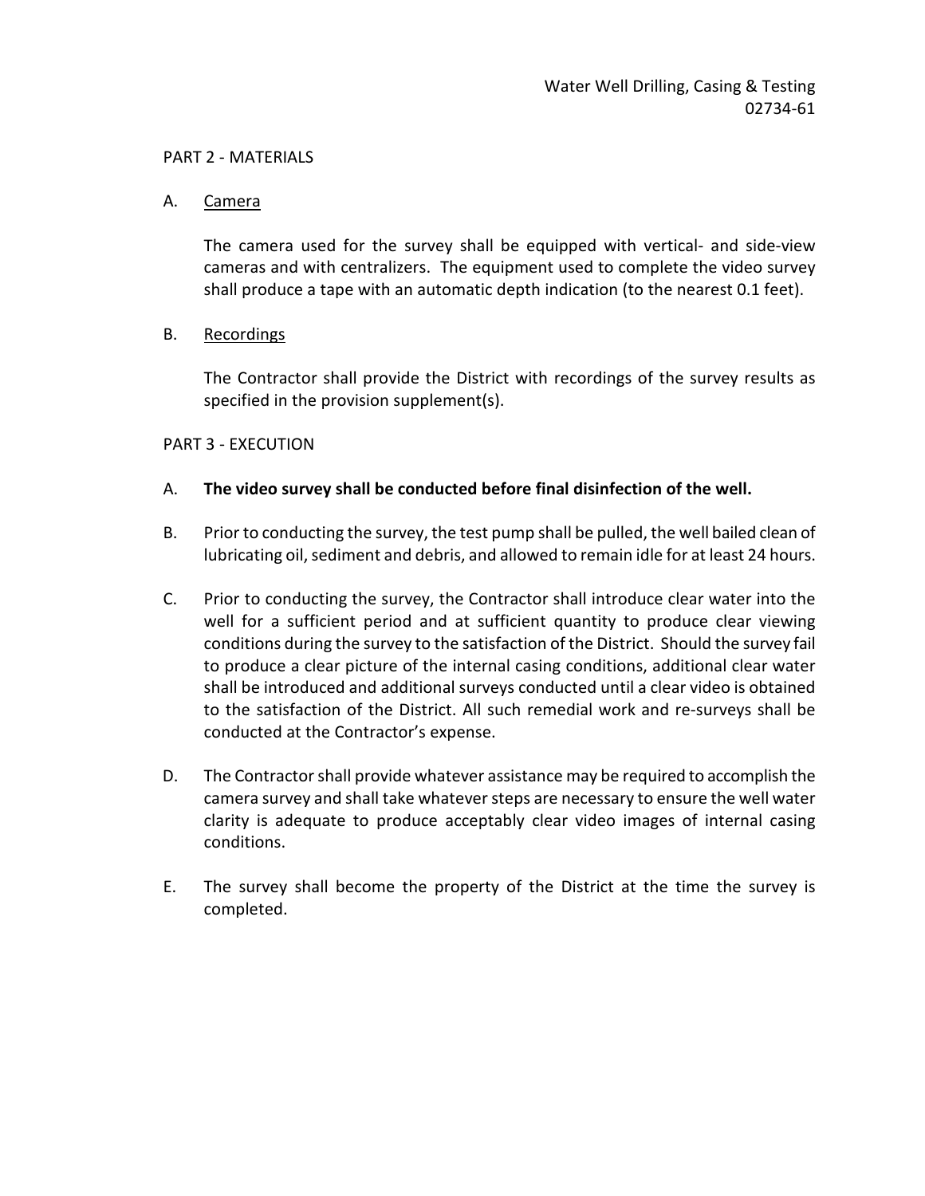## PART 2 - MATERIALS

A. <u>Camera</u>

The camera used for the survey shall be equipped with vertical- and side-view cameras and with centralizers. The equipment used to complete the video survey shall produce a tape with an automatic depth indication (to the nearest 0.1 feet).

B. <u>Recordings</u>

The Contractor shall provide the District with recordings of the survey results as specified in the provision supplement(s).

## PART 3 - EXECUTION

A. **The video survey shall be conducted before final disinfection of the well.**

B. Prior to conducting the survey, the test pump shall be pulled, the well bailed clean of lubricating oil, sediment and debris, and allowed to remain idle for at least 24 hours.

C. Prior to conducting the survey, the Contractor shall introduce clear water into the well for a sufficient period and at sufficient quantity to produce clear viewing conditions during the survey to the satisfaction of the District. Should the survey fail to produce a clear picture of the internal casing conditions, additional clear water shall be introduced and additional surveys conducted until a clear video is obtained to the satisfaction of the District. All such remedial work and re-surveys shall be conducted at the Contractor's expense.

D. The Contractor shall provide whatever assistance may be required to accomplish the camera survey and shall take whatever steps are necessary to ensure the well water clarity is adequate to produce acceptably clear video images of internal casing conditions.

E. The survey shall become the property of the District at the time the survey is completed.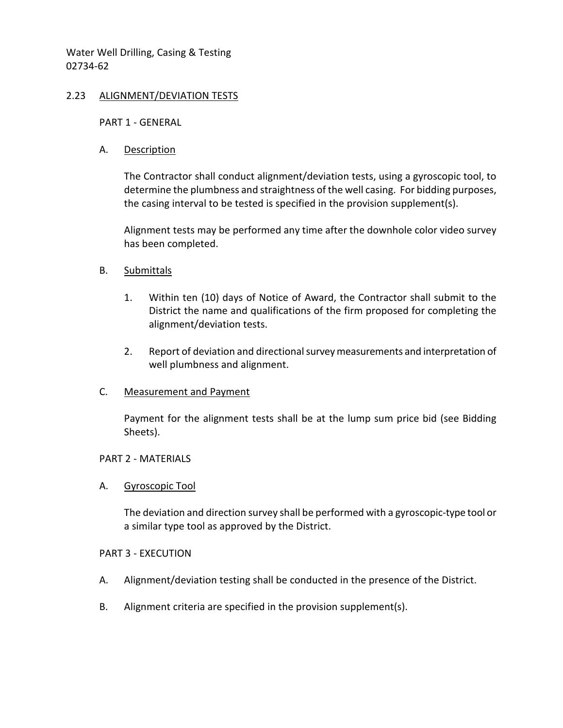## 2.23 ALIGNMENT/DEVIATION TESTS

PART 1 - GENERAL

A. Description

The Contractor shall conduct alignment/deviation tests, using a gyroscopic tool, to determine the plumbness and straightness of the well casing. For bidding purposes, the casing interval to be tested is specified in the provision supplement(s).

Alignment tests may be performed any time after the downhole color video survey has been completed.

B. Submittals

1. Within ten (10) days of Notice of Award, the Contractor shall submit to the District the name and qualifications of the firm proposed for completing the alignment/deviation tests.

2. Report of deviation and directional survey measurements and interpretation of well plumbness and alignment.

C. Measurement and Payment

Payment for the alignment tests shall be at the lump sum price bid (see Bidding Sheets).

PART 2 - MATERIALS

A. Gyroscopic Tool

The deviation and direction survey shall be performed with a gyroscopic-type tool or a similar type tool as approved by the District.

PART 3 - EXECUTION

A. Alignment/deviation testing shall be conducted in the presence of the District.

B. Alignment criteria are specified in the provision supplement(s).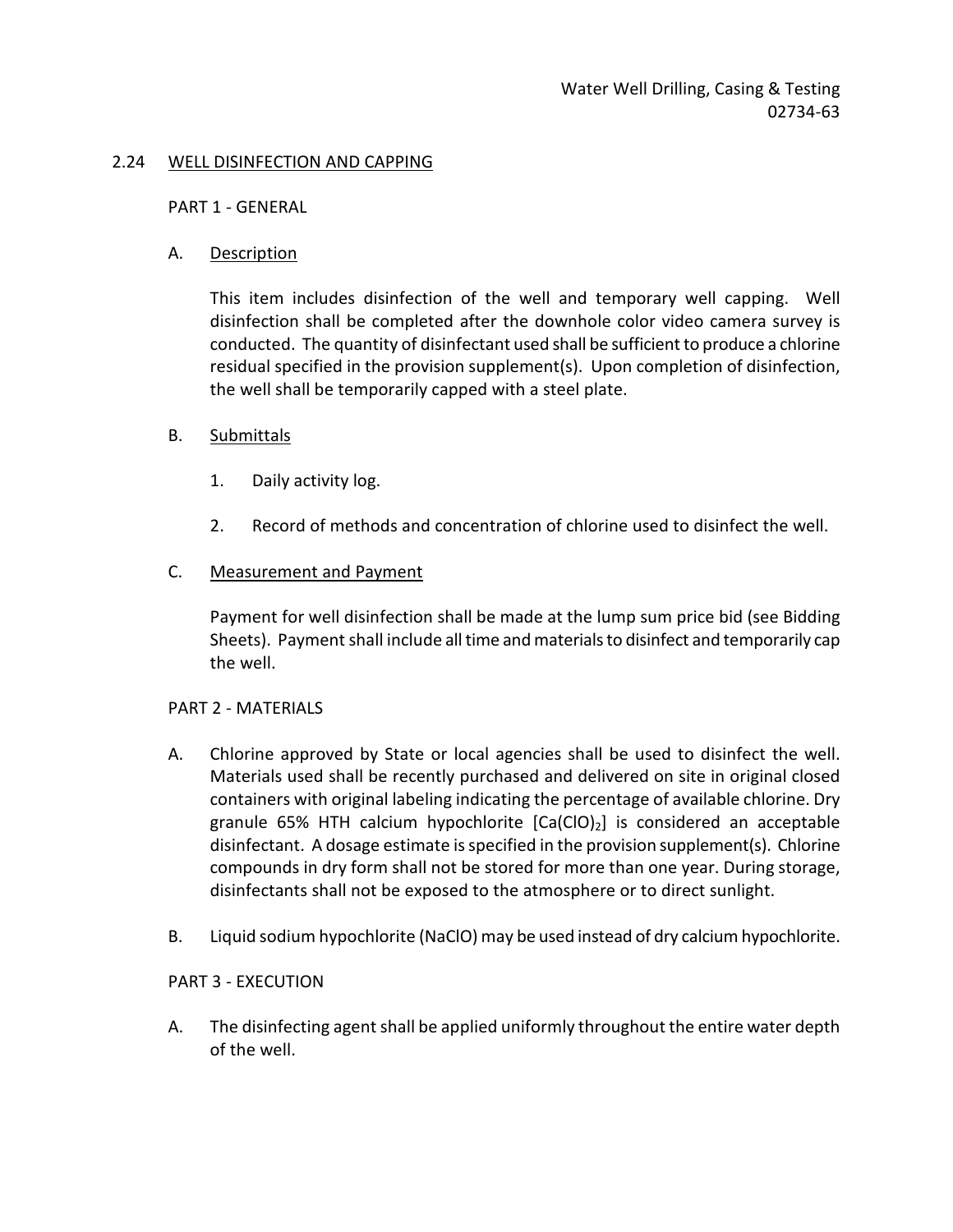## 2.24 WELL DISINFECTION AND CAPPING

PART 1 - GENERAL

A. Description

This item includes disinfection of the well and temporary well capping. Well disinfection shall be completed after the downhole color video camera survey is conducted. The quantity of disinfectant used shall be sufficient to produce a chlorine residual specified in the provision supplement(s). Upon completion of disinfection, the well shall be temporarily capped with a steel plate.

B. Submittals

1. Daily activity log.

2. Record of methods and concentration of chlorine used to disinfect the well.

C. Measurement and Payment

Payment for well disinfection shall be made at the lump sum price bid (see Bidding Sheets). Payment shall include all time and materials to disinfect and temporarily cap the well.

PART 2 - MATERIALS

A. Chlorine approved by State or local agencies shall be used to disinfect the well. Materials used shall be recently purchased and delivered on site in original closed containers with original labeling indicating the percentage of available chlorine. Dry granule 65% HTH calcium hypochlorite [$Ca(ClO)_2$] is considered an acceptable disinfectant. A dosage estimate is specified in the provision supplement(s). Chlorine compounds in dry form shall not be stored for more than one year. During storage, disinfectants shall not be exposed to the atmosphere or to direct sunlight.

B. Liquid sodium hypochlorite (NaClO) may be used instead of dry calcium hypochlorite.

PART 3 - EXECUTION

A. The disinfecting agent shall be applied uniformly throughout the entire water depth of the well.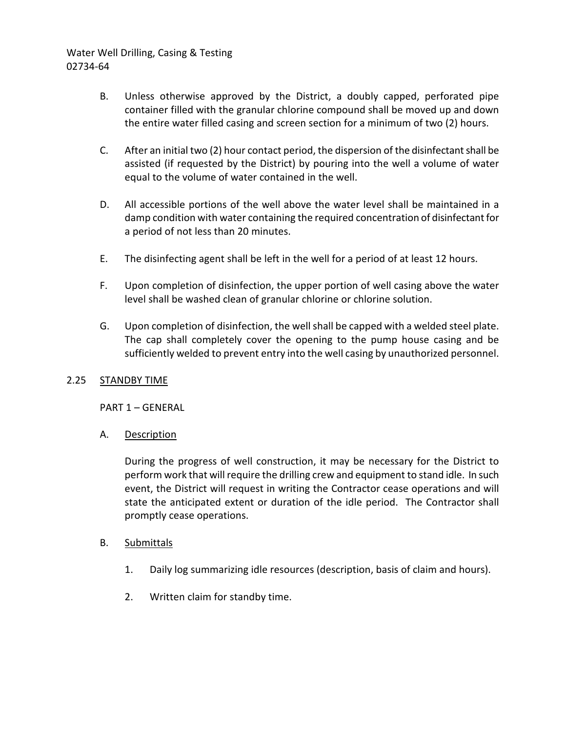B. Unless otherwise approved by the District, a doubly capped, perforated pipe container filled with the granular chlorine compound shall be moved up and down the entire water filled casing and screen section for a minimum of two (2) hours.

C. After an initial two (2) hour contact period, the dispersion of the disinfectant shall be assisted (if requested by the District) by pouring into the well a volume of water equal to the volume of water contained in the well.

D. All accessible portions of the well above the water level shall be maintained in a damp condition with water containing the required concentration of disinfectant for a period of not less than 20 minutes.

E. The disinfecting agent shall be left in the well for a period of at least 12 hours.

F. Upon completion of disinfection, the upper portion of well casing above the water level shall be washed clean of granular chlorine or chlorine solution.

G. Upon completion of disinfection, the well shall be capped with a welded steel plate. The cap shall completely cover the opening to the pump house casing and be sufficiently welded to prevent entry into the well casing by unauthorized personnel.

## 2.25 STANDBY TIME

PART 1 – GENERAL

A. Description

During the progress of well construction, it may be necessary for the District to perform work that will require the drilling crew and equipment to stand idle. In such event, the District will request in writing the Contractor cease operations and will state the anticipated extent or duration of the idle period. The Contractor shall promptly cease operations.

B. Submittals

1. Daily log summarizing idle resources (description, basis of claim and hours).

2. Written claim for standby time.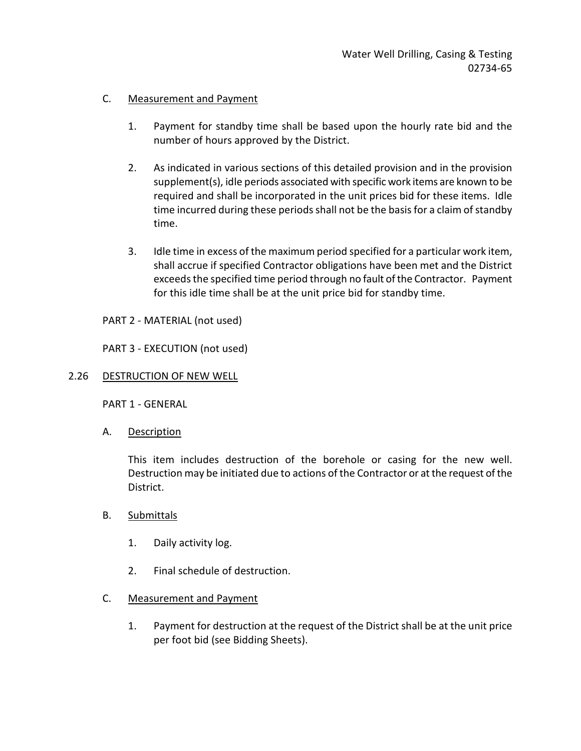C. Measurement and Payment

1. Payment for standby time shall be based upon the hourly rate bid and the number of hours approved by the District.

2. As indicated in various sections of this detailed provision and in the provision supplement(s), idle periods associated with specific work items are known to be required and shall be incorporated in the unit prices bid for these items. Idle time incurred during these periods shall not be the basis for a claim of standby time.

3. Idle time in excess of the maximum period specified for a particular work item, shall accrue if specified Contractor obligations have been met and the District exceeds the specified time period through no fault of the Contractor. Payment for this idle time shall be at the unit price bid for standby time.

PART 2 - MATERIAL (not used)

PART 3 - EXECUTION (not used)

## 2.26 DESTRUCTION OF NEW WELL

PART 1 - GENERAL

A. Description

This item includes destruction of the borehole or casing for the new well. Destruction may be initiated due to actions of the Contractor or at the request of the District.

B. Submittals

1. Daily activity log.

2. Final schedule of destruction.

C. Measurement and Payment

1. Payment for destruction at the request of the District shall be at the unit price per foot bid (see Bidding Sheets).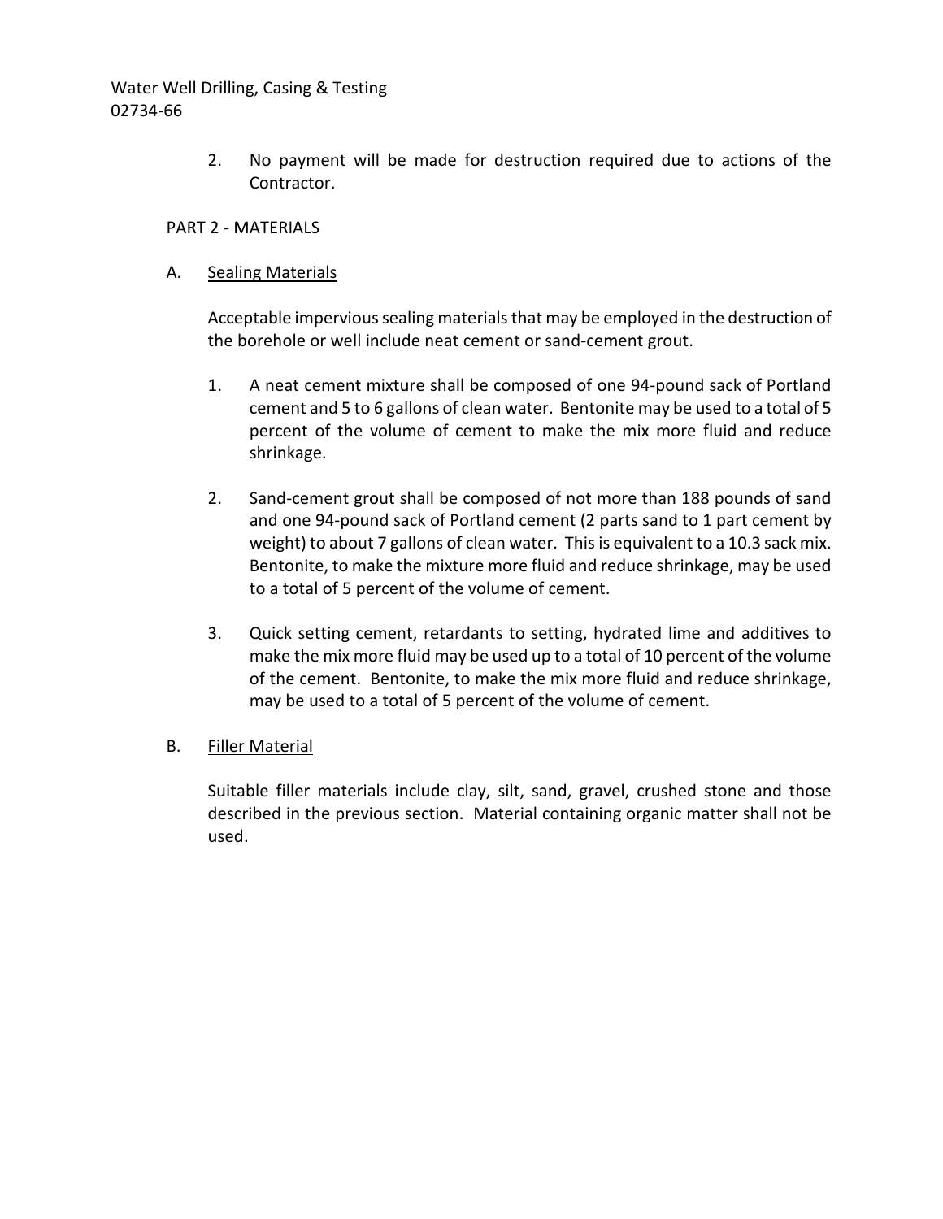2. No payment will be made for destruction required due to actions of the Contractor.

## PART 2 - MATERIALS

### A. Sealing Materials

Acceptable impervious sealing materials that may be employed in the destruction of the borehole or well include neat cement or sand-cement grout.

1. A neat cement mixture shall be composed of one 94-pound sack of Portland cement and 5 to 6 gallons of clean water. Bentonite may be used to a total of 5 percent of the volume of cement to make the mix more fluid and reduce shrinkage.

2. Sand-cement grout shall be composed of not more than 188 pounds of sand and one 94-pound sack of Portland cement (2 parts sand to 1 part cement by weight) to about 7 gallons of clean water. This is equivalent to a 10.3 sack mix. Bentonite, to make the mixture more fluid and reduce shrinkage, may be used to a total of 5 percent of the volume of cement.

3. Quick setting cement, retardants to setting, hydrated lime and additives to make the mix more fluid may be used up to a total of 10 percent of the volume of the cement. Bentonite, to make the mix more fluid and reduce shrinkage, may be used to a total of 5 percent of the volume of cement.

### B. Filler Material

Suitable filler materials include clay, silt, sand, gravel, crushed stone and those described in the previous section. Material containing organic matter shall not be used.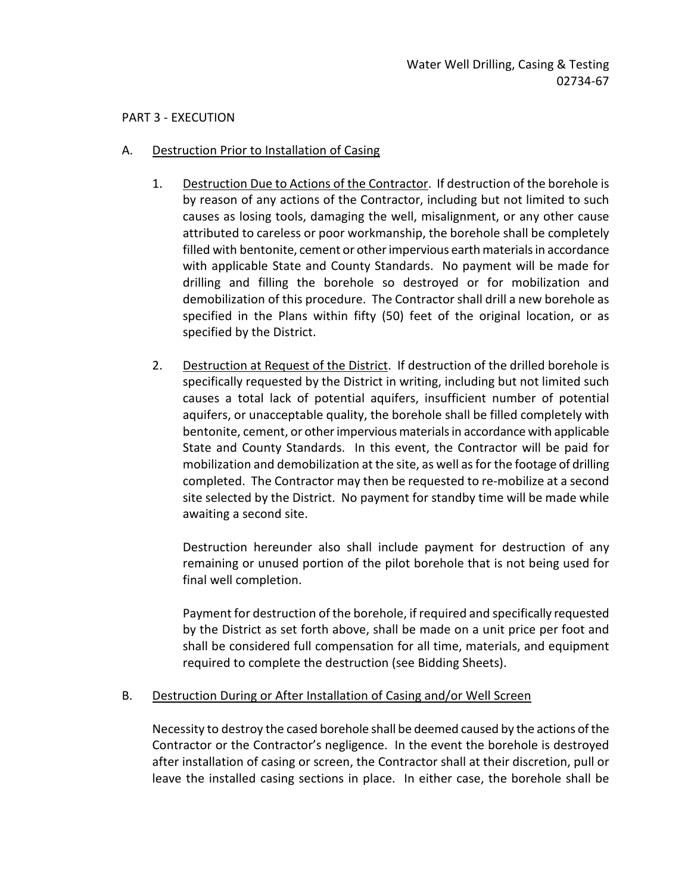PART 3 - EXECUTION

A. Destruction Prior to Installation of Casing

1. Destruction Due to Actions of the Contractor. If destruction of the borehole is by reason of any actions of the Contractor, including but not limited to such causes as losing tools, damaging the well, misalignment, or any other cause attributed to careless or poor workmanship, the borehole shall be completely filled with bentonite, cement or other impervious earth materials in accordance with applicable State and County Standards. No payment will be made for drilling and filling the borehole so destroyed or for mobilization and demobilization of this procedure. The Contractor shall drill a new borehole as specified in the Plans within fifty (50) feet of the original location, or as specified by the District.

2. Destruction at Request of the District. If destruction of the drilled borehole is specifically requested by the District in writing, including but not limited such causes a total lack of potential aquifers, insufficient number of potential aquifers, or unacceptable quality, the borehole shall be filled completely with bentonite, cement, or other impervious materials in accordance with applicable State and County Standards. In this event, the Contractor will be paid for mobilization and demobilization at the site, as well as for the footage of drilling completed. The Contractor may then be requested to re-mobilize at a second site selected by the District. No payment for standby time will be made while awaiting a second site.

   Destruction hereunder also shall include payment for destruction of any remaining or unused portion of the pilot borehole that is not being used for final well completion.

   Payment for destruction of the borehole, if required and specifically requested by the District as set forth above, shall be made on a unit price per foot and shall be considered full compensation for all time, materials, and equipment required to complete the destruction (see Bidding Sheets).

B. Destruction During or After Installation of Casing and/or Well Screen

Necessity to destroy the cased borehole shall be deemed caused by the actions of the Contractor or the Contractor's negligence. In the event the borehole is destroyed after installation of casing or screen, the Contractor shall at their discretion, pull or leave the installed casing sections in place. In either case, the borehole shall be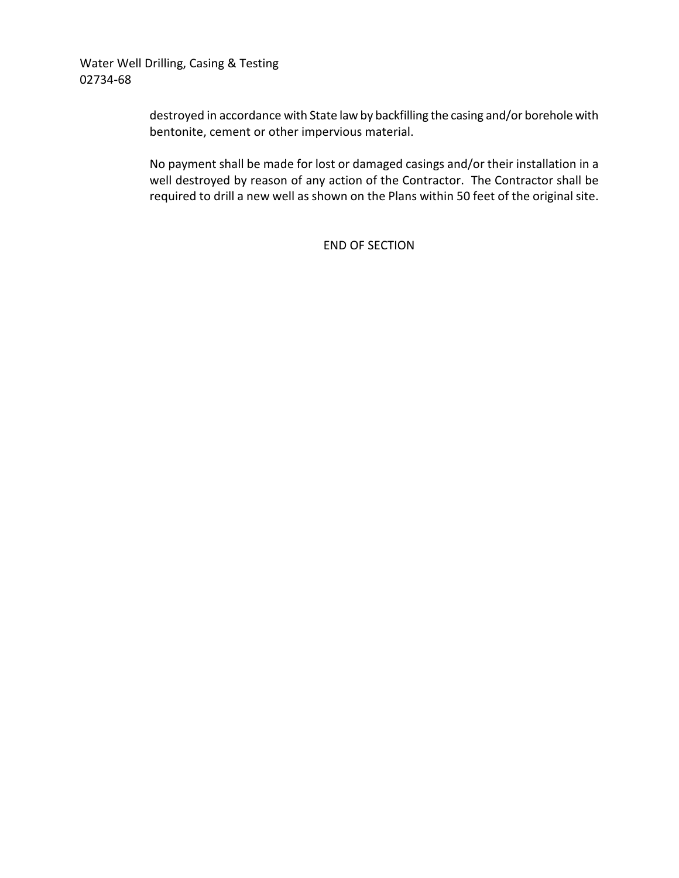destroyed in accordance with State law by backfilling the casing and/or borehole with bentonite, cement or other impervious material.

No payment shall be made for lost or damaged casings and/or their installation in a well destroyed by reason of any action of the Contractor. The Contractor shall be required to drill a new well as shown on the Plans within 50 feet of the original site.

END OF SECTION